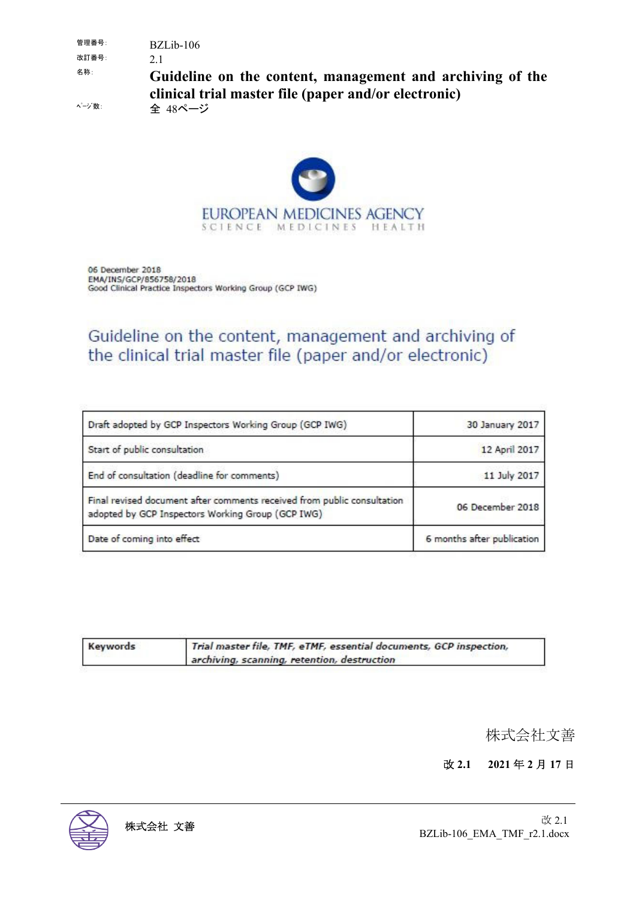管理番号: BZLib-106
改訂番号: 2.1
名称: **Guideline on the content, management and archiving of the clinical trial master file (paper and/or electronic)**
ページ数: 全 48ページ

EUROPEAN MEDICINES AGENCY
SCIENCE MEDICINES HEALTH

06 December 2018
EMA/INS/GCP/856758/2018
Good Clinical Practice Inspectors Working Group (GCP IWG)

# Guideline on the content, management and archiving of the clinical trial master file (paper and/or electronic)

| | |
|---|---|
| Draft adopted by GCP Inspectors Working Group (GCP IWG) | 30 January 2017 |
| Start of public consultation | 12 April 2017 |
| End of consultation (deadline for comments) | 11 July 2017 |
| Final revised document after comments received from public consultation adopted by GCP Inspectors Working Group (GCP IWG) | 06 December 2018 |
| Date of coming into effect | 6 months after publication |

| | |
|---|---|
| **Keywords** | *Trial master file, TMF, eTMF, essential documents, GCP inspection, archiving, scanning, retention, destruction* |

株式会社文善

**改 2.1　2021 年 2 月 17 日**

株式会社 文善

改 2.1
BZLib-106_EMA_TMF_r2.1.docx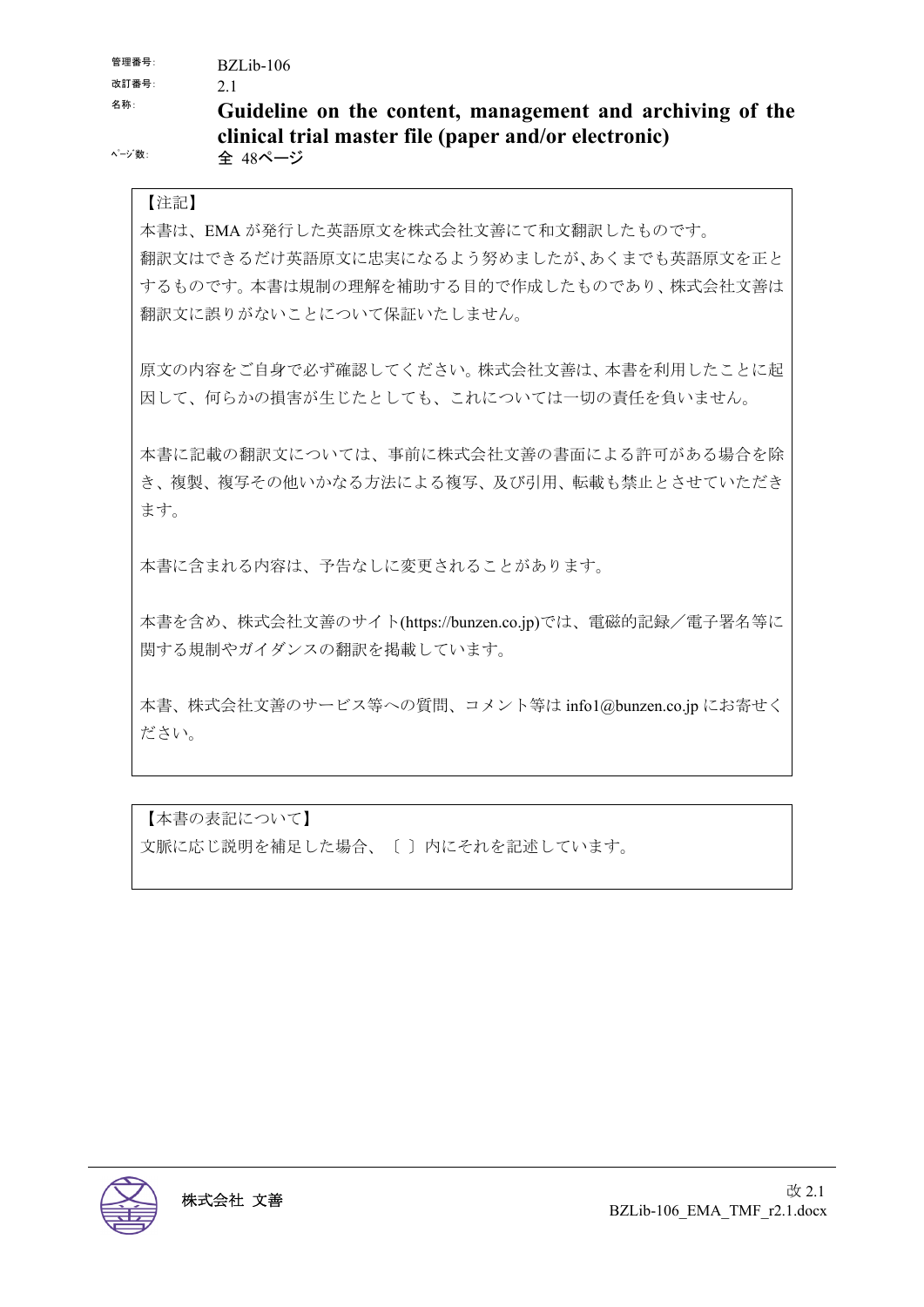管理番号: BZLib-106

改訂番号: 2.1

名称: **Guideline on the content, management and archiving of the clinical trial master file (paper and/or electronic)**

ページ数: **全 48ページ**

【注記】

本書は、EMA が発行した英語原文を株式会社文善にて和文翻訳したものです。
翻訳文はできるだけ英語原文に忠実になるよう努めましたが、あくまでも英語原文を正とするものです。本書は規制の理解を補助する目的で作成したものであり、株式会社文善は翻訳文に誤りがないことについて保証いたしません。

原文の内容をご自身で必ず確認してください。株式会社文善は、本書を利用したことに起因して、何らかの損害が生じたとしても、これについては一切の責任を負いません。

本書に記載の翻訳文については、事前に株式会社文善の書面による許可がある場合を除き、複製、複写その他いかなる方法による複写、及び引用、転載も禁止とさせていただきます。

本書に含まれる内容は、予告なしに変更されることがあります。

本書を含め、株式会社文善のサイト(https://bunzen.co.jp)では、電磁的記録/電子署名等に関する規制やガイダンスの翻訳を掲載しています。

本書、株式会社文善のサービス等への質問、コメント等は info1@bunzen.co.jp にお寄せください。

【本書の表記について】

文脈に応じ説明を補足した場合、〔 〕内にそれを記述しています。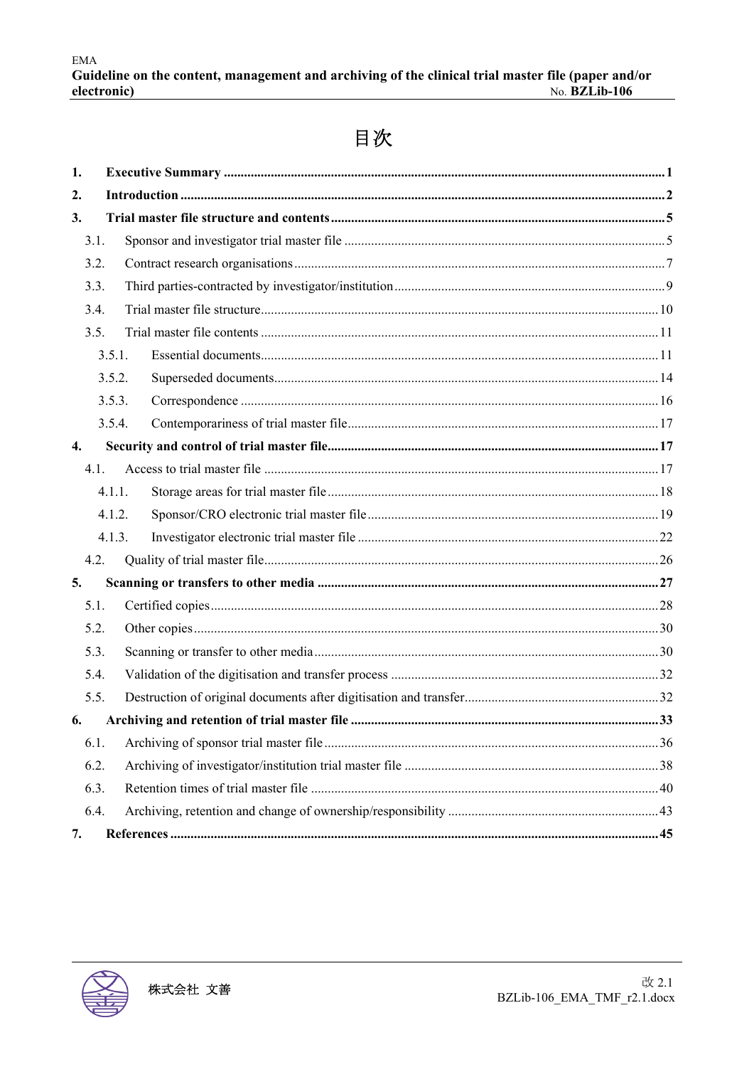# 目次

1. **Executive Summary** .......... 1
2. **Introduction** .......... 2
3. **Trial master file structure and contents** .......... 5
   - 3.1. Sponsor and investigator trial master file .......... 5
   - 3.2. Contract research organisations .......... 7
   - 3.3. Third parties-contracted by investigator/institution .......... 9
   - 3.4. Trial master file structure .......... 10
   - 3.5. Trial master file contents .......... 11
     - 3.5.1. Essential documents .......... 11
     - 3.5.2. Superseded documents .......... 14
     - 3.5.3. Correspondence .......... 16
     - 3.5.4. Contemporariness of trial master file .......... 17
4. **Security and control of trial master file** .......... 17
   - 4.1. Access to trial master file .......... 17
     - 4.1.1. Storage areas for trial master file .......... 18
     - 4.1.2. Sponsor/CRO electronic trial master file .......... 19
     - 4.1.3. Investigator electronic trial master file .......... 22
   - 4.2. Quality of trial master file .......... 26
5. **Scanning or transfers to other media** .......... 27
   - 5.1. Certified copies .......... 28
   - 5.2. Other copies .......... 30
   - 5.3. Scanning or transfer to other media .......... 30
   - 5.4. Validation of the digitisation and transfer process .......... 32
   - 5.5. Destruction of original documents after digitisation and transfer .......... 32
6. **Archiving and retention of trial master file** .......... 33
   - 6.1. Archiving of sponsor trial master file .......... 36
   - 6.2. Archiving of investigator/institution trial master file .......... 38
   - 6.3. Retention times of trial master file .......... 40
   - 6.4. Archiving, retention and change of ownership/responsibility .......... 43
7. **References** .......... 45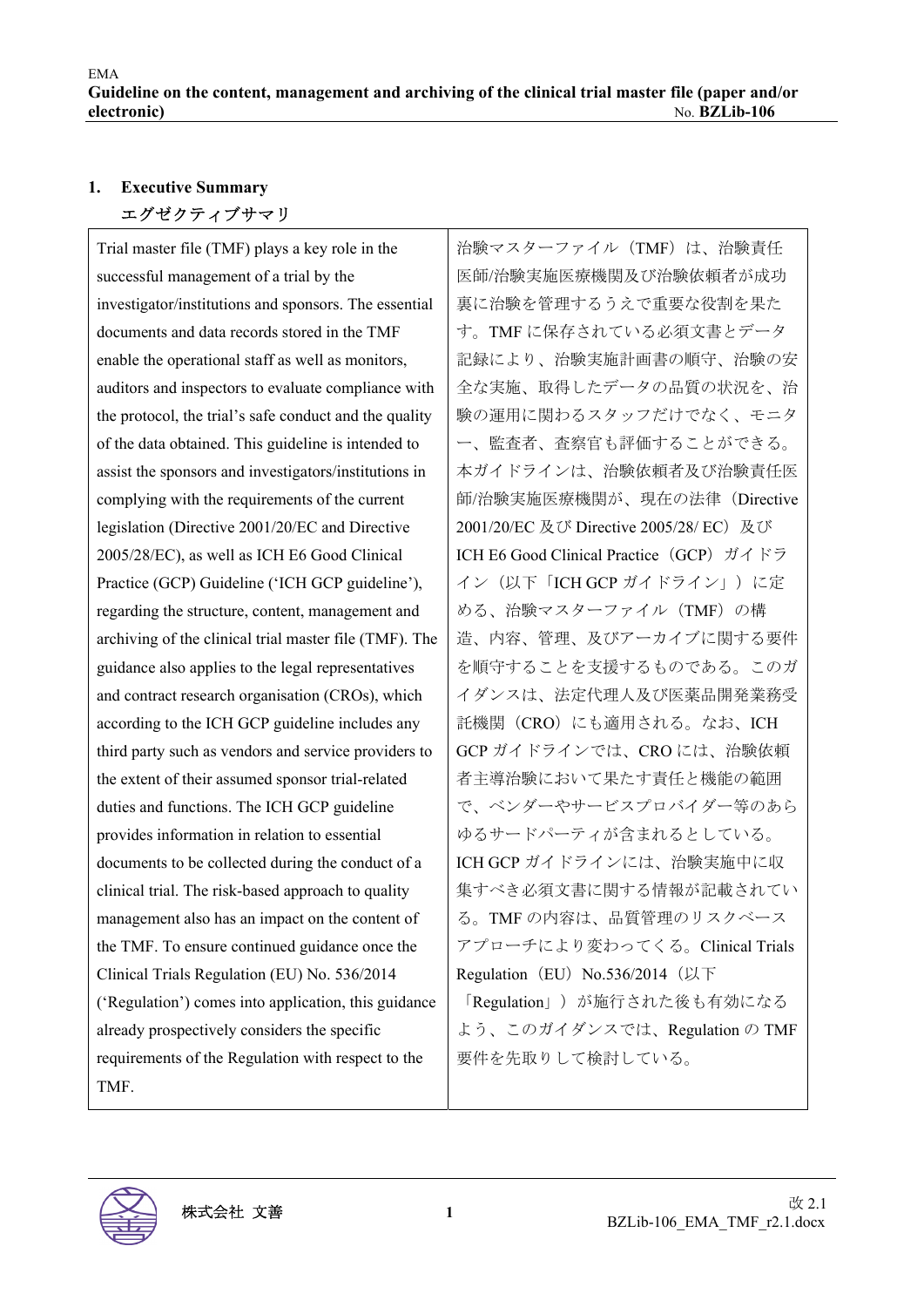## 1. Executive Summary

エグゼクティブサマリ

| Trial master file (TMF) plays a key role in the successful management of a trial by the investigator/institutions and sponsors. The essential documents and data records stored in the TMF enable the operational staff as well as monitors, auditors and inspectors to evaluate compliance with the protocol, the trial's safe conduct and the quality of the data obtained. This guideline is intended to assist the sponsors and investigators/institutions in complying with the requirements of the current legislation (Directive 2001/20/EC and Directive 2005/28/EC), as well as ICH E6 Good Clinical Practice (GCP) Guideline ('ICH GCP guideline'), regarding the structure, content, management and archiving of the clinical trial master file (TMF). The guidance also applies to the legal representatives and contract research organisation (CROs), which according to the ICH GCP guideline includes any third party such as vendors and service providers to the extent of their assumed sponsor trial-related duties and functions. The ICH GCP guideline provides information in relation to essential documents to be collected during the conduct of a clinical trial. The risk-based approach to quality management also has an impact on the content of the TMF. To ensure continued guidance once the Clinical Trials Regulation (EU) No. 536/2014 ('Regulation') comes into application, this guidance already prospectively considers the specific requirements of the Regulation with respect to the TMF. | 治験マスターファイル（TMF）は、治験責任医師/治験実施医療機関及び治験依頼者が成功裏に治験を管理するうえで重要な役割を果たす。TMF に保存されている必須文書とデータ記録により、治験実施計画書の順守、治験の安全な実施、取得したデータの品質の状況を、治験の運用に関わるスタッフだけでなく、モニター、監査者、査察官も評価することができる。本ガイドラインは、治験依頼者及び治験責任医師/治験実施医療機関が、現在の法律（Directive 2001/20/EC 及び Directive 2005/28/ EC）及び ICH E6 Good Clinical Practice（GCP）ガイドライン（以下「ICH GCP ガイドライン」）に定める、治験マスターファイル（TMF）の構造、内容、管理、及びアーカイブに関する要件を順守することを支援するものである。このガイダンスは、法定代理人及び医薬品開発業務受託機関（CRO）にも適用される。なお、ICH GCP ガイドラインでは、CRO には、治験依頼者主導治験において果たす責任と機能の範囲で、ベンダーやサービスプロバイダー等のあらゆるサードパーティが含まれるとしている。ICH GCP ガイドラインには、治験実施中に収集すべき必須文書に関する情報が記載されている。TMF の内容は、品質管理のリスクベースアプローチにより変わってくる。Clinical Trials Regulation（EU）No.536/2014（以下「Regulation」）が施行された後も有効になるよう、このガイダンスでは、Regulation の TMF 要件を先取りして検討している。 |
|---|---|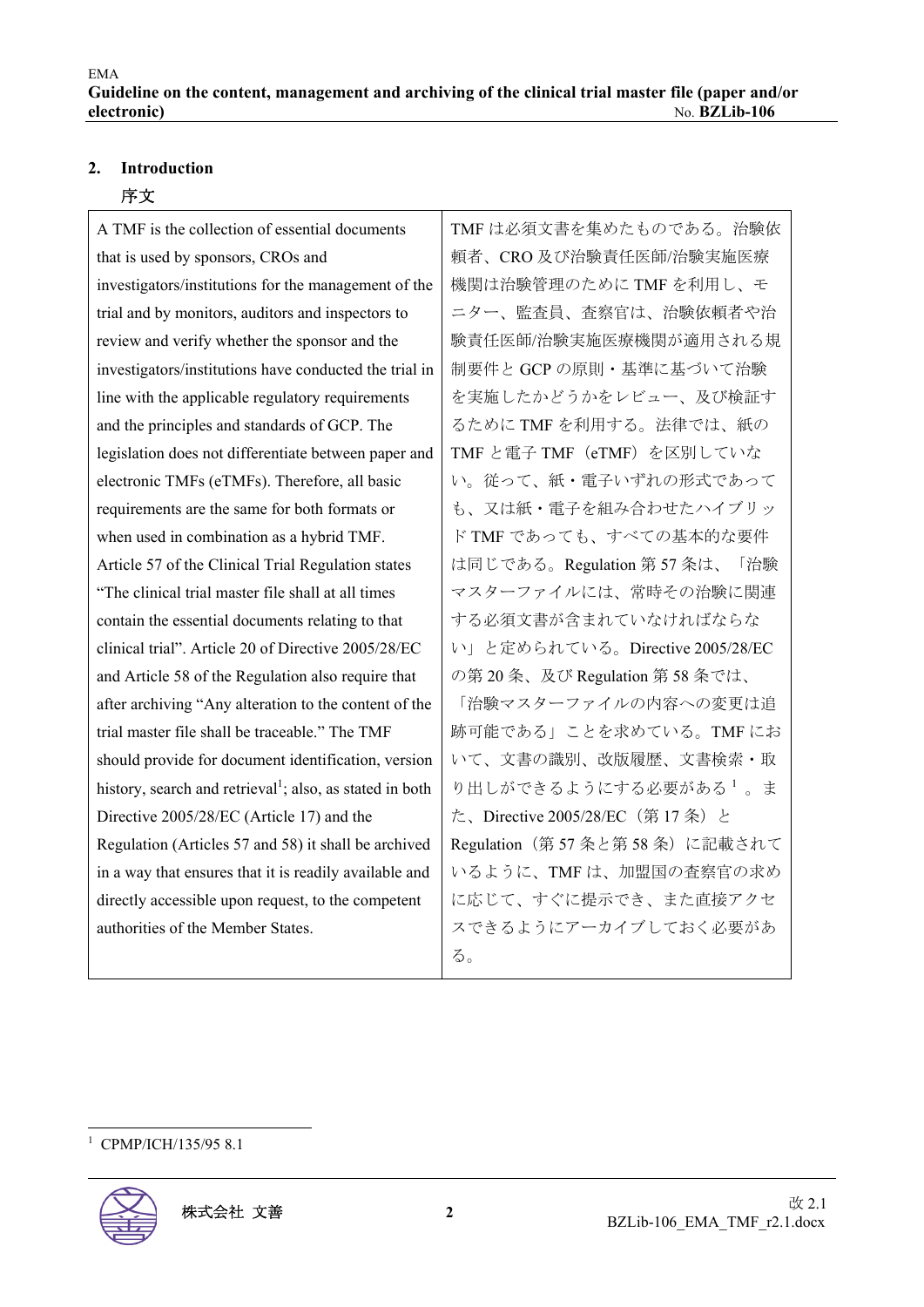## 2. Introduction

序文

| | |
|---|---|
| A TMF is the collection of essential documents that is used by sponsors, CROs and investigators/institutions for the management of the trial and by monitors, auditors and inspectors to review and verify whether the sponsor and the investigators/institutions have conducted the trial in line with the applicable regulatory requirements and the principles and standards of GCP. The legislation does not differentiate between paper and electronic TMFs (eTMFs). Therefore, all basic requirements are the same for both formats or when used in combination as a hybrid TMF. Article 57 of the Clinical Trial Regulation states "The clinical trial master file shall at all times contain the essential documents relating to that clinical trial". Article 20 of Directive 2005/28/EC and Article 58 of the Regulation also require that after archiving "Any alteration to the content of the trial master file shall be traceable." The TMF should provide for document identification, version history, search and retrieval[1]; also, as stated in both Directive 2005/28/EC (Article 17) and the Regulation (Articles 57 and 58) it shall be archived in a way that ensures that it is readily available and directly accessible upon request, to the competent authorities of the Member States. | TMF は必須文書を集めたものである。治験依頼者、CRO 及び治験責任医師/治験実施医療機関は治験管理のために TMF を利用し、モニター、監査員、査察官は、治験依頼者や治験責任医師/治験実施医療機関が適用される規制要件と GCP の原則・基準に基づいて治験を実施したかどうかをレビュー、及び検証するために TMF を利用する。法律では、紙の TMF と電子 TMF（eTMF）を区別していない。従って、紙・電子いずれの形式であっても、又は紙・電子を組み合わせたハイブリッド TMF であっても、すべての基本的な要件は同じである。Regulation 第 57 条は、「治験マスターファイルには、常時その治験に関連する必須文書が含まれていなければならない」と定められている。Directive 2005/28/EC の第 20 条、及び Regulation 第 58 条では、「治験マスターファイルの内容への変更は追跡可能である」ことを求めている。TMF において、文書の識別、改版履歴、文書検索・取り出しができるようにする必要がある[1]。また、Directive 2005/28/EC（第 17 条）と Regulation（第 57 条と第 58 条）に記載されているように、TMF は、加盟国の査察官の求めに応じて、すぐに提示でき、また直接アクセスできるようにアーカイブしておく必要がある。 |

[1] CPMP/ICH/135/95 8.1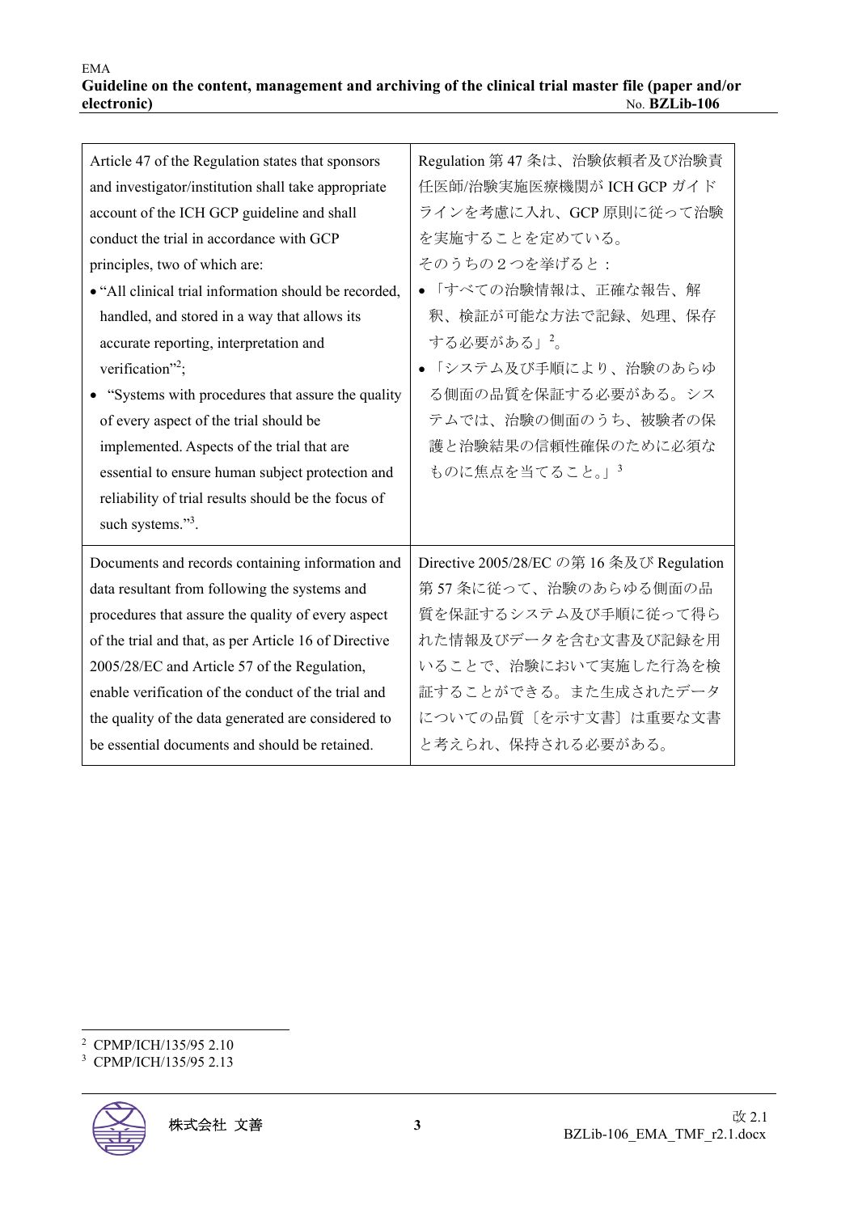| Article 47 of the Regulation states that sponsors and investigator/institution shall take appropriate account of the ICH GCP guideline and shall conduct the trial in accordance with GCP principles, two of which are:<br>• "All clinical trial information should be recorded, handled, and stored in a way that allows its accurate reporting, interpretation and verification"[2];<br>• "Systems with procedures that assure the quality of every aspect of the trial should be implemented. Aspects of the trial that are essential to ensure human subject protection and reliability of trial results should be the focus of such systems."[3]. | Regulation 第 47 条は、治験依頼者及び治験責任医師/治験実施医療機関が ICH GCP ガイドラインを考慮に入れ、GCP 原則に従って治験を実施することを定めている。<br>そのうちの２つを挙げると：<br>• 「すべての治験情報は、正確な報告、解釈、検証が可能な方法で記録、処理、保存する必要がある」[2]。<br>• 「システム及び手順により、治験のあらゆる側面の品質を保証する必要がある。システムでは、治験の側面のうち、被験者の保護と治験結果の信頼性確保のために必須なものに焦点を当てること。」[3] |
|---|---|
| Documents and records containing information and data resultant from following the systems and procedures that assure the quality of every aspect of the trial and that, as per Article 16 of Directive 2005/28/EC and Article 57 of the Regulation, enable verification of the conduct of the trial and the quality of the data generated are considered to be essential documents and should be retained. | Directive 2005/28/EC の第 16 条及び Regulation 第 57 条に従って、治験のあらゆる側面の品質を保証するシステム及び手順に従って得られた情報及びデータを含む文書及び記録を用いることで、治験において実施した行為を検証することができる。また生成されたデータについての品質〔を示す文書〕は重要な文書と考えられ、保持される必要がある。 |

[2] CPMP/ICH/135/95 2.10
[3] CPMP/ICH/135/95 2.13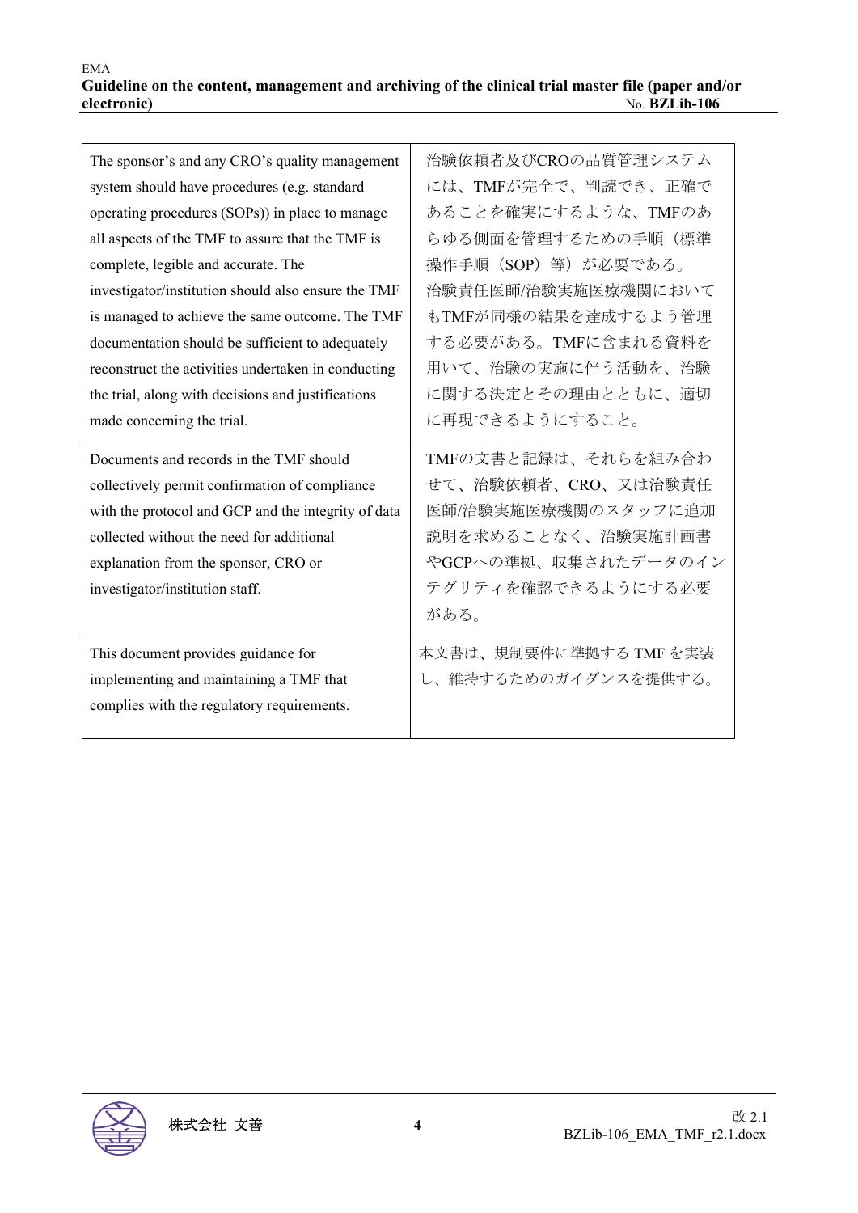| The sponsor's and any CRO's quality management system should have procedures (e.g. standard operating procedures (SOPs)) in place to manage all aspects of the TMF to assure that the TMF is complete, legible and accurate. The investigator/institution should also ensure the TMF is managed to achieve the same outcome. The TMF documentation should be sufficient to adequately reconstruct the activities undertaken in conducting the trial, along with decisions and justifications made concerning the trial. | 治験依頼者及びCROの品質管理システムには、TMFが完全で、判読でき、正確であることを確実にするような、TMFのあらゆる側面を管理するための手順（標準操作手順（SOP）等）が必要である。治験責任医師/治験実施医療機関においてもTMFが同様の結果を達成するよう管理する必要がある。TMFに含まれる資料を用いて、治験の実施に伴う活動を、治験に関する決定とその理由とともに、適切に再現できるようにすること。 |
|---|---|
| Documents and records in the TMF should collectively permit confirmation of compliance with the protocol and GCP and the integrity of data collected without the need for additional explanation from the sponsor, CRO or investigator/institution staff. | TMFの文書と記録は、それらを組み合わせて、治験依頼者、CRO、又は治験責任医師/治験実施医療機関のスタッフに追加説明を求めることなく、治験実施計画書やGCPへの準拠、収集されたデータのインテグリティを確認できるようにする必要がある。 |
| This document provides guidance for implementing and maintaining a TMF that complies with the regulatory requirements. | 本文書は、規制要件に準拠する TMF を実装し、維持するためのガイダンスを提供する。 |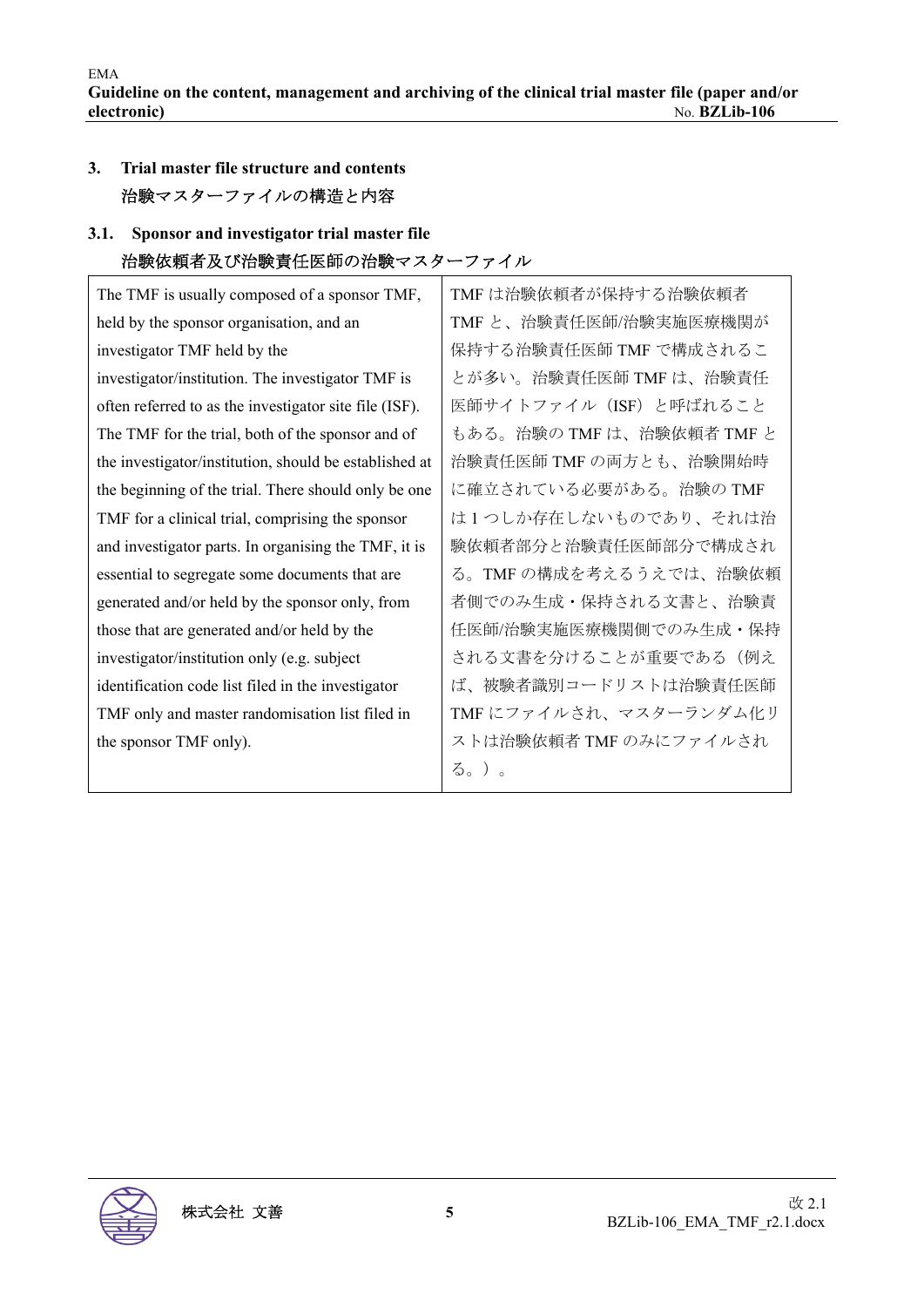## 3. Trial master file structure and contents
治験マスターファイルの構造と内容

### 3.1. Sponsor and investigator trial master file
治験依頼者及び治験責任医師の治験マスターファイル

| | |
|---|---|
| The TMF is usually composed of a sponsor TMF, held by the sponsor organisation, and an investigator TMF held by the investigator/institution. The investigator TMF is often referred to as the investigator site file (ISF). The TMF for the trial, both of the sponsor and of the investigator/institution, should be established at the beginning of the trial. There should only be one TMF for a clinical trial, comprising the sponsor and investigator parts. In organising the TMF, it is essential to segregate some documents that are generated and/or held by the sponsor only, from those that are generated and/or held by the investigator/institution only (e.g. subject identification code list filed in the investigator TMF only and master randomisation list filed in the sponsor TMF only). | TMF は治験依頼者が保持する治験依頼者 TMF と、治験責任医師/治験実施医療機関が保持する治験責任医師 TMF で構成されることが多い。治験責任医師 TMF は、治験責任医師サイトファイル（ISF）と呼ばれることもある。治験の TMF は、治験依頼者 TMF と治験責任医師 TMF の両方とも、治験開始時に確立されている必要がある。治験の TMF は 1 つしか存在しないものであり、それは治験依頼者部分と治験責任医師部分で構成される。TMF の構成を考えるうえでは、治験依頼者側でのみ生成・保持される文書と、治験責任医師/治験実施医療機関側でのみ生成・保持される文書を分けることが重要である（例えば、被験者識別コードリストは治験責任医師 TMF にファイルされ、マスターランダム化リストは治験依頼者 TMF のみにファイルされる。）。 |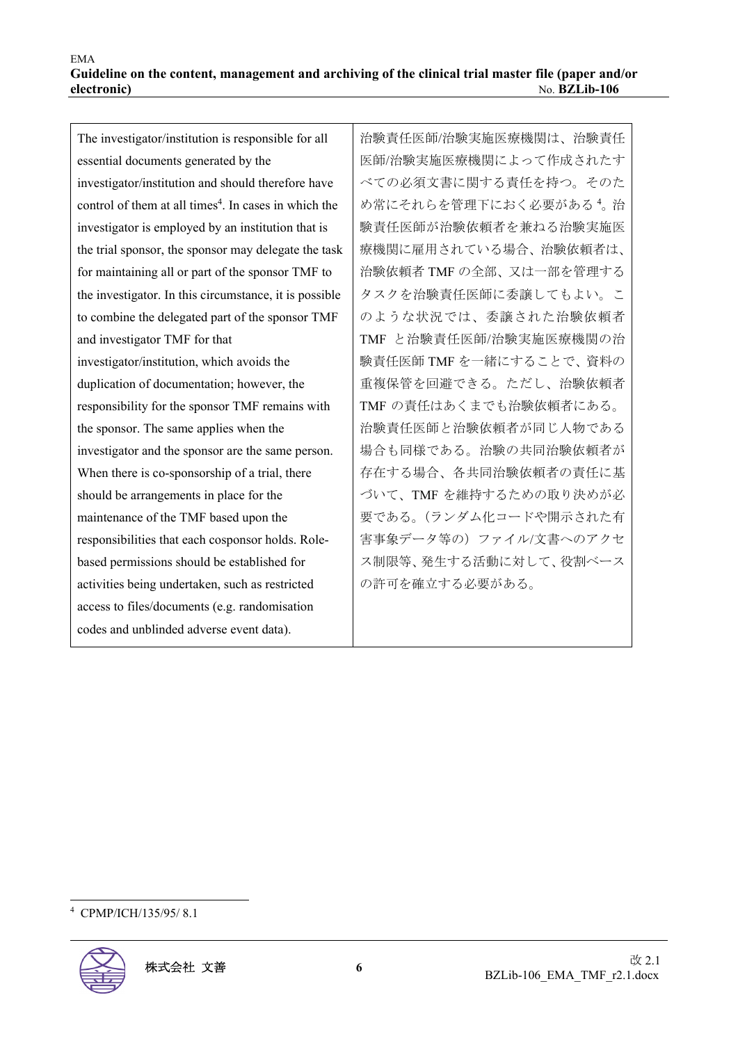| | |
|---|---|
| The investigator/institution is responsible for all essential documents generated by the investigator/institution and should therefore have control of them at all times[4]. In cases in which the investigator is employed by an institution that is the trial sponsor, the sponsor may delegate the task for maintaining all or part of the sponsor TMF to the investigator. In this circumstance, it is possible to combine the delegated part of the sponsor TMF and investigator TMF for that investigator/institution, which avoids the duplication of documentation; however, the responsibility for the sponsor TMF remains with the sponsor. The same applies when the investigator and the sponsor are the same person. When there is co-sponsorship of a trial, there should be arrangements in place for the maintenance of the TMF based upon the responsibilities that each cosponsor holds. Role-based permissions should be established for activities being undertaken, such as restricted access to files/documents (e.g. randomisation codes and unblinded adverse event data). | 治験責任医師/治験実施医療機関は、治験責任医師/治験実施医療機関によって作成されたすべての必須文書に関する責任を持つ。そのため常にそれらを管理下におく必要がある[4]。治験責任医師が治験依頼者を兼ねる治験実施医療機関に雇用されている場合、治験依頼者は、治験依頼者 TMF の全部、又は一部を管理するタスクを治験責任医師に委譲してもよい。このような状況では、委譲された治験依頼者 TMF と治験責任医師/治験実施医療機関の治験責任医師 TMF を一緒にすることで、資料の重複保管を回避できる。ただし、治験依頼者 TMF の責任はあくまでも治験依頼者にある。治験責任医師と治験依頼者が同じ人物である場合も同様である。治験の共同治験依頼者が存在する場合、各共同治験依頼者の責任に基づいて、TMF を維持するための取り決めが必要である。（ランダム化コードや開示された有害事象データ等の）ファイル/文書へのアクセス制限等、発生する活動に対して、役割ベースの許可を確立する必要がある。 |

[4] CPMP/ICH/135/95/ 8.1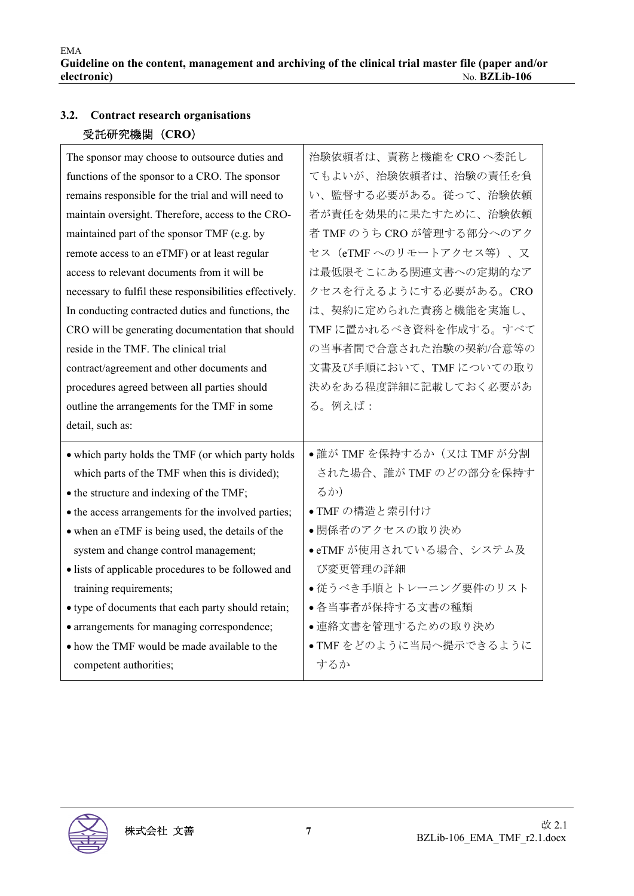### 3.2. Contract research organisations

受託研究機関（CRO）

| | |
|---|---|
| The sponsor may choose to outsource duties and functions of the sponsor to a CRO. The sponsor remains responsible for the trial and will need to maintain oversight. Therefore, access to the CRO-maintained part of the sponsor TMF (e.g. by remote access to an eTMF) or at least regular access to relevant documents from it will be necessary to fulfil these responsibilities effectively. In conducting contracted duties and functions, the CRO will be generating documentation that should reside in the TMF. The clinical trial contract/agreement and other documents and procedures agreed between all parties should outline the arrangements for the TMF in some detail, such as: | 治験依頼者は、責務と機能を CRO へ委託してもよいが、治験依頼者は、治験の責任を負い、監督する必要がある。従って、治験依頼者が責任を効果的に果たすために、治験依頼者 TMF のうち CRO が管理する部分へのアクセス（eTMF へのリモートアクセス等）、又は最低限そこにある関連文書への定期的なアクセスを行えるようにする必要がある。CRO は、契約に定められた責務と機能を実施し、TMF に置かれるべき資料を作成する。すべての当事者間で合意された治験の契約/合意等の文書及び手順において、TMF についての取り決めをある程度詳細に記載しておく必要がある。例えば： |
| • which party holds the TMF (or which party holds which parts of the TMF when this is divided);<br>• the structure and indexing of the TMF;<br>• the access arrangements for the involved parties;<br>• when an eTMF is being used, the details of the system and change control management;<br>• lists of applicable procedures to be followed and training requirements;<br>• type of documents that each party should retain;<br>• arrangements for managing correspondence;<br>• how the TMF would be made available to the competent authorities; | • 誰が TMF を保持するか（又は TMF が分割された場合、誰が TMF のどの部分を保持するか）<br>• TMF の構造と索引付け<br>• 関係者のアクセスの取り決め<br>• eTMF が使用されている場合、システム及び変更管理の詳細<br>• 従うべき手順とトレーニング要件のリスト<br>• 各当事者が保持する文書の種類<br>• 連絡文書を管理するための取り決め<br>• TMF をどのように当局へ提示できるようにするか |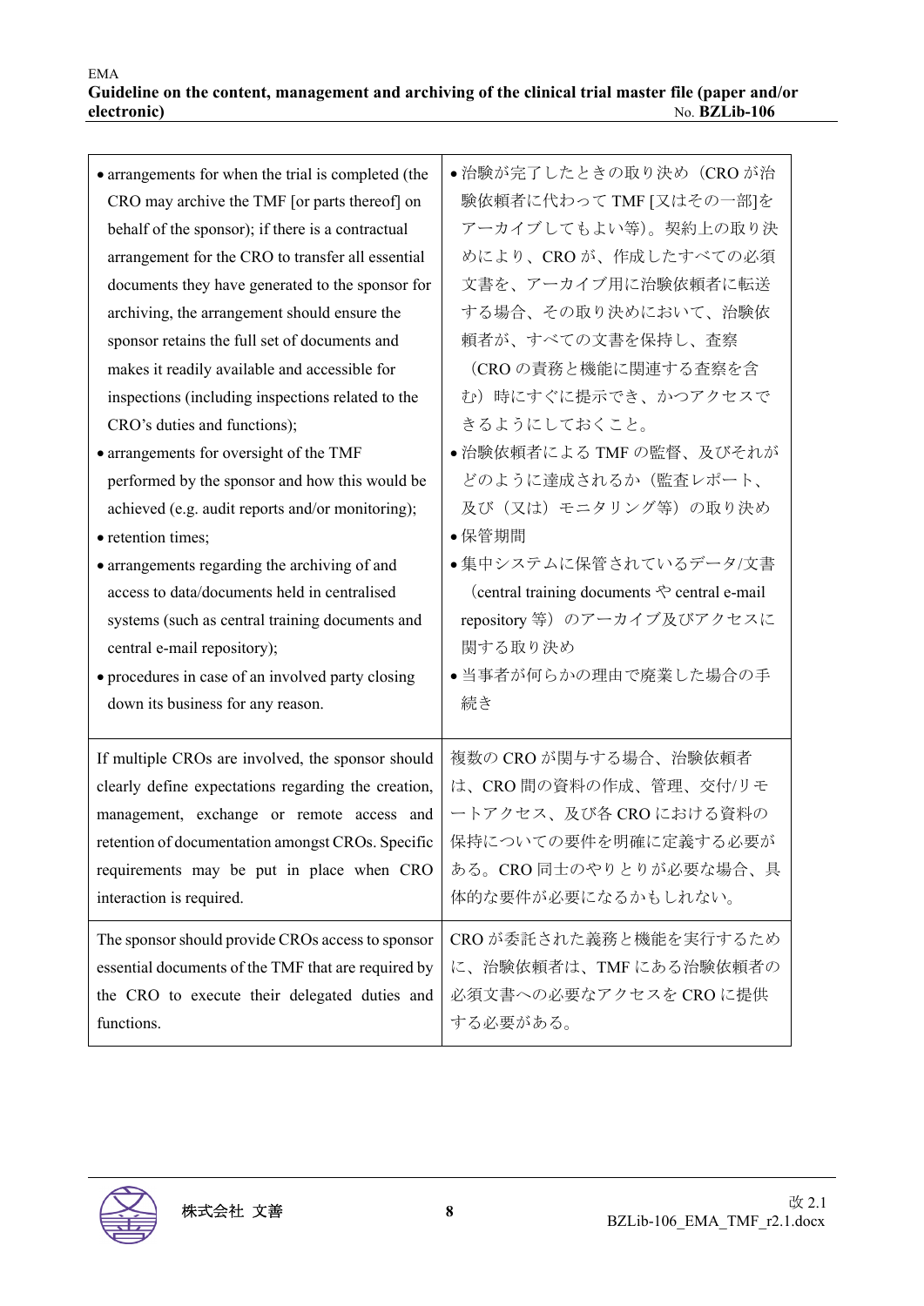| | |
|---|---|
| • arrangements for when the trial is completed (the CRO may archive the TMF [or parts thereof] on behalf of the sponsor); if there is a contractual arrangement for the CRO to transfer all essential documents they have generated to the sponsor for archiving, the arrangement should ensure the sponsor retains the full set of documents and makes it readily available and accessible for inspections (including inspections related to the CRO's duties and functions);<br>• arrangements for oversight of the TMF performed by the sponsor and how this would be achieved (e.g. audit reports and/or monitoring);<br>• retention times;<br>• arrangements regarding the archiving of and access to data/documents held in centralised systems (such as central training documents and central e-mail repository);<br>• procedures in case of an involved party closing down its business for any reason. | • 治験が完了したときの取り決め（CRO が治験依頼者に代わって TMF [又はその一部]をアーカイブしてもよい等)。契約上の取り決めにより、CRO が、作成したすべての必須文書を、アーカイブ用に治験依頼者に転送する場合、その取り決めにおいて、治験依頼者が、すべての文書を保持し、査察（CRO の責務と機能に関連する査察を含む）時にすぐに提示でき、かつアクセスできるようにしておくこと。<br>• 治験依頼者による TMF の監督、及びそれがどのように達成されるか（監査レポート、及び（又は）モニタリング等）の取り決め<br>• 保管期間<br>• 集中システムに保管されているデータ/文書（central training documents や central e-mail repository 等）のアーカイブ及びアクセスに関する取り決め<br>• 当事者が何らかの理由で廃業した場合の手続き |
| If multiple CROs are involved, the sponsor should clearly define expectations regarding the creation, management, exchange or remote access and retention of documentation amongst CROs. Specific requirements may be put in place when CRO interaction is required. | 複数の CRO が関与する場合、治験依頼者は、CRO 間の資料の作成、管理、交付/リモートアクセス、及び各 CRO における資料の保持についての要件を明確に定義する必要がある。CRO 同士のやりとりが必要な場合、具体的な要件が必要になるかもしれない。 |
| The sponsor should provide CROs access to sponsor essential documents of the TMF that are required by the CRO to execute their delegated duties and functions. | CRO が委託された義務と機能を実行するために、治験依頼者は、TMF にある治験依頼者の必須文書への必要なアクセスを CRO に提供する必要がある。 |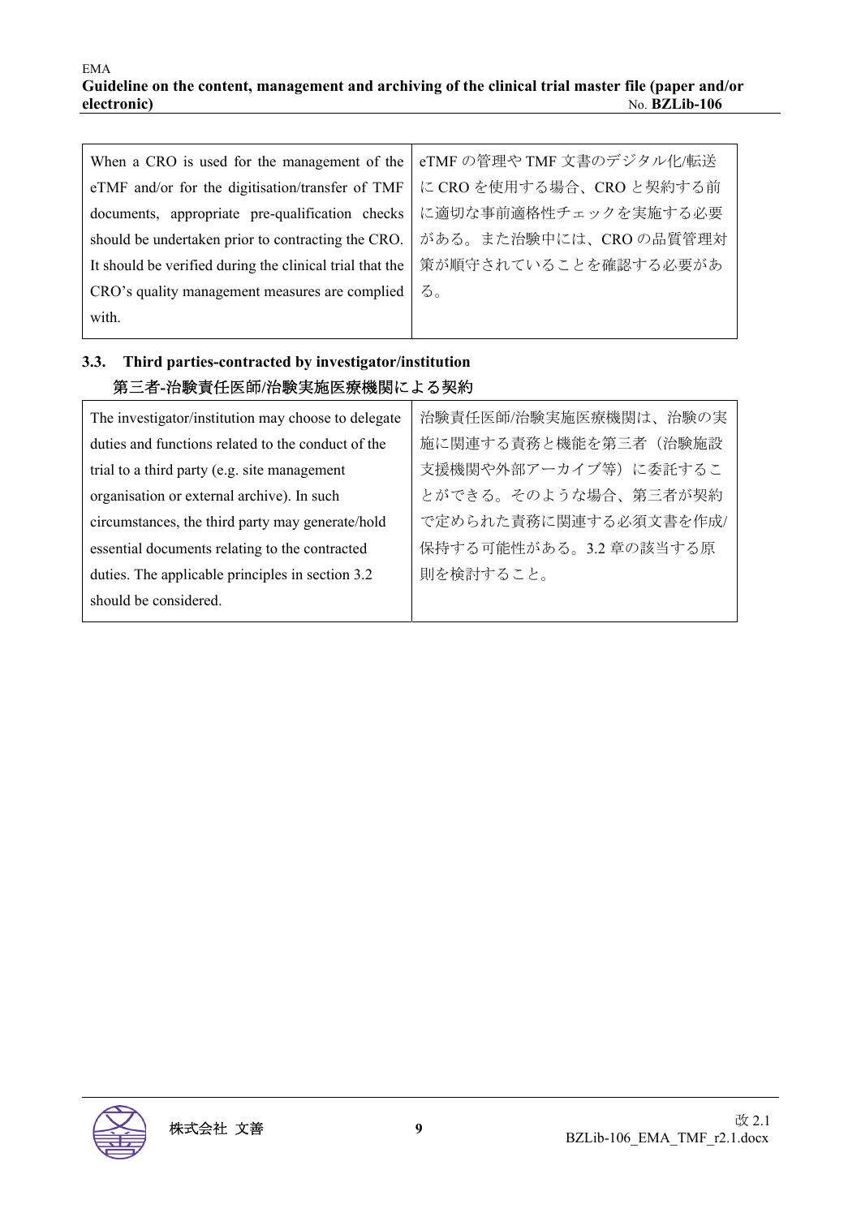| When a CRO is used for the management of the eTMF and/or for the digitisation/transfer of TMF documents, appropriate pre-qualification checks should be undertaken prior to contracting the CRO. It should be verified during the clinical trial that the CRO's quality management measures are complied with. | eTMF の管理や TMF 文書のデジタル化/転送に CRO を使用する場合、CRO と契約する前に適切な事前適格性チェックを実施する必要がある。また治験中には、CRO の品質管理対策が順守されていることを確認する必要がある。 |
|---|---|

### 3.3. Third parties-contracted by investigator/institution
### 第三者-治験責任医師/治験実施医療機関による契約

| The investigator/institution may choose to delegate duties and functions related to the conduct of the trial to a third party (e.g. site management organisation or external archive). In such circumstances, the third party may generate/hold essential documents relating to the contracted duties. The applicable principles in section 3.2 should be considered. | 治験責任医師/治験実施医療機関は、治験の実施に関連する責務と機能を第三者（治験施設支援機関や外部アーカイブ等）に委託することができる。そのような場合、第三者が契約で定められた責務に関連する必須文書を作成/保持する可能性がある。3.2 章の該当する原則を検討すること。 |
|---|---|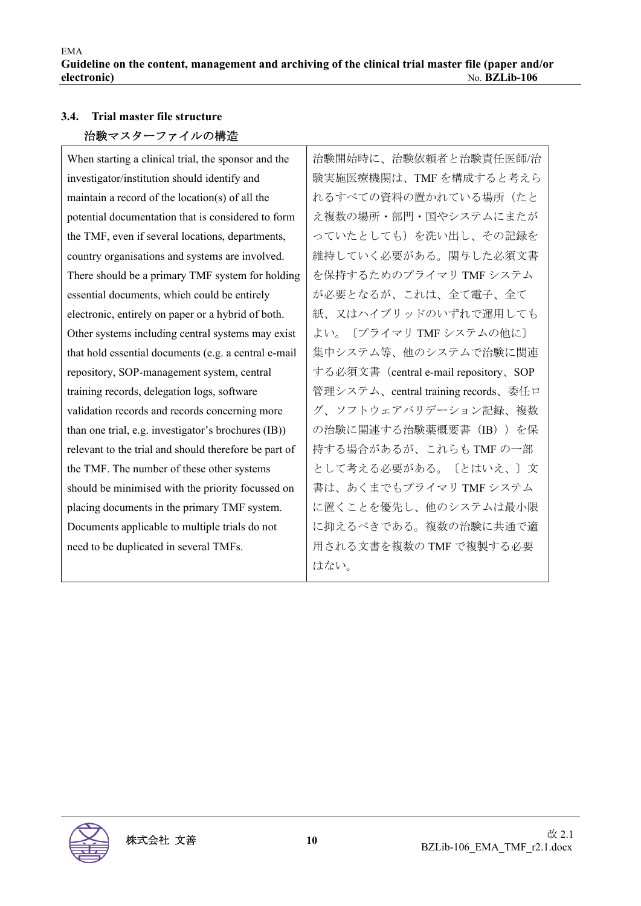### 3.4. Trial master file structure

治験マスターファイルの構造

| When starting a clinical trial, the sponsor and the investigator/institution should identify and maintain a record of the location(s) of all the potential documentation that is considered to form the TMF, even if several locations, departments, country organisations and systems are involved. There should be a primary TMF system for holding essential documents, which could be entirely electronic, entirely on paper or a hybrid of both. Other systems including central systems may exist that hold essential documents (e.g. a central e-mail repository, SOP-management system, central training records, delegation logs, software validation records and records concerning more than one trial, e.g. investigator's brochures (IB)) relevant to the trial and should therefore be part of the TMF. The number of these other systems should be minimised with the priority focussed on placing documents in the primary TMF system. Documents applicable to multiple trials do not need to be duplicated in several TMFs. | 治験開始時に、治験依頼者と治験責任医師/治験実施医療機関は、TMF を構成すると考えられるすべての資料の置かれている場所（たとえ複数の場所・部門・国やシステムにまたがっていたとしても）を洗い出し、その記録を維持していく必要がある。関与した必須文書を保持するためのプライマリ TMF システムが必要となるが、これは、全て電子、全て紙、又はハイブリッドのいずれで運用してもよい。〔プライマリ TMF システムの他に〕集中システム等、他のシステムで治験に関連する必須文書（central e-mail repository、SOP 管理システム、central training records、委任ログ、ソフトウェアバリデーション記録、複数の治験に関連する治験薬概要書（IB））を保持する場合があるが、これらも TMF の一部として考える必要がある。〔とはいえ、〕文書は、あくまでもプライマリ TMF システムに置くことを優先し、他のシステムは最小限に抑えるべきである。複数の治験に共通で適用される文書を複数の TMF で複製する必要はない。 |
|---|---|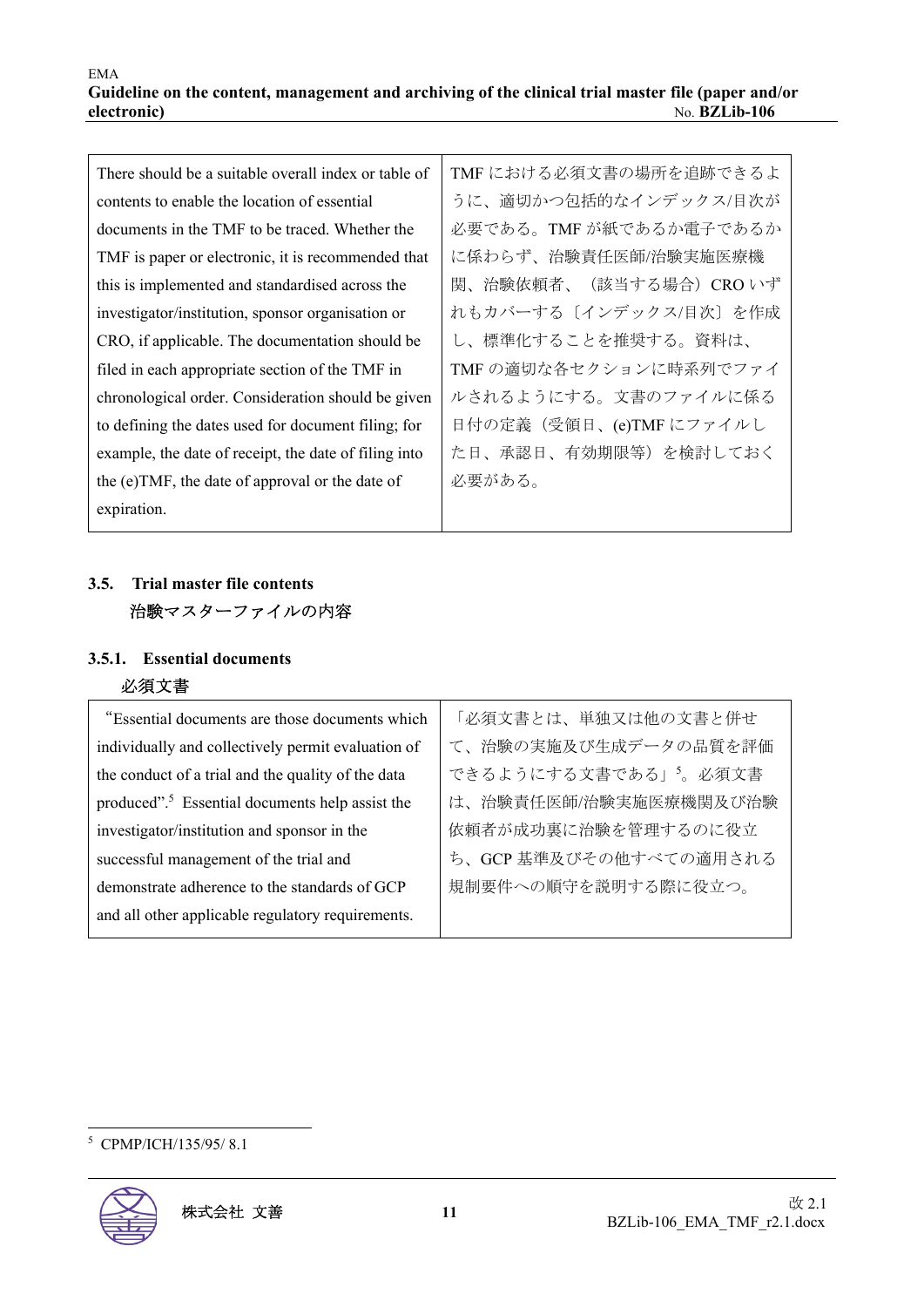| There should be a suitable overall index or table of contents to enable the location of essential documents in the TMF to be traced. Whether the TMF is paper or electronic, it is recommended that this is implemented and standardised across the investigator/institution, sponsor organisation or CRO, if applicable. The documentation should be filed in each appropriate section of the TMF in chronological order. Consideration should be given to defining the dates used for document filing; for example, the date of receipt, the date of filing into the (e)TMF, the date of approval or the date of expiration. | TMF における必須文書の場所を追跡できるように、適切かつ包括的なインデックス/目次が必要である。TMF が紙であるか電子であるかに係わらず、治験責任医師/治験実施医療機関、治験依頼者、（該当する場合）CRO いずれもカバーする〔インデックス/目次〕を作成し、標準化することを推奨する。資料は、TMF の適切な各セクションに時系列でファイルされるようにする。文書のファイルに係る日付の定義（受領日、(e)TMF にファイルした日、承認日、有効期限等）を検討しておく必要がある。 |
|---|---|

### 3.5. Trial master file contents
治験マスターファイルの内容

#### 3.5.1. Essential documents
必須文書

| "Essential documents are those documents which individually and collectively permit evaluation of the conduct of a trial and the quality of the data produced".[5] Essential documents help assist the investigator/institution and sponsor in the successful management of the trial and demonstrate adherence to the standards of GCP and all other applicable regulatory requirements. | 「必須文書とは、単独又は他の文書と併せて、治験の実施及び生成データの品質を評価できるようにする文書である」[5]。必須文書は、治験責任医師/治験実施医療機関及び治験依頼者が成功裏に治験を管理するのに役立ち、GCP 基準及びその他すべての適用される規制要件への順守を説明する際に役立つ。 |
|---|---|

[5] CPMP/ICH/135/95/ 8.1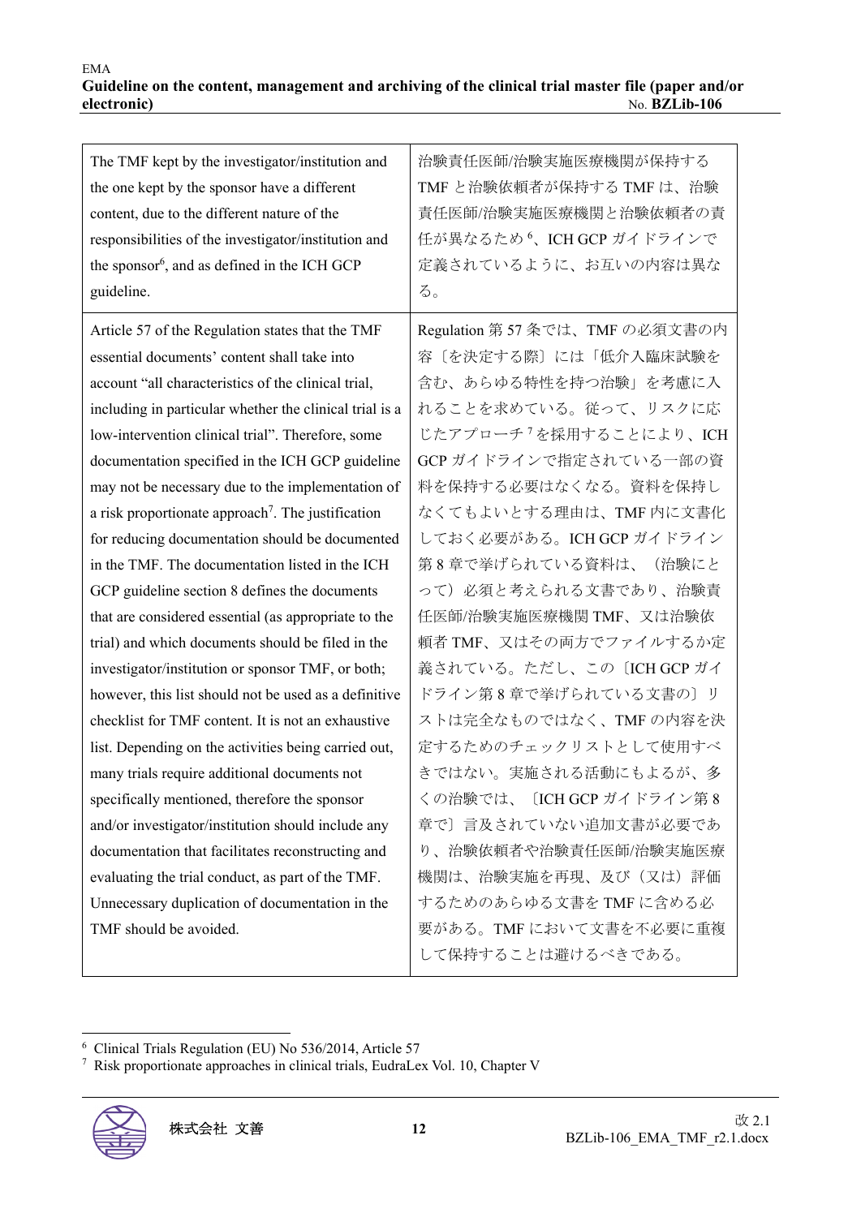| | |
|---|---|
| The TMF kept by the investigator/institution and the one kept by the sponsor have a different content, due to the different nature of the responsibilities of the investigator/institution and the sponsor[6], and as defined in the ICH GCP guideline. | 治験責任医師/治験実施医療機関が保持するTMFと治験依頼者が保持するTMFは、治験責任医師/治験実施医療機関と治験依頼者の責任が異なるため[6]、ICH GCPガイドラインで定義されているように、お互いの内容は異なる。 |
| Article 57 of the Regulation states that the TMF essential documents' content shall take into account "all characteristics of the clinical trial, including in particular whether the clinical trial is a low-intervention clinical trial". Therefore, some documentation specified in the ICH GCP guideline may not be necessary due to the implementation of a risk proportionate approach[7]. The justification for reducing documentation should be documented in the TMF. The documentation listed in the ICH GCP guideline section 8 defines the documents that are considered essential (as appropriate to the trial) and which documents should be filed in the investigator/institution or sponsor TMF, or both; however, this list should not be used as a definitive checklist for TMF content. It is not an exhaustive list. Depending on the activities being carried out, many trials require additional documents not specifically mentioned, therefore the sponsor and/or investigator/institution should include any documentation that facilitates reconstructing and evaluating the trial conduct, as part of the TMF. Unnecessary duplication of documentation in the TMF should be avoided. | Regulation第57条では、TMFの必須文書の内容〔を決定する際〕には「低介入臨床試験を含む、あらゆる特性を持つ治験」を考慮に入れることを求めている。従って、リスクに応じたアプローチ[7]を採用することにより、ICH GCPガイドラインで指定されている一部の資料を保持する必要はなくなる。資料を保持しなくてもよいとする理由は、TMF内に文書化しておく必要がある。ICH GCPガイドライン第8章で挙げられている資料は、（治験にとって）必須と考えられる文書であり、治験責任医師/治験実施医療機関TMF、又は治験依頼者TMF、又はその両方でファイルするか定義されている。ただし、この〔ICH GCPガイドライン第8章で挙げられている文書の〕リストは完全なものではなく、TMFの内容を決定するためのチェックリストとして使用すべきではない。実施される活動にもよるが、多くの治験では、〔ICH GCPガイドライン第8章で〕言及されていない追加文書が必要であり、治験依頼者や治験責任医師/治験実施医療機関は、治験実施を再現、及び（又は）評価するためのあらゆる文書をTMFに含める必要がある。TMFにおいて文書を不必要に重複して保持することは避けるべきである。 |

[6] Clinical Trials Regulation (EU) No 536/2014, Article 57

[7] Risk proportionate approaches in clinical trials, EudraLex Vol. 10, Chapter V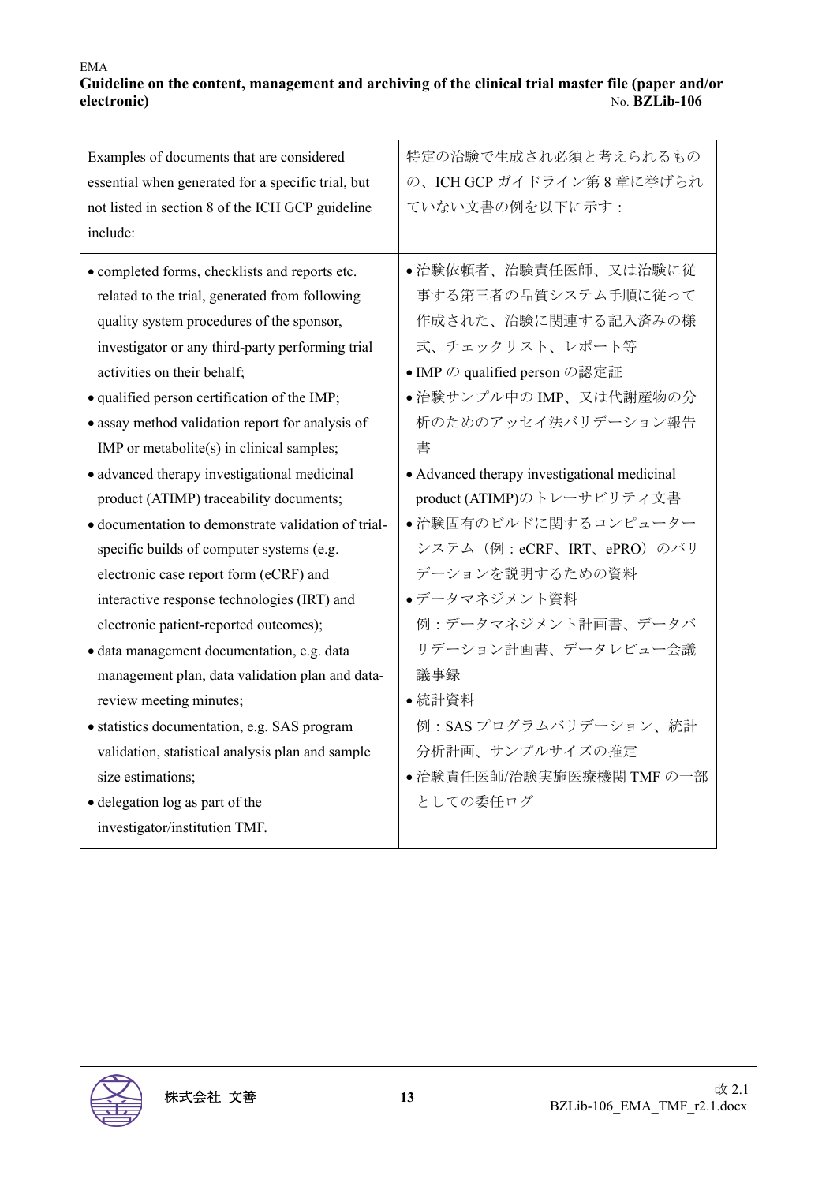| Examples of documents that are considered essential when generated for a specific trial, but not listed in section 8 of the ICH GCP guideline include: | 特定の治験で生成され必須と考えられるものの、ICH GCP ガイドライン第 8 章に挙げられていない文書の例を以下に示す： |
| --- | --- |
| • completed forms, checklists and reports etc. related to the trial, generated from following quality system procedures of the sponsor, investigator or any third-party performing trial activities on their behalf;<br>• qualified person certification of the IMP;<br>• assay method validation report for analysis of IMP or metabolite(s) in clinical samples;<br>• advanced therapy investigational medicinal product (ATIMP) traceability documents;<br>• documentation to demonstrate validation of trial-specific builds of computer systems (e.g. electronic case report form (eCRF) and interactive response technologies (IRT) and electronic patient-reported outcomes);<br>• data management documentation, e.g. data management plan, data validation plan and data-review meeting minutes;<br>• statistics documentation, e.g. SAS program validation, statistical analysis plan and sample size estimations;<br>• delegation log as part of the investigator/institution TMF. | • 治験依頼者、治験責任医師、又は治験に従事する第三者の品質システム手順に従って作成された、治験に関連する記入済みの様式、チェックリスト、レポート等<br>• IMP の qualified person の認定証<br>• 治験サンプル中の IMP、又は代謝産物の分析のためのアッセイ法バリデーション報告書<br>• Advanced therapy investigational medicinal product (ATIMP)のトレーサビリティ文書<br>• 治験固有のビルドに関するコンピューターシステム（例：eCRF、IRT、ePRO）のバリデーションを説明するための資料<br>• データマネジメント資料<br>例：データマネジメント計画書、データバリデーション計画書、データレビュー会議議事録<br>• 統計資料<br>例：SAS プログラムバリデーション、統計分析計画、サンプルサイズの推定<br>• 治験責任医師/治験実施医療機関 TMF の一部としての委任ログ |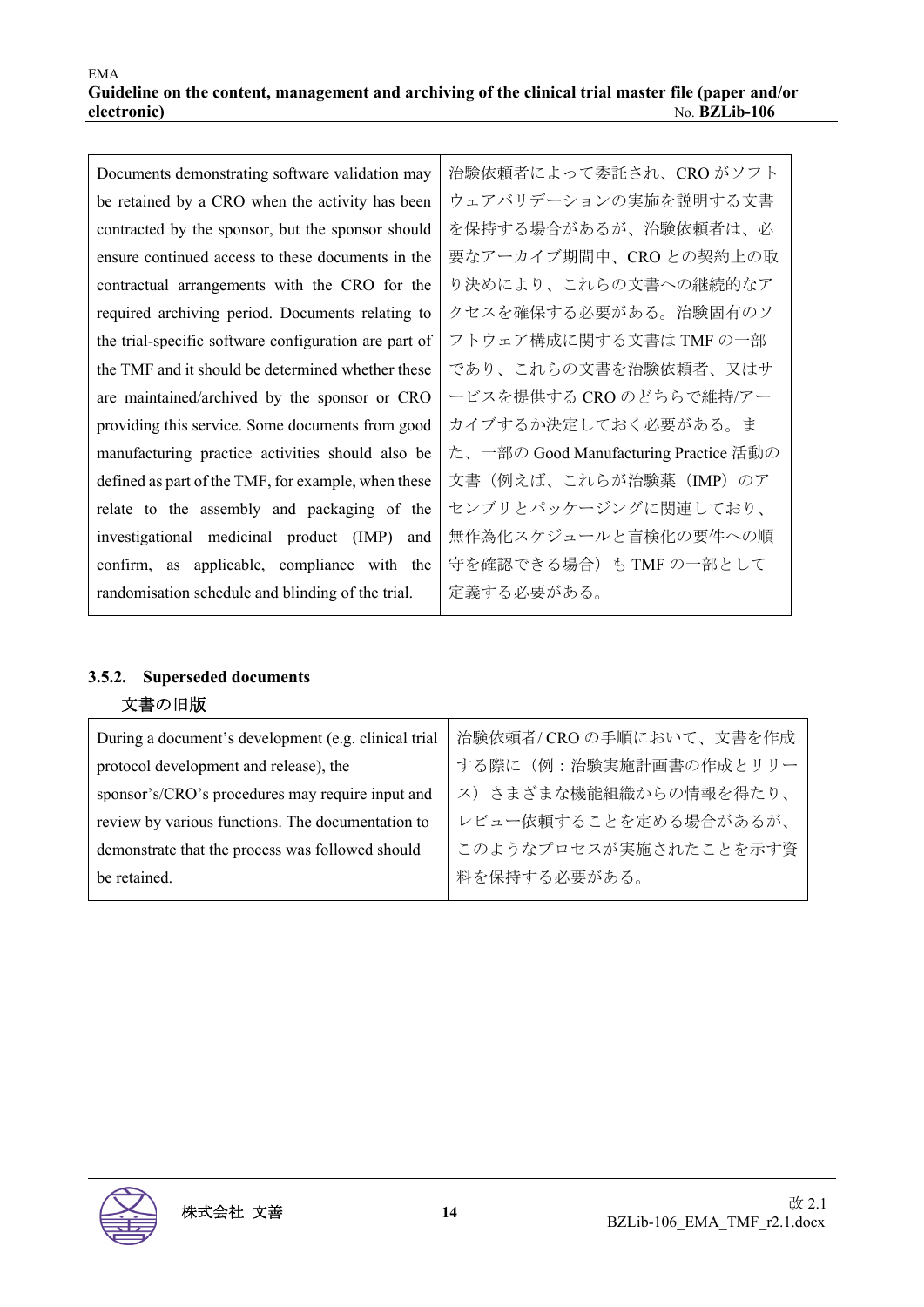| Documents demonstrating software validation may be retained by a CRO when the activity has been contracted by the sponsor, but the sponsor should ensure continued access to these documents in the contractual arrangements with the CRO for the required archiving period. Documents relating to the trial-specific software configuration are part of the TMF and it should be determined whether these are maintained/archived by the sponsor or CRO providing this service. Some documents from good manufacturing practice activities should also be defined as part of the TMF, for example, when these relate to the assembly and packaging of the investigational medicinal product (IMP) and confirm, as applicable, compliance with the randomisation schedule and blinding of the trial. | 治験依頼者によって委託され、CRO がソフトウェアバリデーションの実施を説明する文書を保持する場合があるが、治験依頼者は、必要なアーカイブ期間中、CRO との契約上の取り決めにより、これらの文書への継続的なアクセスを確保する必要がある。治験固有のソフトウェア構成に関する文書は TMF の一部であり、これらの文書を治験依頼者、又はサービスを提供する CRO のどちらで維持/アーカイブするか決定しておく必要がある。また、一部の Good Manufacturing Practice 活動の文書（例えば、これらが治験薬（IMP）のアセンブリとパッケージングに関連しており、無作為化スケジュールと盲検化の要件への順守を確認できる場合）も TMF の一部として定義する必要がある。 |
|---|---|

### 3.5.2. Superseded documents

文書の旧版

| During a document's development (e.g. clinical trial protocol development and release), the sponsor's/CRO's procedures may require input and review by various functions. The documentation to demonstrate that the process was followed should be retained. | 治験依頼者/ CRO の手順において、文書を作成する際に（例：治験実施計画書の作成とリリース）さまざまな機能組織からの情報を得たり、レビュー依頼することを定める場合があるが、このようなプロセスが実施されたことを示す資料を保持する必要がある。 |
|---|---|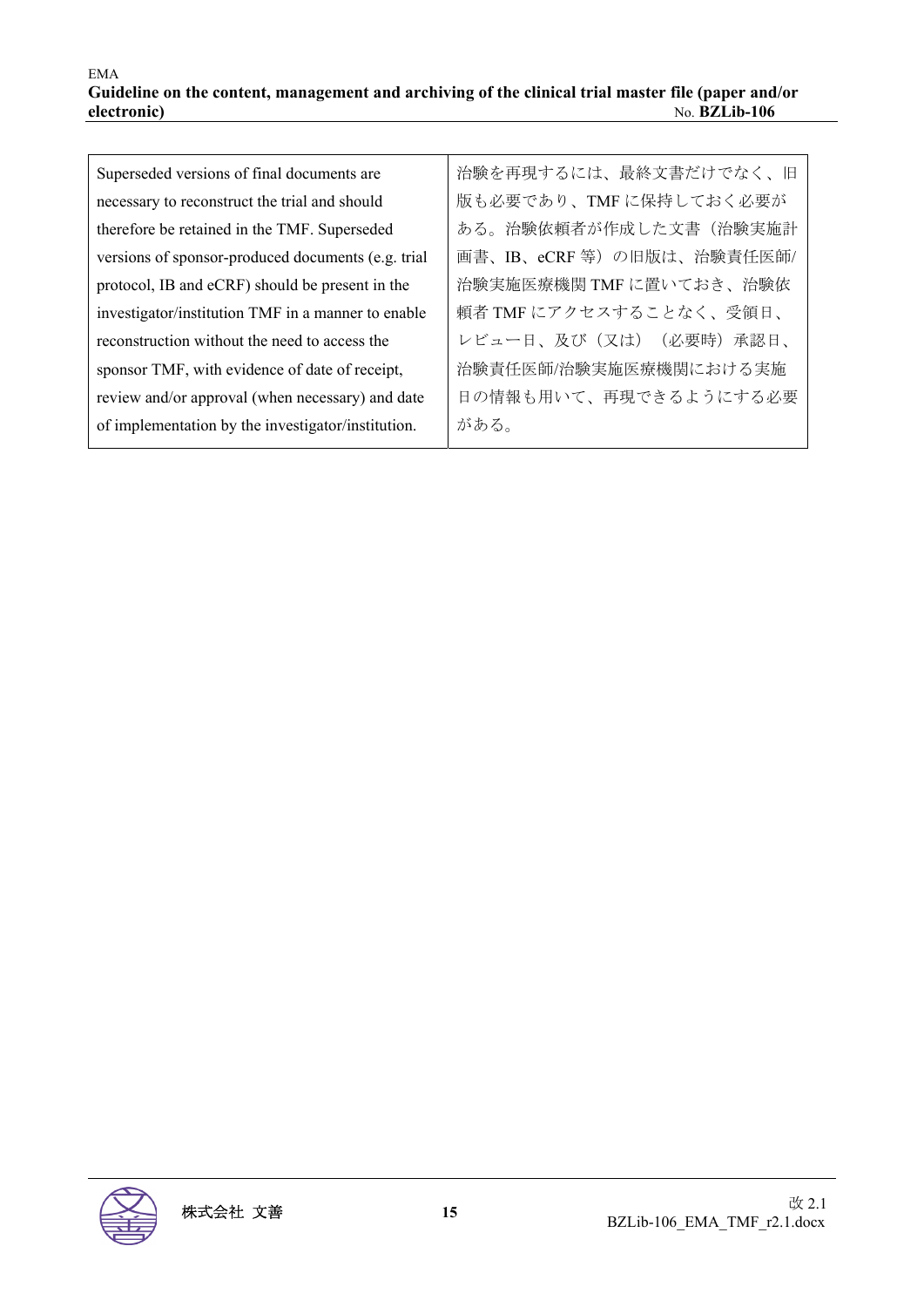| | |
|---|---|
| Superseded versions of final documents are necessary to reconstruct the trial and should therefore be retained in the TMF. Superseded versions of sponsor-produced documents (e.g. trial protocol, IB and eCRF) should be present in the investigator/institution TMF in a manner to enable reconstruction without the need to access the sponsor TMF, with evidence of date of receipt, review and/or approval (when necessary) and date of implementation by the investigator/institution. | 治験を再現するには、最終文書だけでなく、旧版も必要であり、TMF に保持しておく必要がある。治験依頼者が作成した文書（治験実施計画書、IB、eCRF 等）の旧版は、治験責任医師/治験実施医療機関 TMF に置いておき、治験依頼者 TMF にアクセスすることなく、受領日、レビュー日、及び（又は）（必要時）承認日、治験責任医師/治験実施医療機関における実施日の情報も用いて、再現できるようにする必要がある。 |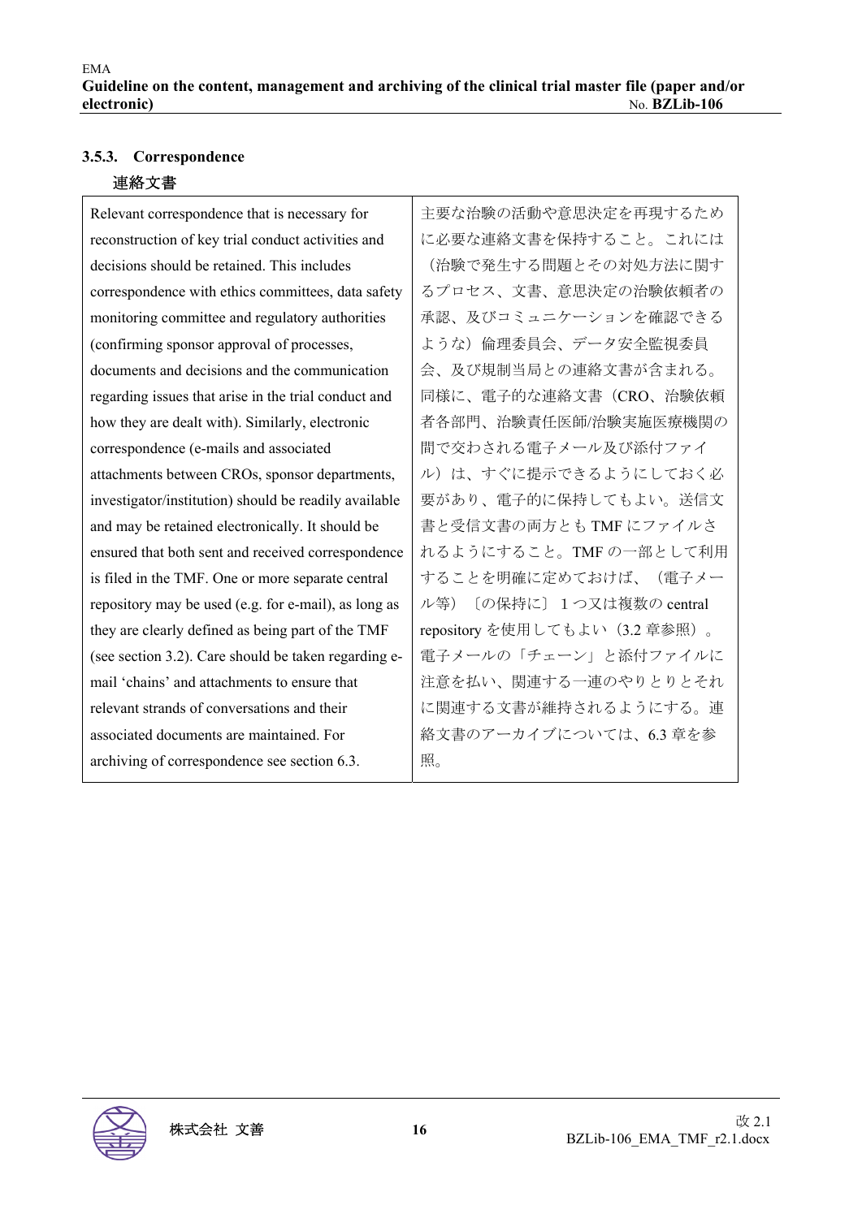### 3.5.3. Correspondence

連絡文書

| Relevant correspondence that is necessary for reconstruction of key trial conduct activities and decisions should be retained. This includes correspondence with ethics committees, data safety monitoring committee and regulatory authorities (confirming sponsor approval of processes, documents and decisions and the communication regarding issues that arise in the trial conduct and how they are dealt with). Similarly, electronic correspondence (e-mails and associated attachments between CROs, sponsor departments, investigator/institution) should be readily available and may be retained electronically. It should be ensured that both sent and received correspondence is filed in the TMF. One or more separate central repository may be used (e.g. for e-mail), as long as they are clearly defined as being part of the TMF (see section 3.2). Care should be taken regarding e-mail 'chains' and attachments to ensure that relevant strands of conversations and their associated documents are maintained. For archiving of correspondence see section 6.3. | 主要な治験の活動や意思決定を再現するために必要な連絡文書を保持すること。これには（治験で発生する問題とその対処方法に関するプロセス、文書、意思決定の治験依頼者の承認、及びコミュニケーションを確認できるような）倫理委員会、データ安全監視委員会、及び規制当局との連絡文書が含まれる。同様に、電子的な連絡文書（CRO、治験依頼者各部門、治験責任医師/治験実施医療機関の間で交わされる電子メール及び添付ファイル）は、すぐに提示できるようにしておく必要があり、電子的に保持してもよい。送信文書と受信文書の両方とも TMF にファイルされるようにすること。TMF の一部として利用することを明確に定めておけば、（電子メール等）〔の保持に〕１つ又は複数の central repository を使用してもよい（3.2 章参照）。電子メールの「チェーン」と添付ファイルに注意を払い、関連する一連のやりとりとそれに関連する文書が維持されるようにする。連絡文書のアーカイブについては、6.3 章を参照。 |
|---|---|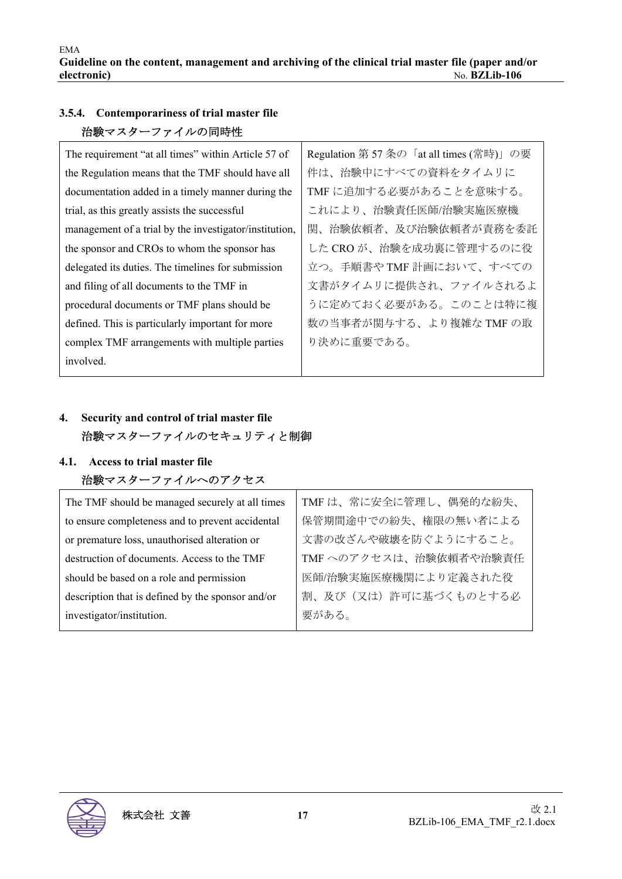### 3.5.4. Contemporariness of trial master file

### 治験マスターファイルの同時性

| The requirement “at all times” within Article 57 of the Regulation means that the TMF should have all documentation added in a timely manner during the trial, as this greatly assists the successful management of a trial by the investigator/institution, the sponsor and CROs to whom the sponsor has delegated its duties. The timelines for submission and filing of all documents to the TMF in procedural documents or TMF plans should be defined. This is particularly important for more complex TMF arrangements with multiple parties involved. | Regulation 第 57 条の「at all times (常時)」の要件は、治験中にすべての資料をタイムリにTMF に追加する必要があることを意味する。これにより、治験責任医師/治験実施医療機関、治験依頼者、及び治験依頼者が責務を委託した CRO が、治験を成功裏に管理するのに役立つ。手順書や TMF 計画において、すべての文書がタイムリに提供され、ファイルされるように定めておく必要がある。このことは特に複数の当事者が関与する、より複雑な TMF の取り決めに重要である。 |
|---|---|

## 4. Security and control of trial master file

## 治験マスターファイルのセキュリティと制御

### 4.1. Access to trial master file

### 治験マスターファイルへのアクセス

| The TMF should be managed securely at all times to ensure completeness and to prevent accidental or premature loss, unauthorised alteration or destruction of documents. Access to the TMF should be based on a role and permission description that is defined by the sponsor and/or investigator/institution. | TMF は、常に安全に管理し、偶発的な紛失、保管期間途中での紛失、権限の無い者による文書の改ざんや破壊を防ぐようにすること。TMF へのアクセスは、治験依頼者や治験責任医師/治験実施医療機関により定義された役割、及び（又は）許可に基づくものとする必要がある。 |
|---|---|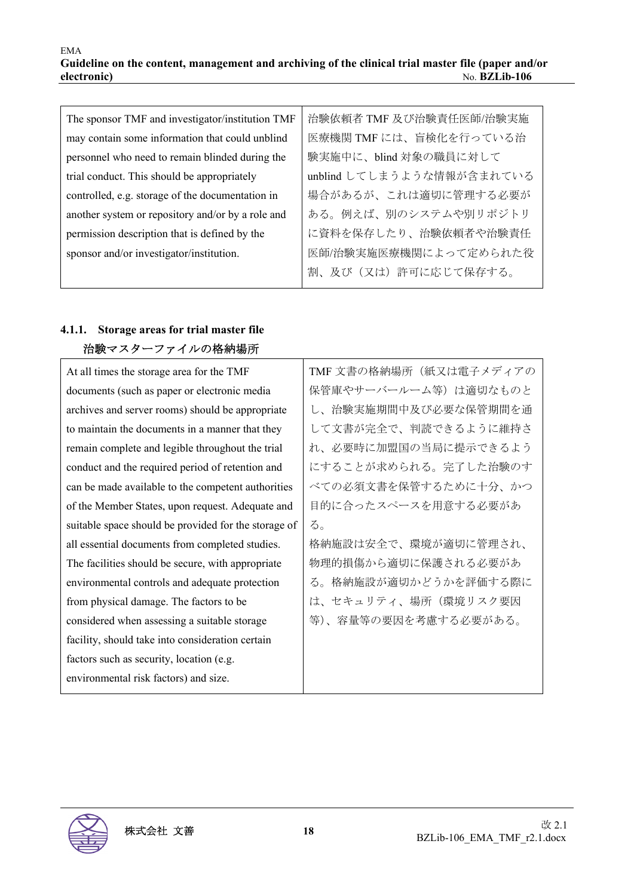| The sponsor TMF and investigator/institution TMF may contain some information that could unblind personnel who need to remain blinded during the trial conduct. This should be appropriately controlled, e.g. storage of the documentation in another system or repository and/or by a role and permission description that is defined by the sponsor and/or investigator/institution. | 治験依頼者 TMF 及び治験責任医師/治験実施医療機関 TMF には、盲検化を行っている治験実施中に、blind 対象の職員に対して unblind してしまうような情報が含まれている場合があるが、これは適切に管理する必要がある。例えば、別のシステムや別リポジトリに資料を保存したり、治験依頼者や治験責任医師/治験実施医療機関によって定められた役割、及び（又は）許可に応じて保存する。 |
|---|---|

### 4.1.1. Storage areas for trial master file

### 治験マスターファイルの格納場所

| At all times the storage area for the TMF documents (such as paper or electronic media archives and server rooms) should be appropriate to maintain the documents in a manner that they remain complete and legible throughout the trial conduct and the required period of retention and can be made available to the competent authorities of the Member States, upon request. Adequate and suitable space should be provided for the storage of all essential documents from completed studies. The facilities should be secure, with appropriate environmental controls and adequate protection from physical damage. The factors to be considered when assessing a suitable storage facility, should take into consideration certain factors such as security, location (e.g. environmental risk factors) and size. | TMF 文書の格納場所（紙又は電子メディアの保管庫やサーバールーム等）は適切なものとし、治験実施期間中及び必要な保管期間を通して文書が完全で、判読できるように維持され、必要時に加盟国の当局に提示できるようにすることが求められる。完了した治験のすべての必須文書を保管するために十分、かつ目的に合ったスペースを用意する必要がある。<br>格納施設は安全で、環境が適切に管理され、物理的損傷から適切に保護される必要がある。格納施設が適切かどうかを評価する際には、セキュリティ、場所（環境リスク要因等）、容量等の要因を考慮する必要がある。 |
|---|---|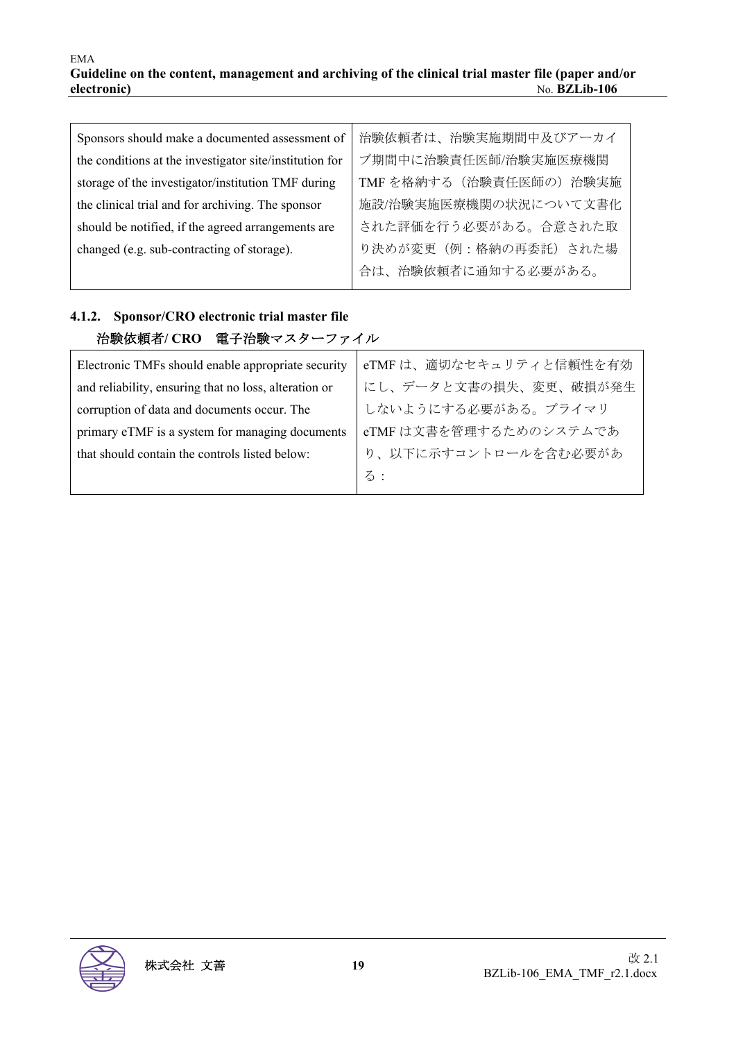| Sponsors should make a documented assessment of the conditions at the investigator site/institution for storage of the investigator/institution TMF during the clinical trial and for archiving. The sponsor should be notified, if the agreed arrangements are changed (e.g. sub-contracting of storage). | 治験依頼者は、治験実施期間中及びアーカイブ期間中に治験責任医師/治験実施医療機関TMF を格納する（治験責任医師の）治験実施施設/治験実施医療機関の状況について文書化された評価を行う必要がある。合意された取り決めが変更（例：格納の再委託）された場合は、治験依頼者に通知する必要がある。 |
|---|---|

### 4.1.2. Sponsor/CRO electronic trial master file

### 治験依頼者/ CRO　電子治験マスターファイル

| Electronic TMFs should enable appropriate security and reliability, ensuring that no loss, alteration or corruption of data and documents occur. The primary eTMF is a system for managing documents that should contain the controls listed below: | eTMF は、適切なセキュリティと信頼性を有効にし、データと文書の損失、変更、破損が発生しないようにする必要がある。プライマリ eTMF は文書を管理するためのシステムであり、以下に示すコントロールを含む必要がある： |
|---|---|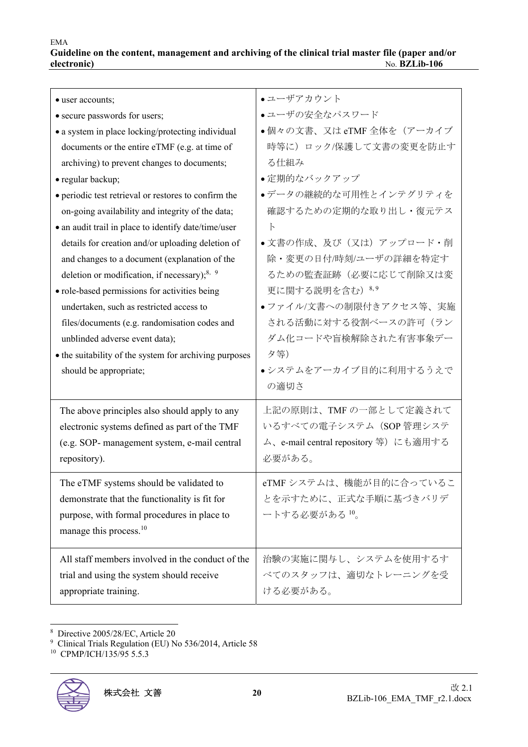| | |
|---|---|
| • user accounts;<br>• secure passwords for users;<br>• a system in place locking/protecting individual documents or the entire eTMF (e.g. at time of archiving) to prevent changes to documents;<br>• regular backup;<br>• periodic test retrieval or restores to confirm the on-going availability and integrity of the data;<br>• an audit trail in place to identify date/time/user details for creation and/or uploading deletion of and changes to a document (explanation of the deletion or modification, if necessary);[8, 9]<br>• role-based permissions for activities being undertaken, such as restricted access to files/documents (e.g. randomisation codes and unblinded adverse event data);<br>• the suitability of the system for archiving purposes should be appropriate; | • ユーザアカウント<br>• ユーザの安全なパスワード<br>• 個々の文書、又は eTMF 全体を（アーカイブ時等に）ロック/保護して文書の変更を防止する仕組み<br>• 定期的なバックアップ<br>• データの継続的な可用性とインテグリティを確認するための定期的な取り出し・復元テスト<br>• 文書の作成、及び（又は）アップロード・削除・変更の日付/時刻/ユーザの詳細を特定するための監査証跡（必要に応じて削除又は変更に関する説明を含む）[8, 9]<br>• ファイル/文書への制限付きアクセス等、実施される活動に対する役割ベースの許可（ランダム化コードや盲検解除された有害事象データ等）<br>• システムをアーカイブ目的に利用するうえでの適切さ |
| The above principles also should apply to any electronic systems defined as part of the TMF (e.g. SOP- management system, e-mail central repository). | 上記の原則は、TMF の一部として定義されているすべての電子システム（SOP 管理システム、e-mail central repository 等）にも適用する必要がある。 |
| The eTMF systems should be validated to demonstrate that the functionality is fit for purpose, with formal procedures in place to manage this process.[10] | eTMF システムは、機能が目的に合っていることを示すために、正式な手順に基づきバリデートする必要がある [10]。 |
| All staff members involved in the conduct of the trial and using the system should receive appropriate training. | 治験の実施に関与し、システムを使用するすべてのスタッフは、適切なトレーニングを受ける必要がある。 |

[8] Directive 2005/28/EC, Article 20
[9] Clinical Trials Regulation (EU) No 536/2014, Article 58
[10] CPMP/ICH/135/95 5.5.3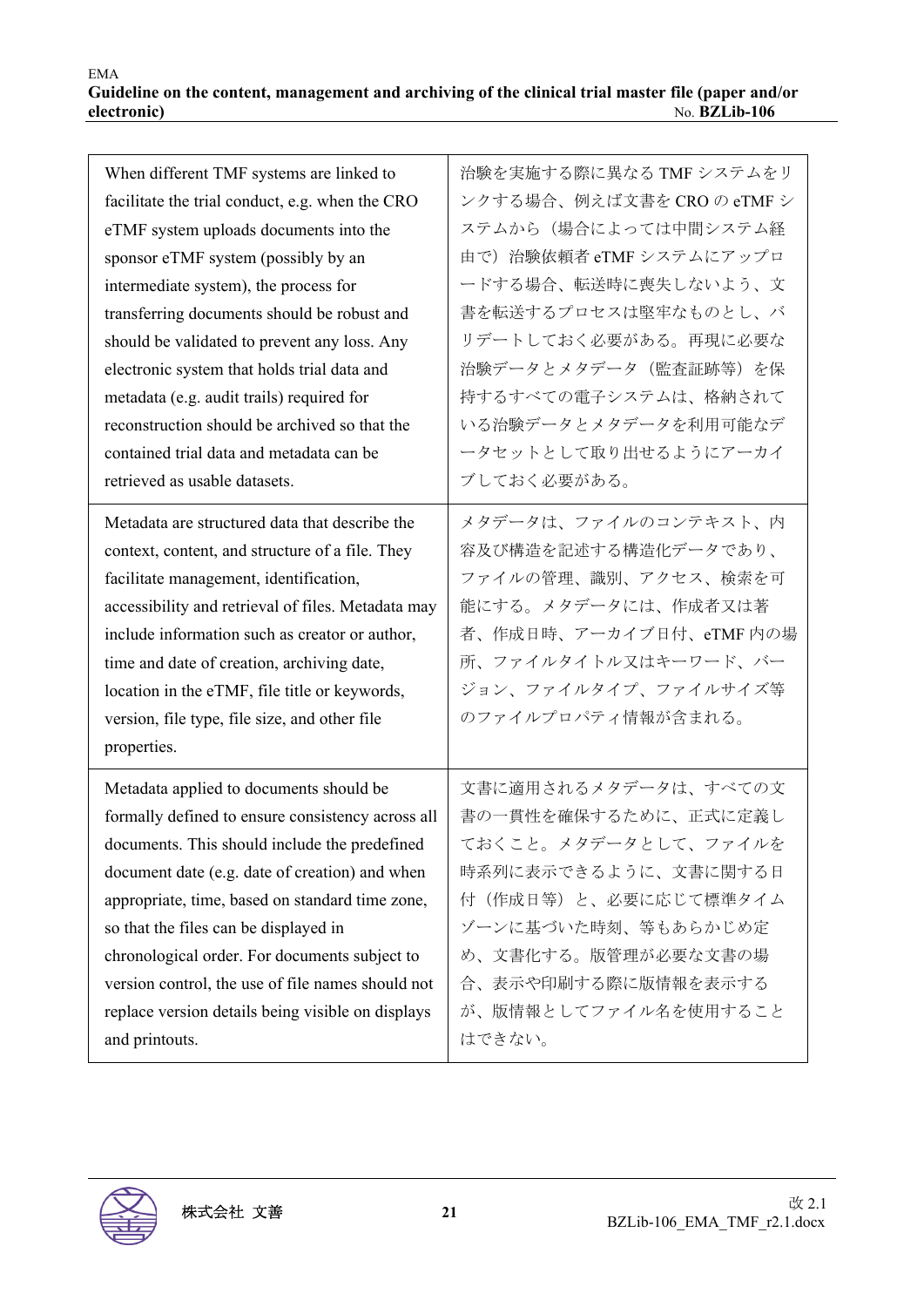| | |
|---|---|
| When different TMF systems are linked to facilitate the trial conduct, e.g. when the CRO eTMF system uploads documents into the sponsor eTMF system (possibly by an intermediate system), the process for transferring documents should be robust and should be validated to prevent any loss. Any electronic system that holds trial data and metadata (e.g. audit trails) required for reconstruction should be archived so that the contained trial data and metadata can be retrieved as usable datasets. | 治験を実施する際に異なる TMF システムをリンクする場合、例えば文書を CRO の eTMF システムから（場合によっては中間システム経由で）治験依頼者 eTMF システムにアップロードする場合、転送時に喪失しないよう、文書を転送するプロセスは堅牢なものとし、バリデートしておく必要がある。再現に必要な治験データとメタデータ（監査証跡等）を保持するすべての電子システムは、格納されている治験データとメタデータを利用可能なデータセットとして取り出せるようにアーカイブしておく必要がある。 |
| Metadata are structured data that describe the context, content, and structure of a file. They facilitate management, identification, accessibility and retrieval of files. Metadata may include information such as creator or author, time and date of creation, archiving date, location in the eTMF, file title or keywords, version, file type, file size, and other file properties. | メタデータは、ファイルのコンテキスト、内容及び構造を記述する構造化データであり、ファイルの管理、識別、アクセス、検索を可能にする。メタデータには、作成者又は著者、作成日時、アーカイブ日付、eTMF 内の場所、ファイルタイトル又はキーワード、バージョン、ファイルタイプ、ファイルサイズ等のファイルプロパティ情報が含まれる。 |
| Metadata applied to documents should be formally defined to ensure consistency across all documents. This should include the predefined document date (e.g. date of creation) and when appropriate, time, based on standard time zone, so that the files can be displayed in chronological order. For documents subject to version control, the use of file names should not replace version details being visible on displays and printouts. | 文書に適用されるメタデータは、すべての文書の一貫性を確保するために、正式に定義しておくこと。メタデータとして、ファイルを時系列に表示できるように、文書に関する日付（作成日等）と、必要に応じて標準タイムゾーンに基づいた時刻、等もあらかじめ定め、文書化する。版管理が必要な文書の場合、表示や印刷する際に版情報を表示するが、版情報としてファイル名を使用することはできない。 |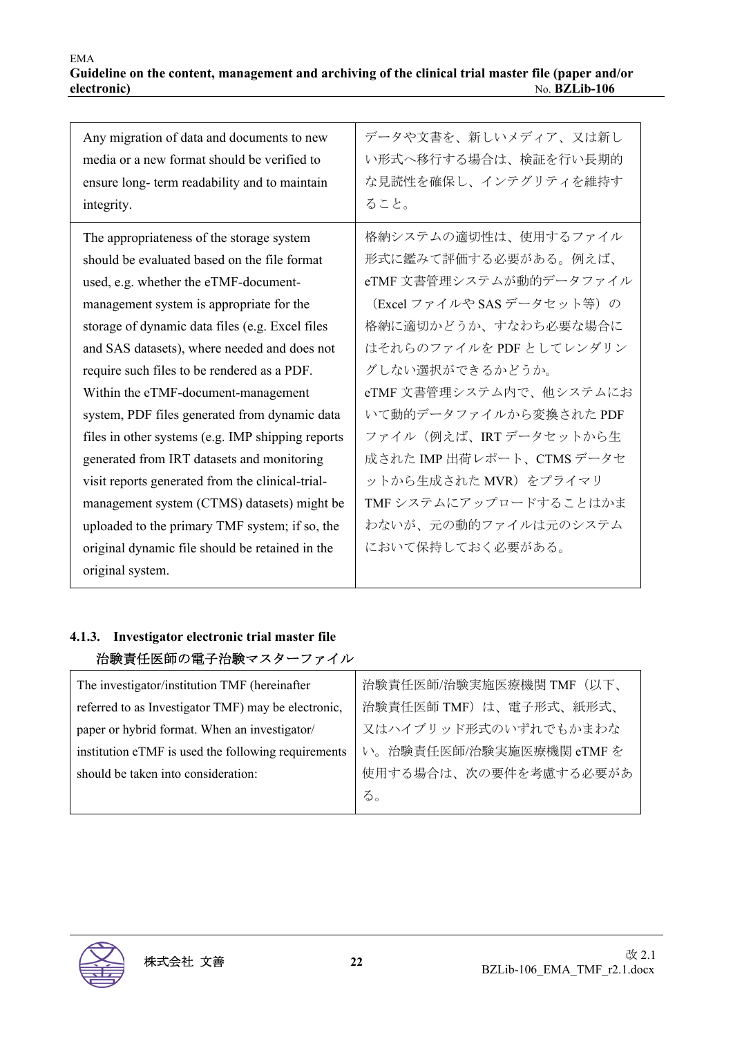| | |
|---|---|
| Any migration of data and documents to new media or a new format should be verified to ensure long- term readability and to maintain integrity. | データや文書を、新しいメディア、又は新しい形式へ移行する場合は、検証を行い長期的な見読性を確保し、インテグリティを維持すること。 |
| The appropriateness of the storage system should be evaluated based on the file format used, e.g. whether the eTMF-document-management system is appropriate for the storage of dynamic data files (e.g. Excel files and SAS datasets), where needed and does not require such files to be rendered as a PDF. Within the eTMF-document-management system, PDF files generated from dynamic data files in other systems (e.g. IMP shipping reports generated from IRT datasets and monitoring visit reports generated from the clinical-trial-management system (CTMS) datasets) might be uploaded to the primary TMF system; if so, the original dynamic file should be retained in the original system. | 格納システムの適切性は、使用するファイル形式に鑑みて評価する必要がある。例えば、eTMF 文書管理システムが動的データファイル（Excel ファイルや SAS データセット等）の格納に適切かどうか、すなわち必要な場合にはそれらのファイルを PDF としてレンダリングしない選択ができるかどうか。<br>eTMF 文書管理システム内で、他システムにおいて動的データファイルから変換された PDF ファイル（例えば、IRT データセットから生成された IMP 出荷レポート、CTMS データセットから生成された MVR）をプライマリ TMF システムにアップロードすることはかまわないが、元の動的ファイルは元のシステムにおいて保持しておく必要がある。 |

### 4.1.3. Investigator electronic trial master file
### 治験責任医師の電子治験マスターファイル

| | |
|---|---|
| The investigator/institution TMF (hereinafter referred to as Investigator TMF) may be electronic, paper or hybrid format. When an investigator/ institution eTMF is used the following requirements should be taken into consideration: | 治験責任医師/治験実施医療機関 TMF（以下、治験責任医師 TMF）は、電子形式、紙形式、又はハイブリッド形式のいずれでもかまわない。治験責任医師/治験実施医療機関 eTMF を使用する場合は、次の要件を考慮する必要がある。 |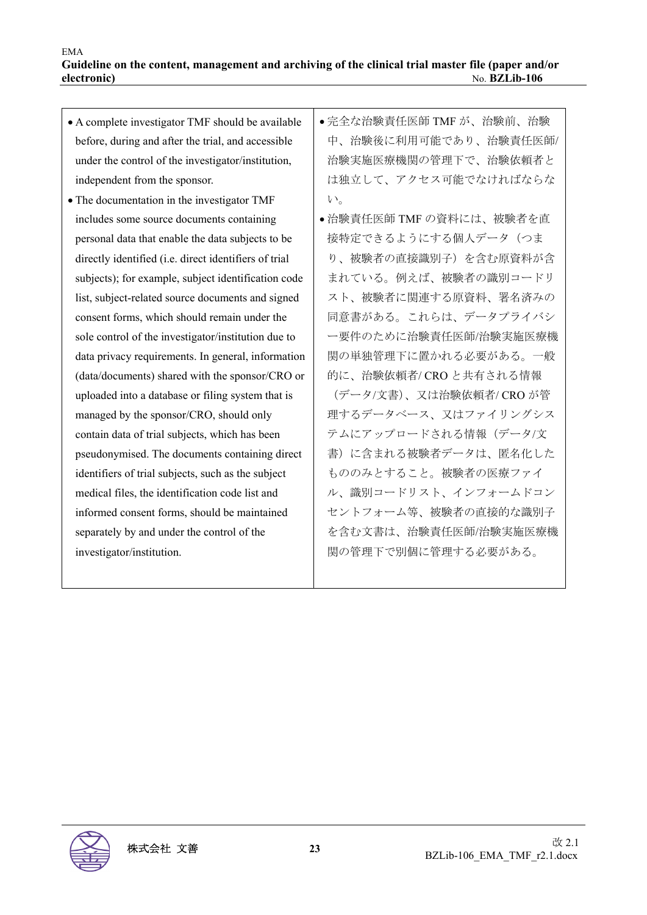| | |
|---|---|
| • A complete investigator TMF should be available before, during and after the trial, and accessible under the control of the investigator/institution, independent from the sponsor.<br>• The documentation in the investigator TMF includes some source documents containing personal data that enable the data subjects to be directly identified (i.e. direct identifiers of trial subjects); for example, subject identification code list, subject-related source documents and signed consent forms, which should remain under the sole control of the investigator/institution due to data privacy requirements. In general, information (data/documents) shared with the sponsor/CRO or uploaded into a database or filing system that is managed by the sponsor/CRO, should only contain data of trial subjects, which has been pseudonymised. The documents containing direct identifiers of trial subjects, such as the subject medical files, the identification code list and informed consent forms, should be maintained separately by and under the control of the investigator/institution. | • 完全な治験責任医師 TMF が、治験前、治験中、治験後に利用可能であり、治験責任医師/治験実施医療機関の管理下で、治験依頼者とは独立して、アクセス可能でなければならない。<br>• 治験責任医師 TMF の資料には、被験者を直接特定できるようにする個人データ（つまり、被験者の直接識別子）を含む原資料が含まれている。例えば、被験者の識別コードリスト、被験者に関連する原資料、署名済みの同意書がある。これらは、データプライバシー要件のために治験責任医師/治験実施医療機関の単独管理下に置かれる必要がある。一般的に、治験依頼者/ CRO と共有される情報（データ/文書）、又は治験依頼者/ CRO が管理するデータベース、又はファイリングシステムにアップロードされる情報（データ/文書）に含まれる被験者データは、匿名化したもののみとすること。被験者の医療ファイル、識別コードリスト、インフォームドコンセントフォーム等、被験者の直接的な識別子を含む文書は、治験責任医師/治験実施医療機関の管理下で別個に管理する必要がある。 |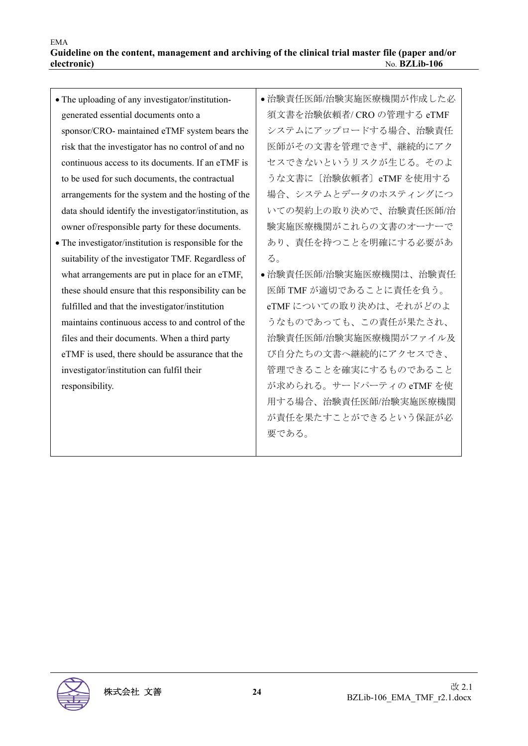| | |
|---|---|
| • The uploading of any investigator/institution-generated essential documents onto a sponsor/CRO- maintained eTMF system bears the risk that the investigator has no control of and no continuous access to its documents. If an eTMF is to be used for such documents, the contractual arrangements for the system and the hosting of the data should identify the investigator/institution, as owner of/responsible party for these documents.<br>• The investigator/institution is responsible for the suitability of the investigator TMF. Regardless of what arrangements are put in place for an eTMF, these should ensure that this responsibility can be fulfilled and that the investigator/institution maintains continuous access to and control of the files and their documents. When a third party eTMF is used, there should be assurance that the investigator/institution can fulfil their responsibility. | • 治験責任医師/治験実施医療機関が作成した必須文書を治験依頼者/ CRO の管理する eTMF システムにアップロードする場合、治験責任医師がその文書を管理できず、継続的にアクセスできないというリスクが生じる。そのような文書に〔治験依頼者〕eTMF を使用する場合、システムとデータのホスティングについての契約上の取り決めで、治験責任医師/治験実施医療機関がこれらの文書のオーナーであり、責任を持つことを明確にする必要がある。<br>• 治験責任医師/治験実施医療機関は、治験責任医師 TMF が適切であることに責任を負う。eTMF についての取り決めは、それがどのようなものであっても、この責任が果たされ、治験責任医師/治験実施医療機関がファイル及び自分たちの文書へ継続的にアクセスでき、管理できることを確実にするものであることが求められる。サードパーティの eTMF を使用する場合、治験責任医師/治験実施医療機関が責任を果たすことができるという保証が必要である。 |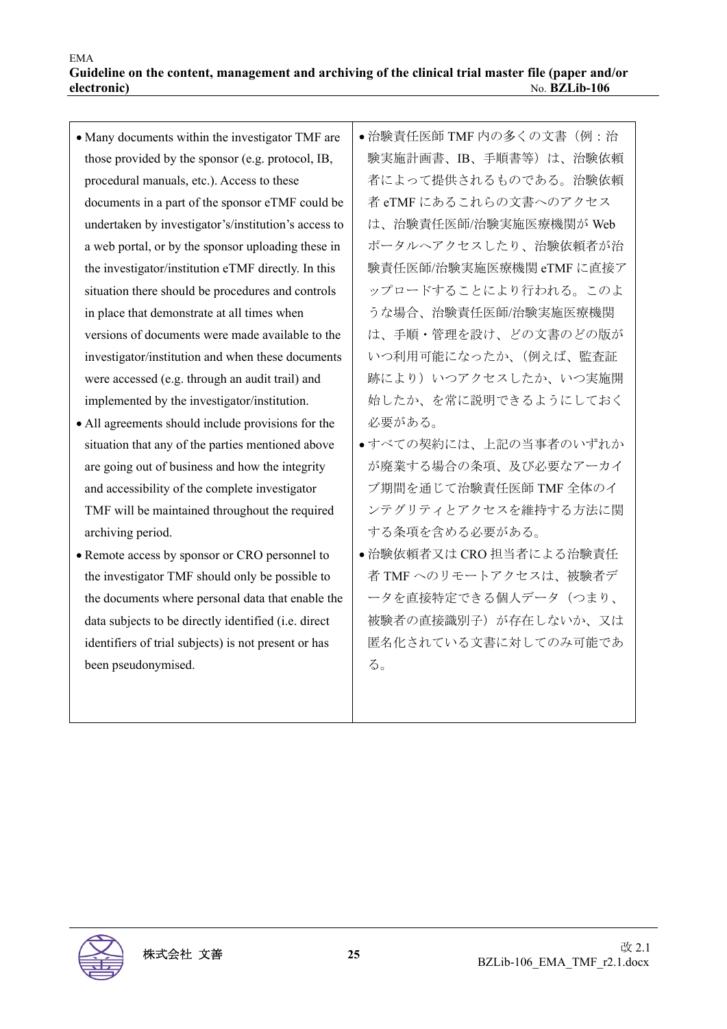| | |
|---|---|
| • Many documents within the investigator TMF are those provided by the sponsor (e.g. protocol, IB, procedural manuals, etc.). Access to these documents in a part of the sponsor eTMF could be undertaken by investigator's/institution's access to a web portal, or by the sponsor uploading these in the investigator/institution eTMF directly. In this situation there should be procedures and controls in place that demonstrate at all times when versions of documents were made available to the investigator/institution and when these documents were accessed (e.g. through an audit trail) and implemented by the investigator/institution.<br>• All agreements should include provisions for the situation that any of the parties mentioned above are going out of business and how the integrity and accessibility of the complete investigator TMF will be maintained throughout the required archiving period.<br>• Remote access by sponsor or CRO personnel to the investigator TMF should only be possible to the documents where personal data that enable the data subjects to be directly identified (i.e. direct identifiers of trial subjects) is not present or has been pseudonymised. | • 治験責任医師 TMF 内の多くの文書（例：治験実施計画書、IB、手順書等）は、治験依頼者によって提供されるものである。治験依頼者 eTMF にあるこれらの文書へのアクセスは、治験責任医師/治験実施医療機関が Web ポータルへアクセスしたり、治験依頼者が治験責任医師/治験実施医療機関 eTMF に直接アップロードすることにより行われる。このような場合、治験責任医師/治験実施医療機関は、手順・管理を設け、どの文書のどの版がいつ利用可能になったか、（例えば、監査証跡により）いつアクセスしたか、いつ実施開始したか、を常に説明できるようにしておく必要がある。<br>• すべての契約には、上記の当事者のいずれかが廃業する場合の条項、及び必要なアーカイブ期間を通じて治験責任医師 TMF 全体のインテグリティとアクセスを維持する方法に関する条項を含める必要がある。<br>• 治験依頼者又は CRO 担当者による治験責任者 TMF へのリモートアクセスは、被験者データを直接特定できる個人データ（つまり、被験者の直接識別子）が存在しないか、又は匿名化されている文書に対してのみ可能である。 |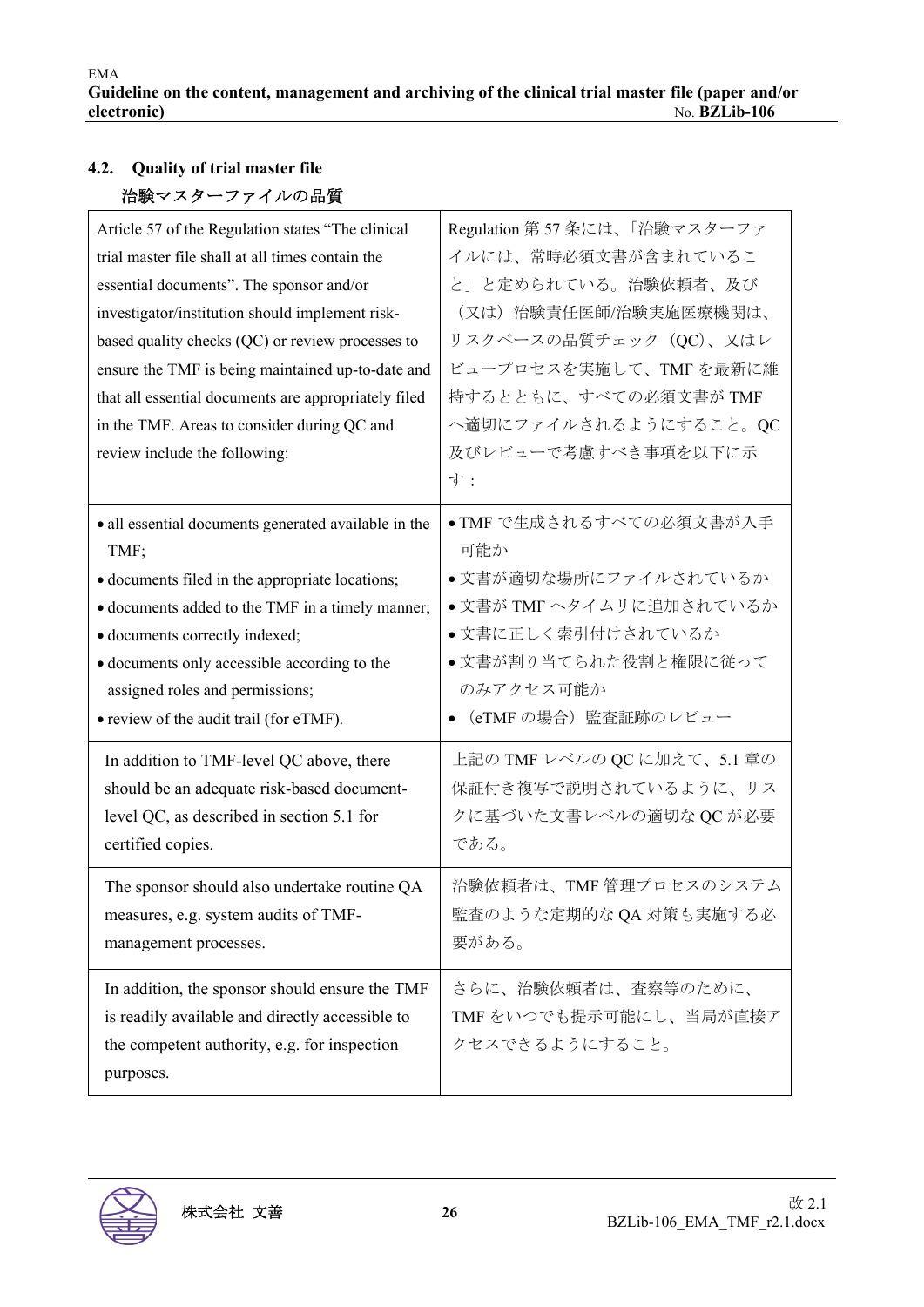## 4.2. Quality of trial master file

治験マスターファイルの品質

| | |
|---|---|
| Article 57 of the Regulation states "The clinical trial master file shall at all times contain the essential documents". The sponsor and/or investigator/institution should implement risk-based quality checks (QC) or review processes to ensure the TMF is being maintained up-to-date and that all essential documents are appropriately filed in the TMF. Areas to consider during QC and review include the following: | Regulation 第 57 条には、「治験マスターファイルには、常時必須文書が含まれていること」と定められている。治験依頼者、及び（又は）治験責任医師/治験実施医療機関は、リスクベースの品質チェック（QC）、又はレビュープロセスを実施して、TMF を最新に維持するとともに、すべての必須文書が TMF へ適切にファイルされるようにすること。QC 及びレビューで考慮すべき事項を以下に示す： |
| • all essential documents generated available in the TMF;<br>• documents filed in the appropriate locations;<br>• documents added to the TMF in a timely manner;<br>• documents correctly indexed;<br>• documents only accessible according to the assigned roles and permissions;<br>• review of the audit trail (for eTMF). | • TMF で生成されるすべての必須文書が入手可能か<br>• 文書が適切な場所にファイルされているか<br>• 文書が TMF へタイムリに追加されているか<br>• 文書に正しく索引付けされているか<br>• 文書が割り当てられた役割と権限に従ってのみアクセス可能か<br>• （eTMF の場合）監査証跡のレビュー |
| In addition to TMF-level QC above, there should be an adequate risk-based document-level QC, as described in section 5.1 for certified copies. | 上記の TMF レベルの QC に加えて、5.1 章の保証付き複写で説明されているように、リスクに基づいた文書レベルの適切な QC が必要である。 |
| The sponsor should also undertake routine QA measures, e.g. system audits of TMF-management processes. | 治験依頼者は、TMF 管理プロセスのシステム監査のような定期的な QA 対策も実施する必要がある。 |
| In addition, the sponsor should ensure the TMF is readily available and directly accessible to the competent authority, e.g. for inspection purposes. | さらに、治験依頼者は、査察等のために、TMF をいつでも提示可能にし、当局が直接アクセスできるようにすること。 |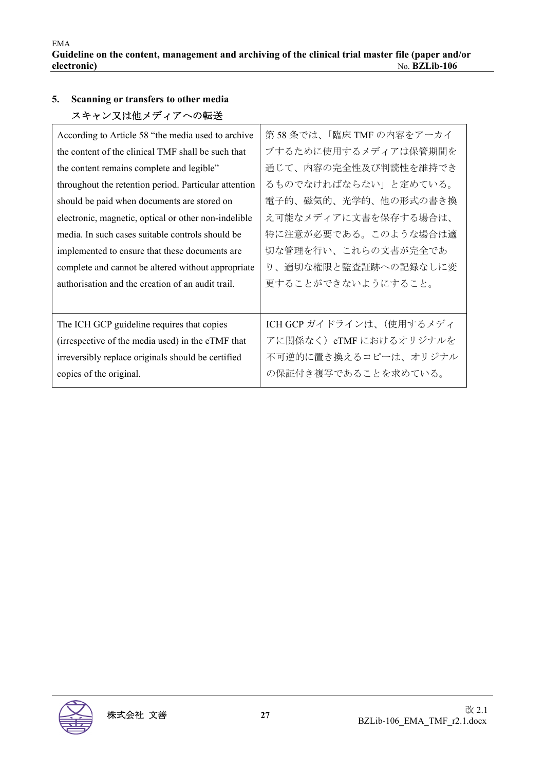## 5. Scanning or transfers to other media
## スキャン又は他メディアへの転送

| According to Article 58 "the media used to archive the content of the clinical TMF shall be such that the content remains complete and legible" throughout the retention period. Particular attention should be paid when documents are stored on electronic, magnetic, optical or other non-indelible media. In such cases suitable controls should be implemented to ensure that these documents are complete and cannot be altered without appropriate authorisation and the creation of an audit trail. | 第 58 条では、「臨床 TMF の内容をアーカイブするために使用するメディアは保管期間を通じて、内容の完全性及び判読性を維持できるものでなければならない」と定めている。電子的、磁気的、光学的、他の形式の書き換え可能なメディアに文書を保存する場合は、特に注意が必要である。このような場合は適切な管理を行い、これらの文書が完全であり、適切な権限と監査証跡への記録なしに変更することができないようにすること。 |
|---|---|
| The ICH GCP guideline requires that copies (irrespective of the media used) in the eTMF that irreversibly replace originals should be certified copies of the original. | ICH GCP ガイドラインは、(使用するメディアに関係なく) eTMF におけるオリジナルを不可逆的に置き換えるコピーは、オリジナルの保証付き複写であることを求めている。 |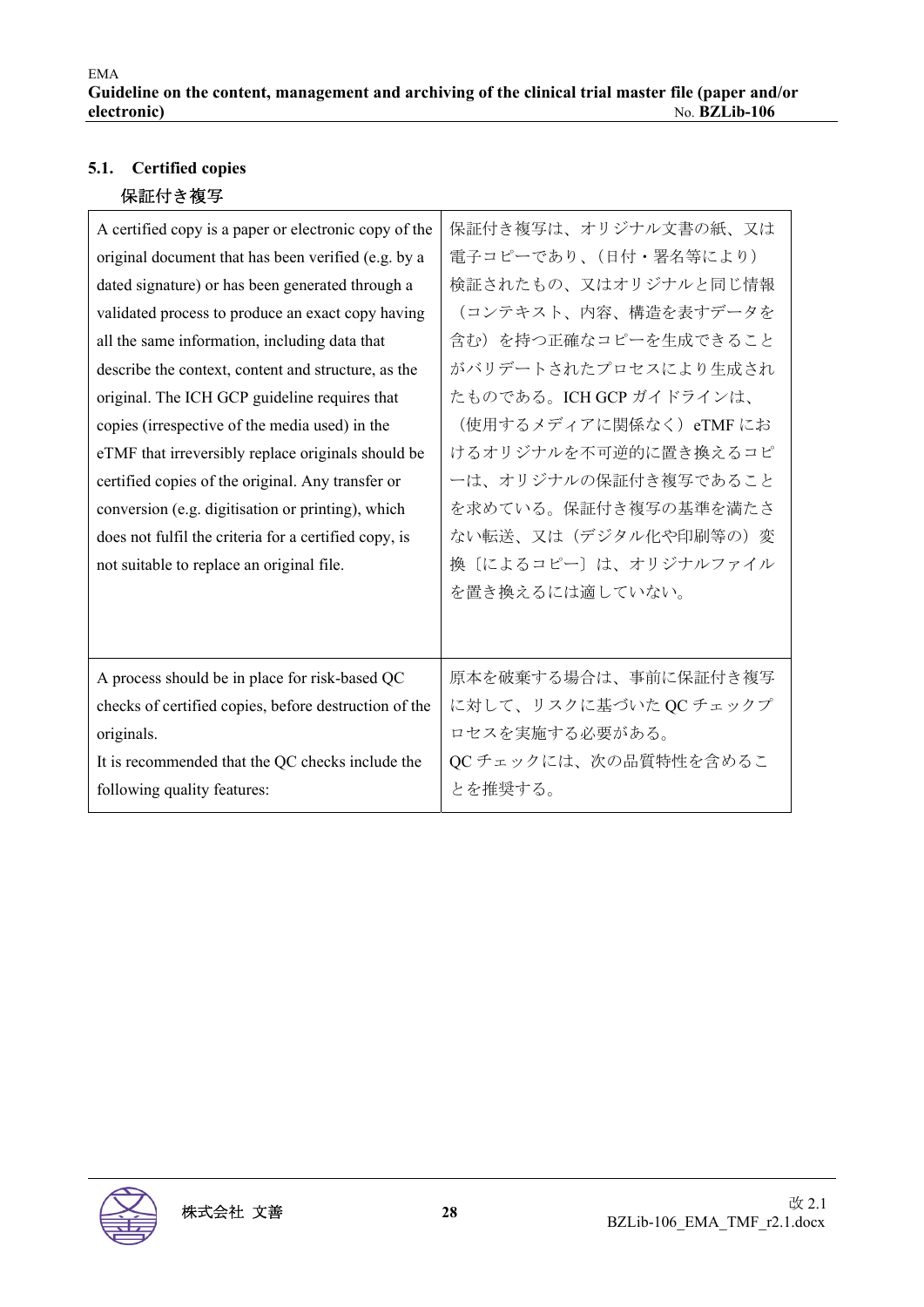## 5.1. Certified copies

保証付き複写

| A certified copy is a paper or electronic copy of the original document that has been verified (e.g. by a dated signature) or has been generated through a validated process to produce an exact copy having all the same information, including data that describe the context, content and structure, as the original. The ICH GCP guideline requires that copies (irrespective of the media used) in the eTMF that irreversibly replace originals should be certified copies of the original. Any transfer or conversion (e.g. digitisation or printing), which does not fulfil the criteria for a certified copy, is not suitable to replace an original file. | 保証付き複写は、オリジナル文書の紙、又は電子コピーであり、（日付・署名等により）検証されたもの、又はオリジナルと同じ情報（コンテキスト、内容、構造を表すデータを含む）を持つ正確なコピーを生成できることがバリデートされたプロセスにより生成されたものである。ICH GCP ガイドラインは、（使用するメディアに関係なく）eTMF におけるオリジナルを不可逆的に置き換えるコピーは、オリジナルの保証付き複写であることを求めている。保証付き複写の基準を満たさない転送、又は（デジタル化や印刷等の）変換〔によるコピー〕は、オリジナルファイルを置き換えるには適していない。 |
|---|---|
| A process should be in place for risk-based QC checks of certified copies, before destruction of the originals.<br>It is recommended that the QC checks include the following quality features: | 原本を破棄する場合は、事前に保証付き複写に対して、リスクに基づいた QC チェックプロセスを実施する必要がある。<br>QC チェックには、次の品質特性を含めることを推奨する。 |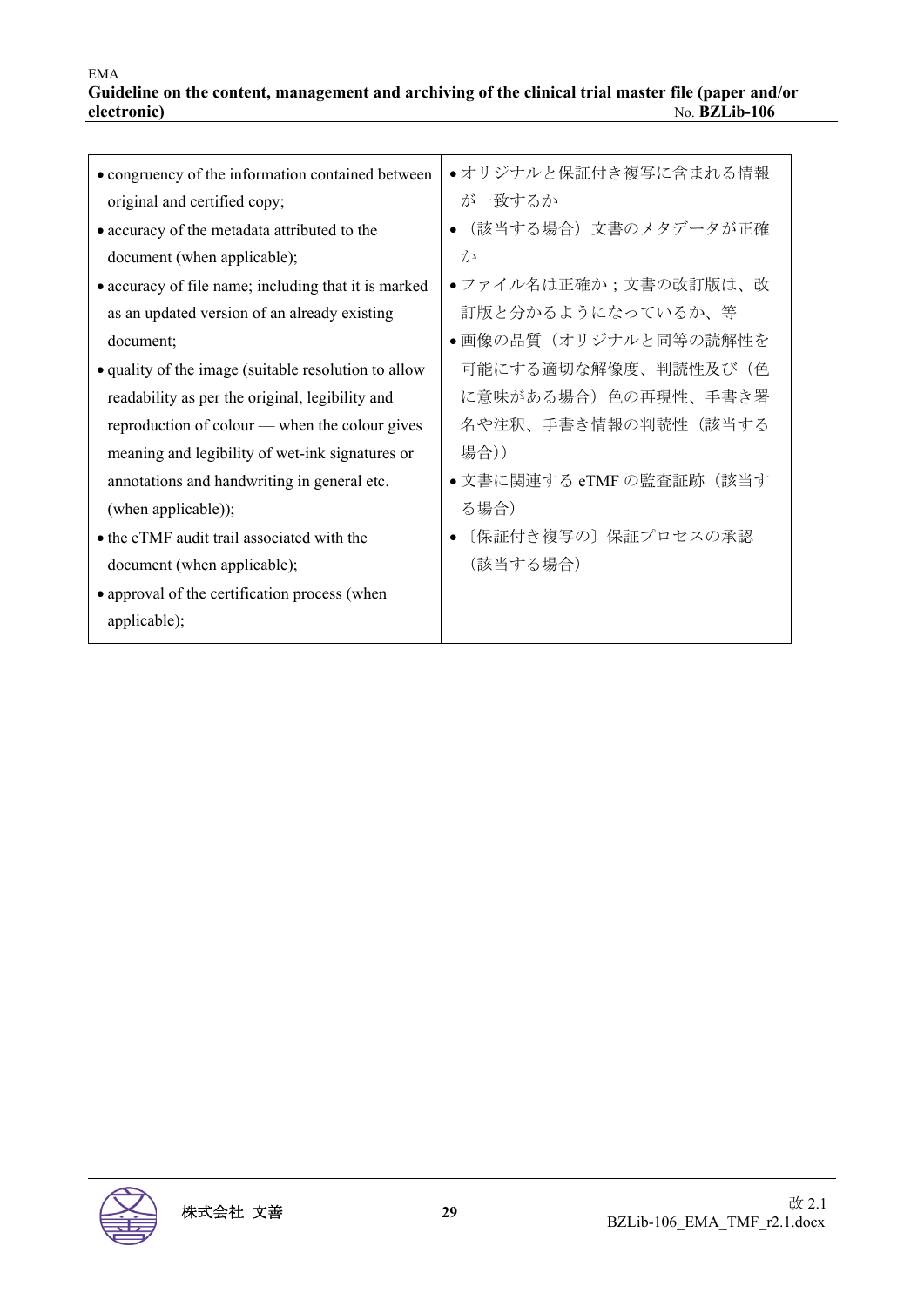| | |
|---|---|
| • congruency of the information contained between original and certified copy;<br>• accuracy of the metadata attributed to the document (when applicable);<br>• accuracy of file name; including that it is marked as an updated version of an already existing document;<br>• quality of the image (suitable resolution to allow readability as per the original, legibility and reproduction of colour — when the colour gives meaning and legibility of wet-ink signatures or annotations and handwriting in general etc. (when applicable));<br>• the eTMF audit trail associated with the document (when applicable);<br>• approval of the certification process (when applicable); | • オリジナルと保証付き複写に含まれる情報が一致するか<br>• （該当する場合）文書のメタデータが正確か<br>• ファイル名は正確か；文書の改訂版は、改訂版と分かるようになっているか、等<br>• 画像の品質（オリジナルと同等の読解性を可能にする適切な解像度、判読性及び（色に意味がある場合）色の再現性、手書き署名や注釈、手書き情報の判読性（該当する場合））<br>• 文書に関連する eTMF の監査証跡（該当する場合）<br>• 〔保証付き複写の〕保証プロセスの承認（該当する場合） |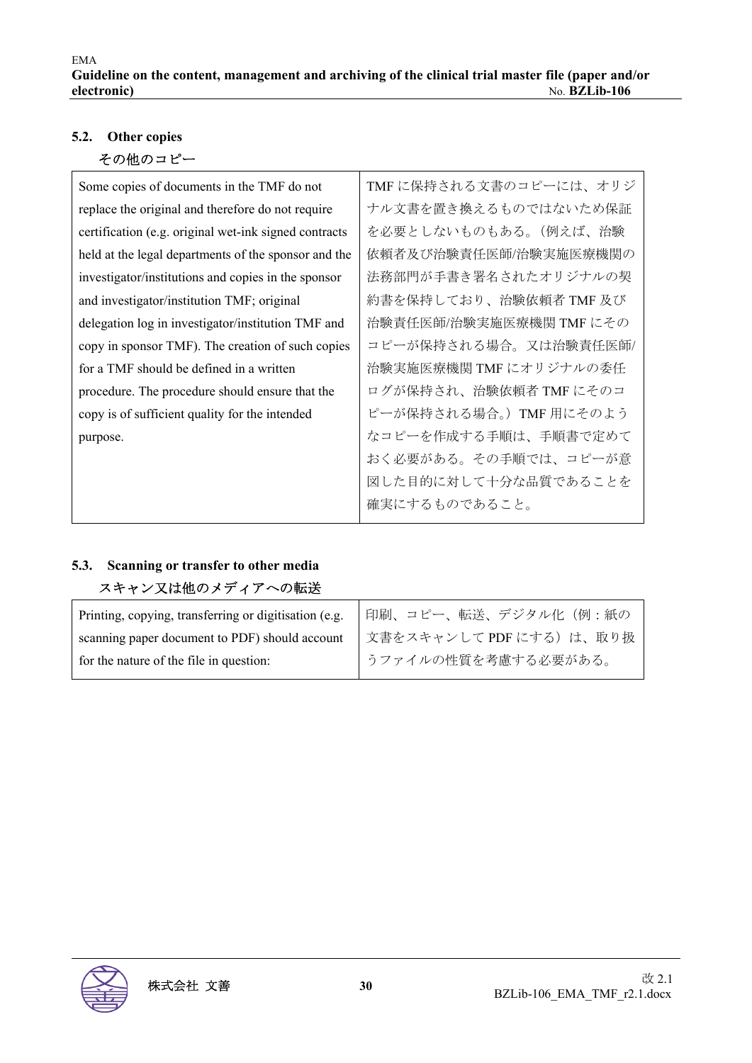### 5.2. Other copies

その他のコピー

| Some copies of documents in the TMF do not replace the original and therefore do not require certification (e.g. original wet-ink signed contracts held at the legal departments of the sponsor and the investigator/institutions and copies in the sponsor and investigator/institution TMF; original delegation log in investigator/institution TMF and copy in sponsor TMF). The creation of such copies for a TMF should be defined in a written procedure. The procedure should ensure that the copy is of sufficient quality for the intended purpose. | TMF に保持される文書のコピーには、オリジナル文書を置き換えるものではないため保証を必要としないものもある。（例えば、治験依頼者及び治験責任医師/治験実施医療機関の法務部門が手書き署名されたオリジナルの契約書を保持しており、治験依頼者 TMF 及び治験責任医師/治験実施医療機関 TMF にそのコピーが保持される場合。又は治験責任医師/治験実施医療機関 TMF にオリジナルの委任ログが保持され、治験依頼者 TMF にそのコピーが保持される場合。）TMF 用にそのようなコピーを作成する手順は、手順書で定めておく必要がある。その手順では、コピーが意図した目的に対して十分な品質であることを確実にするものであること。 |
|---|---|

### 5.3. Scanning or transfer to other media

スキャン又は他のメディアへの転送

| Printing, copying, transferring or digitisation (e.g. scanning paper document to PDF) should account for the nature of the file in question: | 印刷、コピー、転送、デジタル化（例：紙の文書をスキャンして PDF にする）は、取り扱うファイルの性質を考慮する必要がある。 |
|---|---|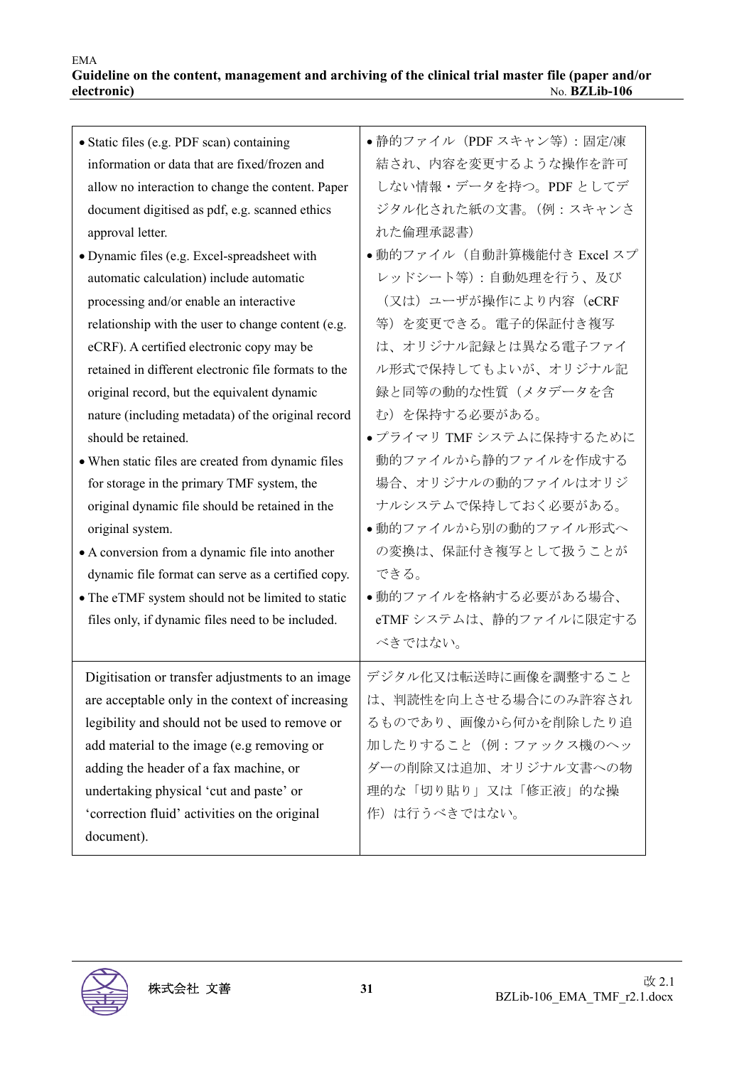| | |
|---|---|
| • Static files (e.g. PDF scan) containing information or data that are fixed/frozen and allow no interaction to change the content. Paper document digitised as pdf, e.g. scanned ethics approval letter.<br>• Dynamic files (e.g. Excel-spreadsheet with automatic calculation) include automatic processing and/or enable an interactive relationship with the user to change content (e.g. eCRF). A certified electronic copy may be retained in different electronic file formats to the original record, but the equivalent dynamic nature (including metadata) of the original record should be retained.<br>• When static files are created from dynamic files for storage in the primary TMF system, the original dynamic file should be retained in the original system.<br>• A conversion from a dynamic file into another dynamic file format can serve as a certified copy.<br>• The eTMF system should not be limited to static files only, if dynamic files need to be included. | • 静的ファイル（PDF スキャン等）：固定/凍結され、内容を変更するような操作を許可しない情報・データを持つ。PDF としてデジタル化された紙の文書。（例：スキャンされた倫理承認書）<br>• 動的ファイル（自動計算機能付き Excel スプレッドシート等）：自動処理を行う、及び（又は）ユーザが操作により内容（eCRF 等）を変更できる。電子的保証付き複写は、オリジナル記録とは異なる電子ファイル形式で保持してもよいが、オリジナル記録と同等の動的な性質（メタデータを含む）を保持する必要がある。<br>• プライマリ TMF システムに保持するために動的ファイルから静的ファイルを作成する場合、オリジナルの動的ファイルはオリジナルシステムで保持しておく必要がある。<br>• 動的ファイルから別の動的ファイル形式への変換は、保証付き複写として扱うことができる。<br>• 動的ファイルを格納する必要がある場合、eTMF システムは、静的ファイルに限定するべきではない。 |
| Digitisation or transfer adjustments to an image are acceptable only in the context of increasing legibility and should not be used to remove or add material to the image (e.g removing or adding the header of a fax machine, or undertaking physical 'cut and paste' or 'correction fluid' activities on the original document). | デジタル化又は転送時に画像を調整することは、判読性を向上させる場合にのみ許容されるものであり、画像から何かを削除したり追加したりすること（例：ファックス機のヘッダーの削除又は追加、オリジナル文書への物理的な「切り貼り」又は「修正液」的な操作）は行うべきではない。 |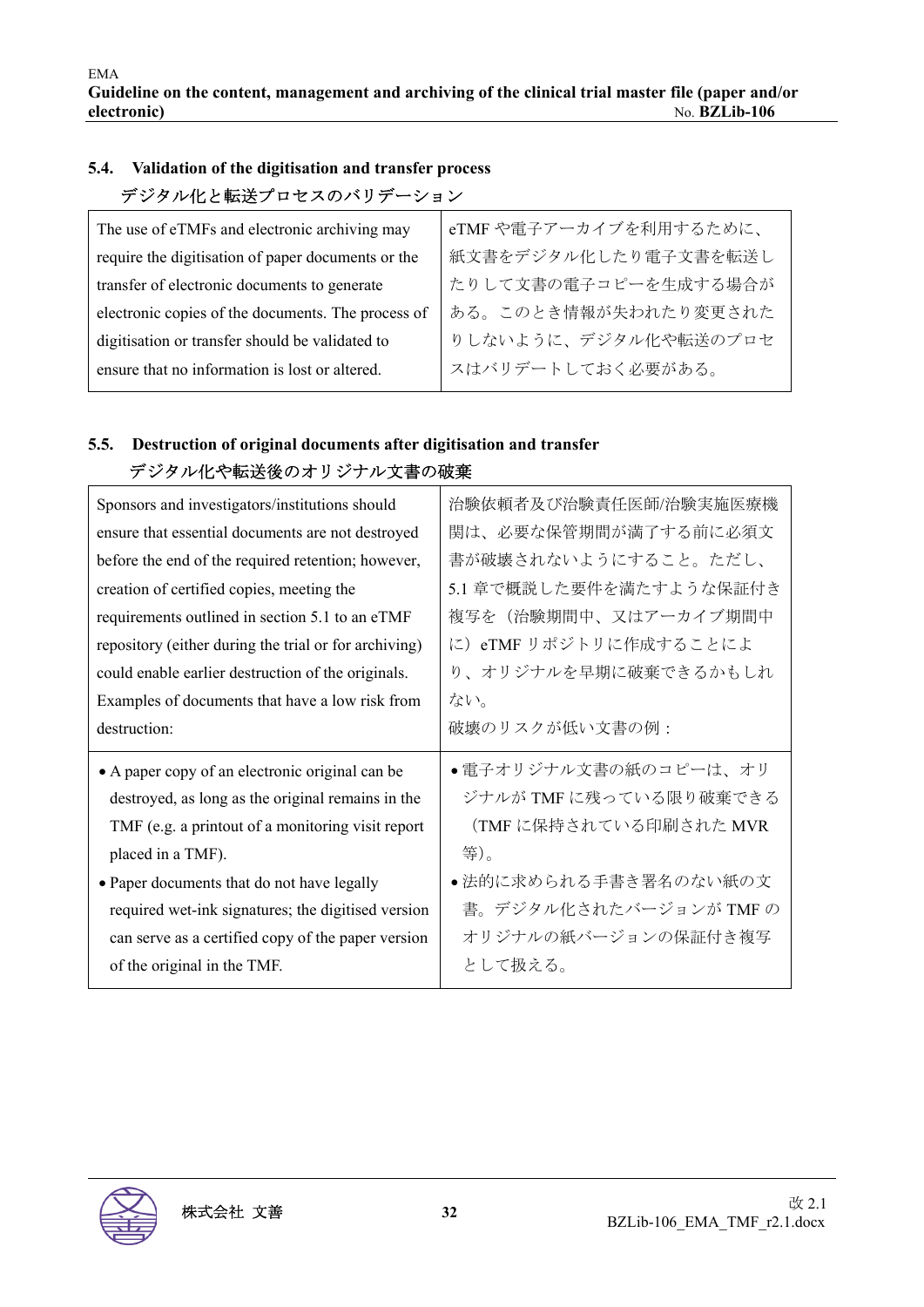### 5.4. Validation of the digitisation and transfer process
デジタル化と転送プロセスのバリデーション

| The use of eTMFs and electronic archiving may require the digitisation of paper documents or the transfer of electronic documents to generate electronic copies of the documents. The process of digitisation or transfer should be validated to ensure that no information is lost or altered. | eTMF や電子アーカイブを利用するために、紙文書をデジタル化したり電子文書を転送したりして文書の電子コピーを生成する場合がある。このとき情報が失われたり変更されたりしないように、デジタル化や転送のプロセスはバリデートしておく必要がある。 |
|---|---|

### 5.5. Destruction of original documents after digitisation and transfer
デジタル化や転送後のオリジナル文書の破棄

| Sponsors and investigators/institutions should ensure that essential documents are not destroyed before the end of the required retention; however, creation of certified copies, meeting the requirements outlined in section 5.1 to an eTMF repository (either during the trial or for archiving) could enable earlier destruction of the originals.<br>Examples of documents that have a low risk from destruction: | 治験依頼者及び治験責任医師/治験実施医療機関は、必要な保管期間が満了する前に必須文書が破壊されないようにすること。ただし、5.1 章で概説した要件を満たすような保証付き複写を（治験期間中、又はアーカイブ期間中に）eTMF リポジトリに作成することにより、オリジナルを早期に破棄できるかもしれない。<br>破壊のリスクが低い文書の例： |
|---|---|
| • A paper copy of an electronic original can be destroyed, as long as the original remains in the TMF (e.g. a printout of a monitoring visit report placed in a TMF).<br>• Paper documents that do not have legally required wet-ink signatures; the digitised version can serve as a certified copy of the paper version of the original in the TMF. | • 電子オリジナル文書の紙のコピーは、オリジナルが TMF に残っている限り破棄できる（TMF に保持されている印刷された MVR 等)。<br>• 法的に求められる手書き署名のない紙の文書。デジタル化されたバージョンが TMF のオリジナルの紙バージョンの保証付き複写として扱える。 |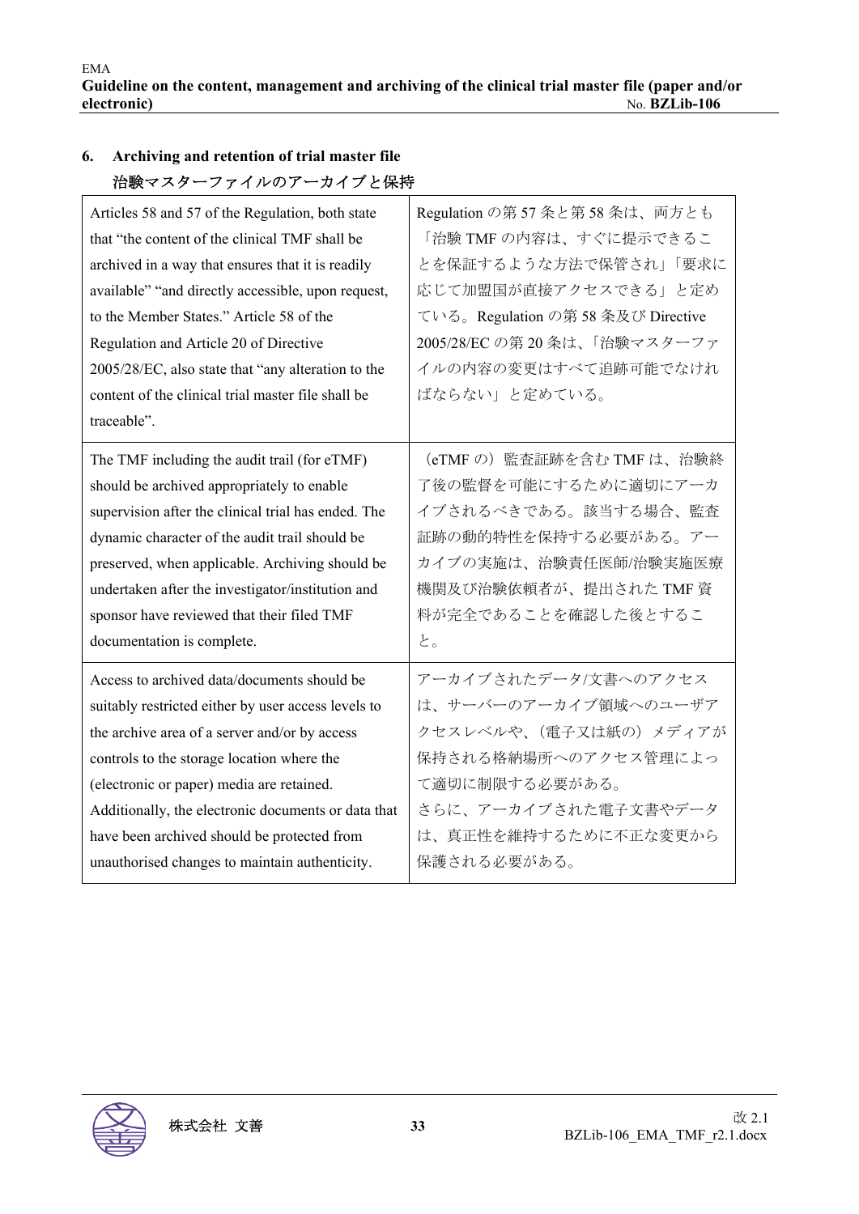## 6. Archiving and retention of trial master file
## 治験マスターファイルのアーカイブと保持

| | |
|---|---|
| Articles 58 and 57 of the Regulation, both state that "the content of the clinical TMF shall be archived in a way that ensures that it is readily available" "and directly accessible, upon request, to the Member States." Article 58 of the Regulation and Article 20 of Directive 2005/28/EC, also state that "any alteration to the content of the clinical trial master file shall be traceable". | Regulation の第 57 条と第 58 条は、両方とも「治験 TMF の内容は、すぐに提示できることを保証するような方法で保管され」「要求に応じて加盟国が直接アクセスできる」と定めている。Regulation の第 58 条及び Directive 2005/28/EC の第 20 条は、「治験マスターファイルの内容の変更はすべて追跡可能でなければならない」と定めている。 |
| The TMF including the audit trail (for eTMF) should be archived appropriately to enable supervision after the clinical trial has ended. The dynamic character of the audit trail should be preserved, when applicable. Archiving should be undertaken after the investigator/institution and sponsor have reviewed that their filed TMF documentation is complete. | （eTMF の）監査証跡を含む TMF は、治験終了後の監督を可能にするために適切にアーカイブされるべきである。該当する場合、監査証跡の動的特性を保持する必要がある。アーカイブの実施は、治験責任医師/治験実施医療機関及び治験依頼者が、提出された TMF 資料が完全であることを確認した後とすること。 |
| Access to archived data/documents should be suitably restricted either by user access levels to the archive area of a server and/or by access controls to the storage location where the (electronic or paper) media are retained. Additionally, the electronic documents or data that have been archived should be protected from unauthorised changes to maintain authenticity. | アーカイブされたデータ/文書へのアクセスは、サーバーのアーカイブ領域へのユーザアクセスレベルや、（電子又は紙の）メディアが保持される格納場所へのアクセス管理によって適切に制限する必要がある。<br>さらに、アーカイブされた電子文書やデータは、真正性を維持するために不正な変更から保護される必要がある。 |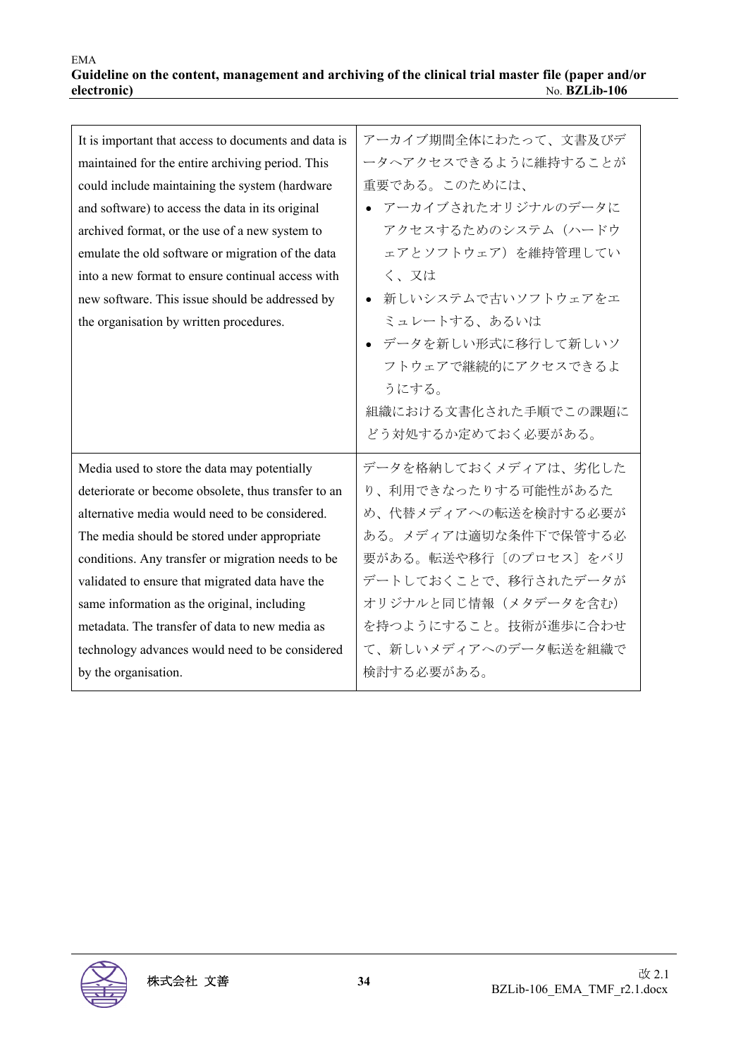| | |
|---|---|
| It is important that access to documents and data is maintained for the entire archiving period. This could include maintaining the system (hardware and software) to access the data in its original archived format, or the use of a new system to emulate the old software or migration of the data into a new format to ensure continual access with new software. This issue should be addressed by the organisation by written procedures. | アーカイブ期間全体にわたって、文書及びデータへアクセスできるように維持することが重要である。このためには、<br>• アーカイブされたオリジナルのデータにアクセスするためのシステム（ハードウェアとソフトウェア）を維持管理していく、又は<br>• 新しいシステムで古いソフトウェアをエミュレートする、あるいは<br>• データを新しい形式に移行して新しいソフトウェアで継続的にアクセスできるようにする。<br>組織における文書化された手順でこの課題にどう対処するか定めておく必要がある。 |
| Media used to store the data may potentially deteriorate or become obsolete, thus transfer to an alternative media would need to be considered. The media should be stored under appropriate conditions. Any transfer or migration needs to be validated to ensure that migrated data have the same information as the original, including metadata. The transfer of data to new media as technology advances would need to be considered by the organisation. | データを格納しておくメディアは、劣化したり、利用できなったりする可能性があるため、代替メディアへの転送を検討する必要がある。メディアは適切な条件下で保管する必要がある。転送や移行〔のプロセス〕をバリデートしておくことで、移行されたデータがオリジナルと同じ情報（メタデータを含む）を持つようにすること。技術が進歩に合わせて、新しいメディアへのデータ転送を組織で検討する必要がある。 |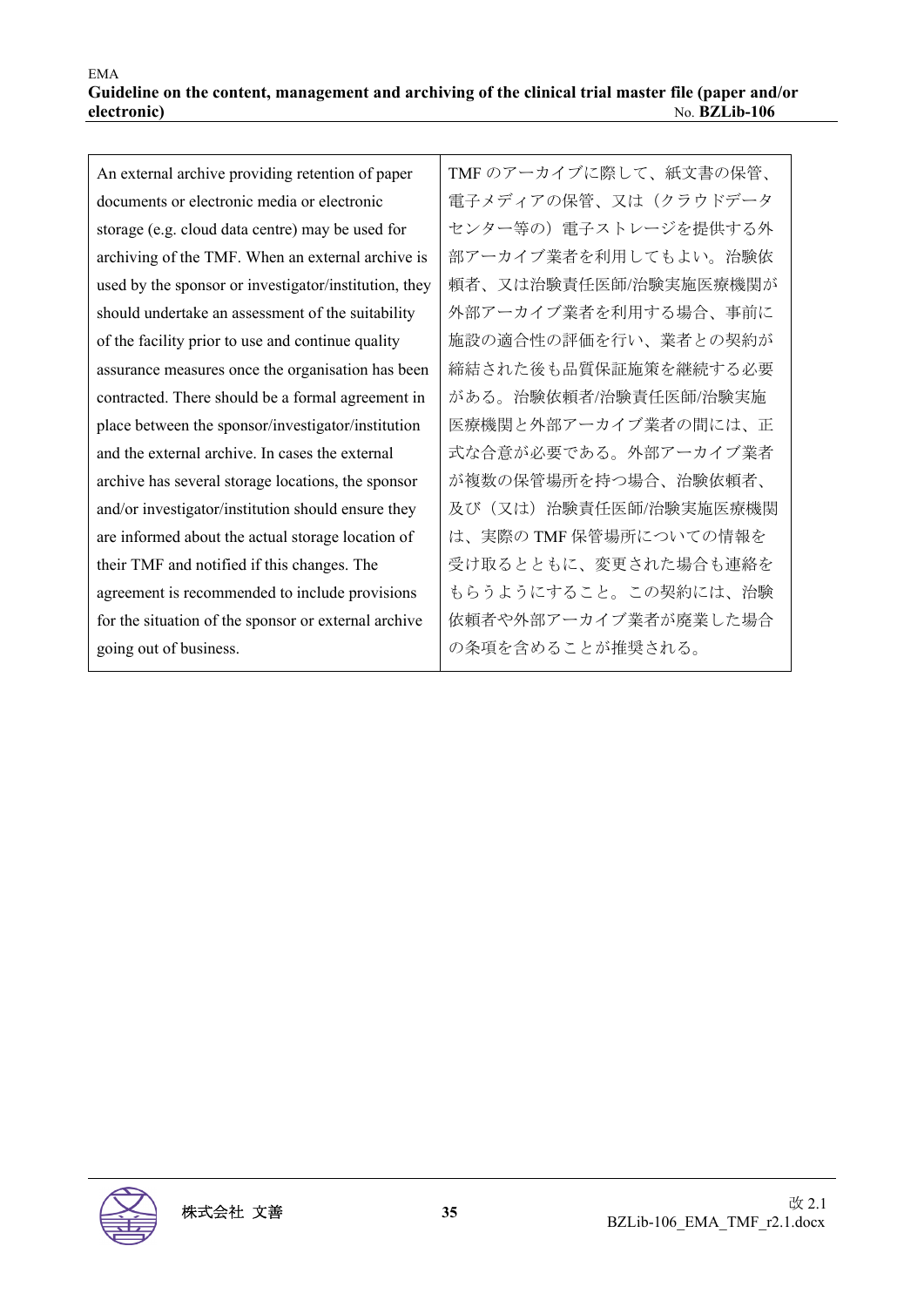| An external archive providing retention of paper documents or electronic media or electronic storage (e.g. cloud data centre) may be used for archiving of the TMF. When an external archive is used by the sponsor or investigator/institution, they should undertake an assessment of the suitability of the facility prior to use and continue quality assurance measures once the organisation has been contracted. There should be a formal agreement in place between the sponsor/investigator/institution and the external archive. In cases the external archive has several storage locations, the sponsor and/or investigator/institution should ensure they are informed about the actual storage location of their TMF and notified if this changes. The agreement is recommended to include provisions for the situation of the sponsor or external archive going out of business. | TMF のアーカイブに際して、紙文書の保管、電子メディアの保管、又は（クラウドデータセンター等の）電子ストレージを提供する外部アーカイブ業者を利用してもよい。治験依頼者、又は治験責任医師/治験実施医療機関が外部アーカイブ業者を利用する場合、事前に施設の適合性の評価を行い、業者との契約が締結された後も品質保証施策を継続する必要がある。治験依頼者/治験責任医師/治験実施医療機関と外部アーカイブ業者の間には、正式な合意が必要である。外部アーカイブ業者が複数の保管場所を持つ場合、治験依頼者、及び（又は）治験責任医師/治験実施医療機関は、実際の TMF 保管場所についての情報を受け取るとともに、変更された場合も連絡をもらうようにすること。この契約には、治験依頼者や外部アーカイブ業者が廃業した場合の条項を含めることが推奨される。 |
|---|---|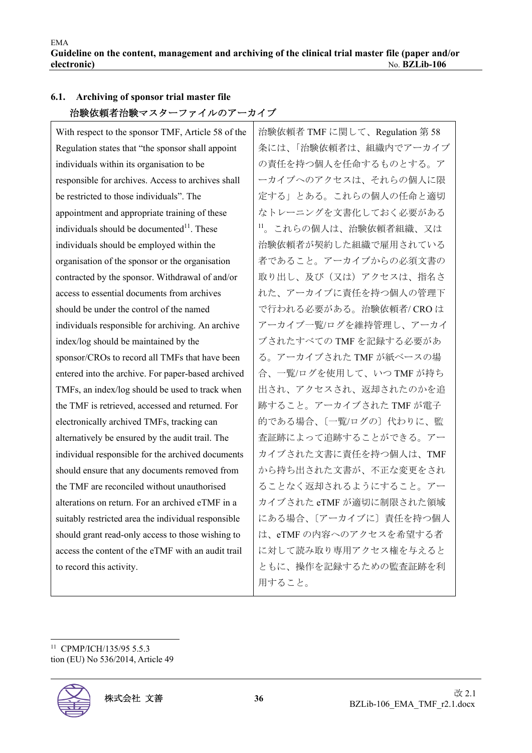### 6.1. Archiving of sponsor trial master file

治験依頼者治験マスターファイルのアーカイブ

| With respect to the sponsor TMF, Article 58 of the Regulation states that "the sponsor shall appoint individuals within its organisation to be responsible for archives. Access to archives shall be restricted to those individuals". The appointment and appropriate training of these individuals should be documented[11]. These individuals should be employed within the organisation of the sponsor or the organisation contracted by the sponsor. Withdrawal of and/or access to essential documents from archives should be under the control of the named individuals responsible for archiving. An archive index/log should be maintained by the sponsor/CROs to record all TMFs that have been entered into the archive. For paper-based archived TMFs, an index/log should be used to track when the TMF is retrieved, accessed and returned. For electronically archived TMFs, tracking can alternatively be ensured by the audit trail. The individual responsible for the archived documents should ensure that any documents removed from the TMF are reconciled without unauthorised alterations on return. For an archived eTMF in a suitably restricted area the individual responsible should grant read-only access to those wishing to access the content of the eTMF with an audit trail to record this activity. | 治験依頼者 TMF に関して、Regulation 第 58 条には、「治験依頼者は、組織内でアーカイブの責任を持つ個人を任命するものとする。アーカイブへのアクセスは、それらの個人に限定する」とある。これらの個人の任命と適切なトレーニングを文書化しておく必要がある[11]。これらの個人は、治験依頼者組織、又は治験依頼者が契約した組織で雇用されている者であること。アーカイブからの必須文書の取り出し、及び（又は）アクセスは、指名された、アーカイブに責任を持つ個人の管理下で行われる必要がある。治験依頼者/ CRO はアーカイブ一覧/ログを維持管理し、アーカイブされたすべての TMF を記録する必要がある。アーカイブされた TMF が紙ベースの場合、一覧/ログを使用して、いつ TMF が持ち出され、アクセスされ、返却されたのかを追跡すること。アーカイブされた TMF が電子的である場合、〔一覧/ログの〕代わりに、監査証跡によって追跡することができる。アーカイブされた文書に責任を持つ個人は、TMF から持ち出された文書が、不正な変更をされることなく返却されるようにすること。アーカイブされた eTMF が適切に制限された領域にある場合、〔アーカイブに〕責任を持つ個人は、eTMF の内容へのアクセスを希望する者に対して読み取り専用アクセス権を与えるとともに、操作を記録するための監査証跡を利用すること。 |
|---|---|

[11] CPMP/ICH/135/95 5.5.3
tion (EU) No 536/2014, Article 49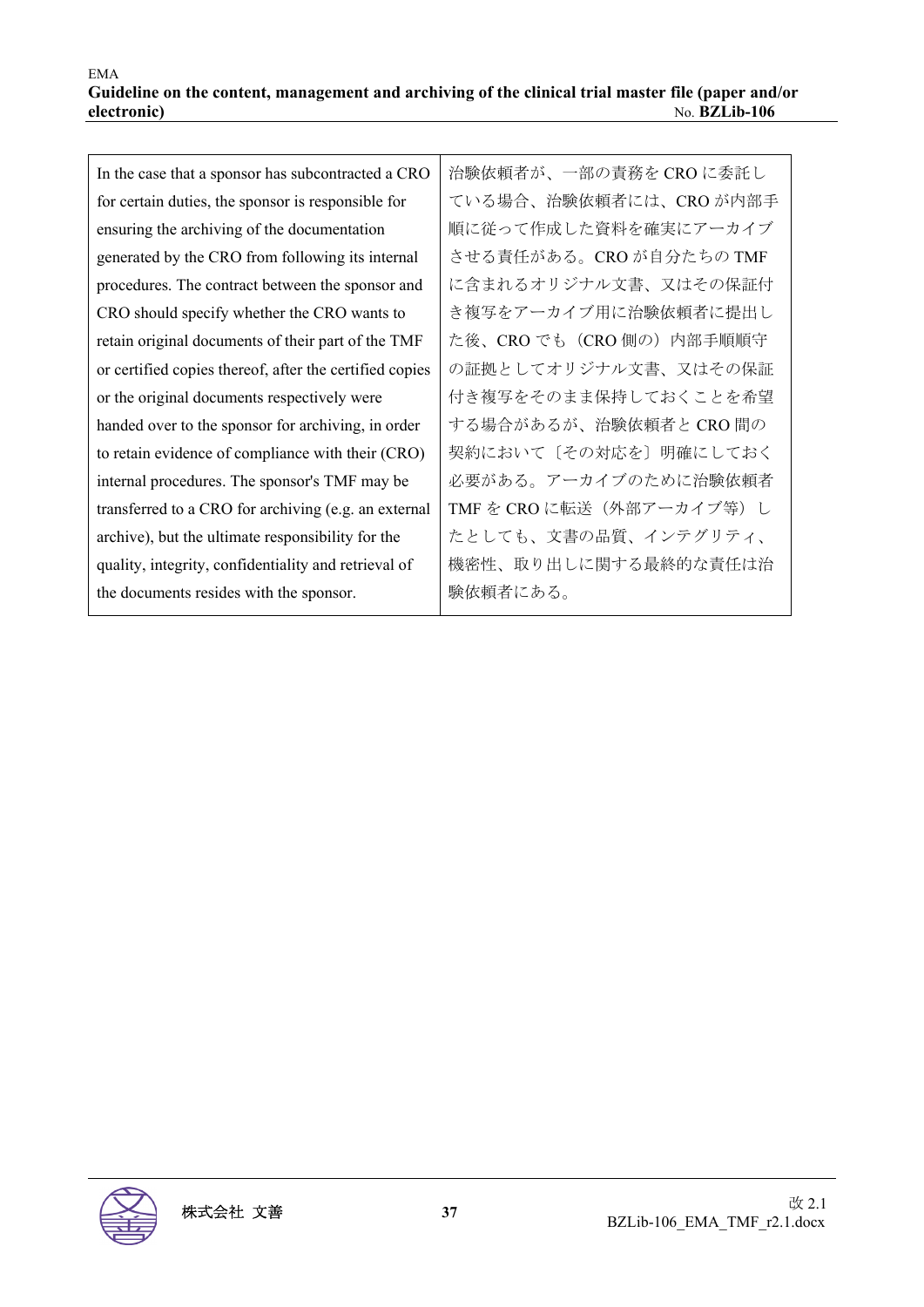| In the case that a sponsor has subcontracted a CRO for certain duties, the sponsor is responsible for ensuring the archiving of the documentation generated by the CRO from following its internal procedures. The contract between the sponsor and CRO should specify whether the CRO wants to retain original documents of their part of the TMF or certified copies thereof, after the certified copies or the original documents respectively were handed over to the sponsor for archiving, in order to retain evidence of compliance with their (CRO) internal procedures. The sponsor's TMF may be transferred to a CRO for archiving (e.g. an external archive), but the ultimate responsibility for the quality, integrity, confidentiality and retrieval of the documents resides with the sponsor. | 治験依頼者が、一部の責務を CRO に委託している場合、治験依頼者には、CRO が内部手順に従って作成した資料を確実にアーカイブさせる責任がある。CRO が自分たちの TMF に含まれるオリジナル文書、又はその保証付き複写をアーカイブ用に治験依頼者に提出した後、CRO でも（CRO 側の）内部手順順守の証拠としてオリジナル文書、又はその保証付き複写をそのまま保持しておくことを希望する場合があるが、治験依頼者と CRO 間の契約において〔その対応を〕明確にしておく必要がある。アーカイブのために治験依頼者 TMF を CRO に転送（外部アーカイブ等）したとしても、文書の品質、インテグリティ、機密性、取り出しに関する最終的な責任は治験依頼者にある。 |
|---|---|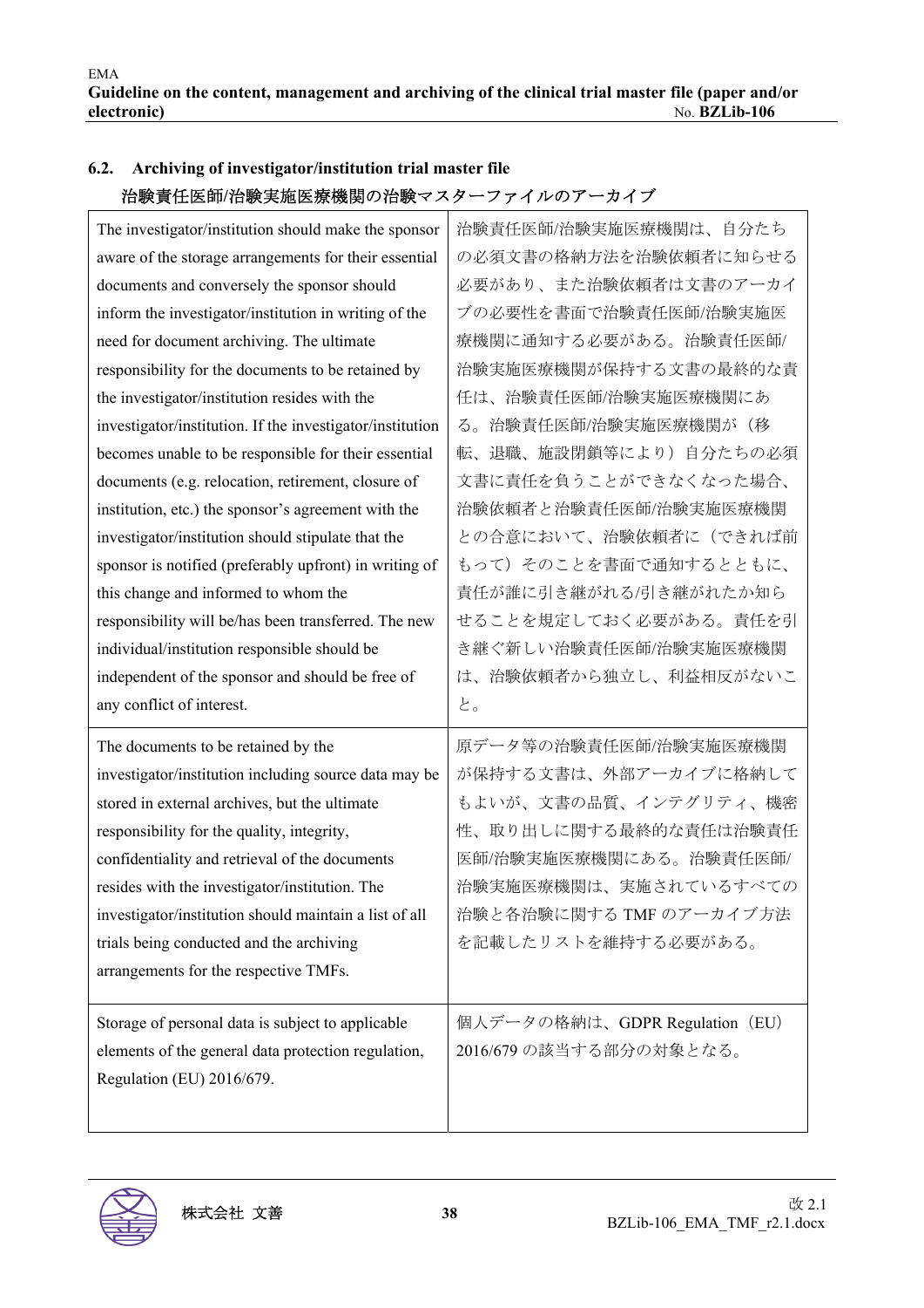## 6.2. Archiving of investigator/institution trial master file

## 治験責任医師/治験実施医療機関の治験マスターファイルのアーカイブ

| | |
|---|---|
| The investigator/institution should make the sponsor aware of the storage arrangements for their essential documents and conversely the sponsor should inform the investigator/institution in writing of the need for document archiving. The ultimate responsibility for the documents to be retained by the investigator/institution resides with the investigator/institution. If the investigator/institution becomes unable to be responsible for their essential documents (e.g. relocation, retirement, closure of institution, etc.) the sponsor's agreement with the investigator/institution should stipulate that the sponsor is notified (preferably upfront) in writing of this change and informed to whom the responsibility will be/has been transferred. The new individual/institution responsible should be independent of the sponsor and should be free of any conflict of interest. | 治験責任医師/治験実施医療機関は、自分たちの必須文書の格納方法を治験依頼者に知らせる必要があり、また治験依頼者は文書のアーカイブの必要性を書面で治験責任医師/治験実施医療機関に通知する必要がある。治験責任医師/治験実施医療機関が保持する文書の最終的な責任は、治験責任医師/治験実施医療機関にある。治験責任医師/治験実施医療機関が（移転、退職、施設閉鎖等により）自分たちの必須文書に責任を負うことができなくなった場合、治験依頼者と治験責任医師/治験実施医療機関との合意において、治験依頼者に（できれば前もって）そのことを書面で通知するとともに、責任が誰に引き継がれる/引き継がれたか知らせることを規定しておく必要がある。責任を引き継ぐ新しい治験責任医師/治験実施医療機関は、治験依頼者から独立し、利益相反がないこと。 |
| The documents to be retained by the investigator/institution including source data may be stored in external archives, but the ultimate responsibility for the quality, integrity, confidentiality and retrieval of the documents resides with the investigator/institution. The investigator/institution should maintain a list of all trials being conducted and the archiving arrangements for the respective TMFs. | 原データ等の治験責任医師/治験実施医療機関が保持する文書は、外部アーカイブに格納してもよいが、文書の品質、インテグリティ、機密性、取り出しに関する最終的な責任は治験責任医師/治験実施医療機関にある。治験責任医師/治験実施医療機関は、実施されているすべての治験と各治験に関する TMF のアーカイブ方法を記載したリストを維持する必要がある。 |
| Storage of personal data is subject to applicable elements of the general data protection regulation, Regulation (EU) 2016/679. | 個人データの格納は、GDPR Regulation（EU）2016/679 の該当する部分の対象となる。 |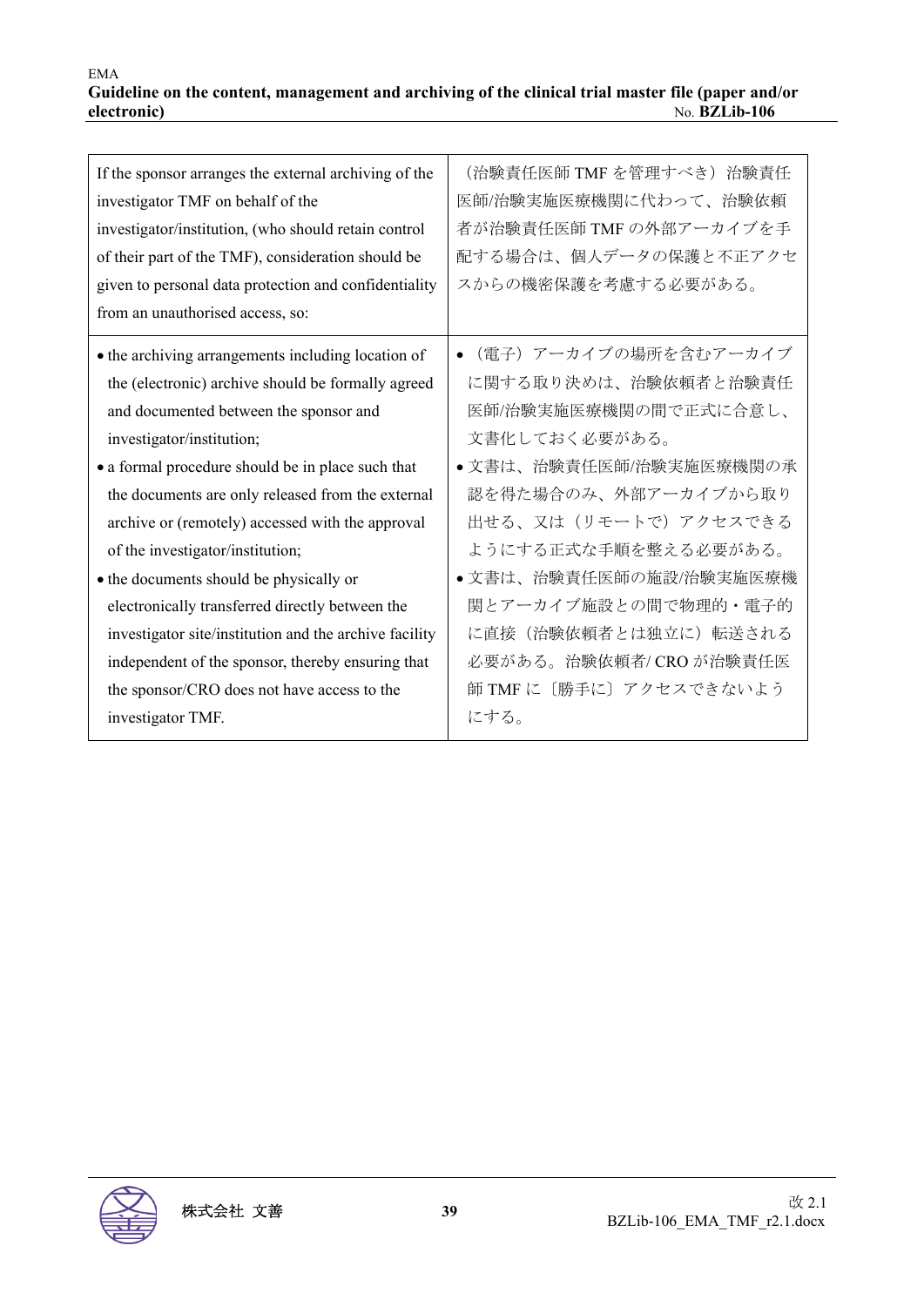| If the sponsor arranges the external archiving of the investigator TMF on behalf of the investigator/institution, (who should retain control of their part of the TMF), consideration should be given to personal data protection and confidentiality from an unauthorised access, so: | （治験責任医師 TMF を管理すべき）治験責任医師/治験実施医療機関に代わって、治験依頼者が治験責任医師 TMF の外部アーカイブを手配する場合は、個人データの保護と不正アクセスからの機密保護を考慮する必要がある。 |
|---|---|
| • the archiving arrangements including location of the (electronic) archive should be formally agreed and documented between the sponsor and investigator/institution;<br>• a formal procedure should be in place such that the documents are only released from the external archive or (remotely) accessed with the approval of the investigator/institution;<br>• the documents should be physically or electronically transferred directly between the investigator site/institution and the archive facility independent of the sponsor, thereby ensuring that the sponsor/CRO does not have access to the investigator TMF. | • （電子）アーカイブの場所を含むアーカイブに関する取り決めは、治験依頼者と治験責任医師/治験実施医療機関の間で正式に合意し、文書化しておく必要がある。<br>• 文書は、治験責任医師/治験実施医療機関の承認を得た場合のみ、外部アーカイブから取り出せる、又は（リモートで）アクセスできるようにする正式な手順を整える必要がある。<br>• 文書は、治験責任医師の施設/治験実施医療機関とアーカイブ施設との間で物理的・電子的に直接（治験依頼者とは独立に）転送される必要がある。治験依頼者/ CRO が治験責任医師 TMF に〔勝手に〕アクセスできないようにする。 |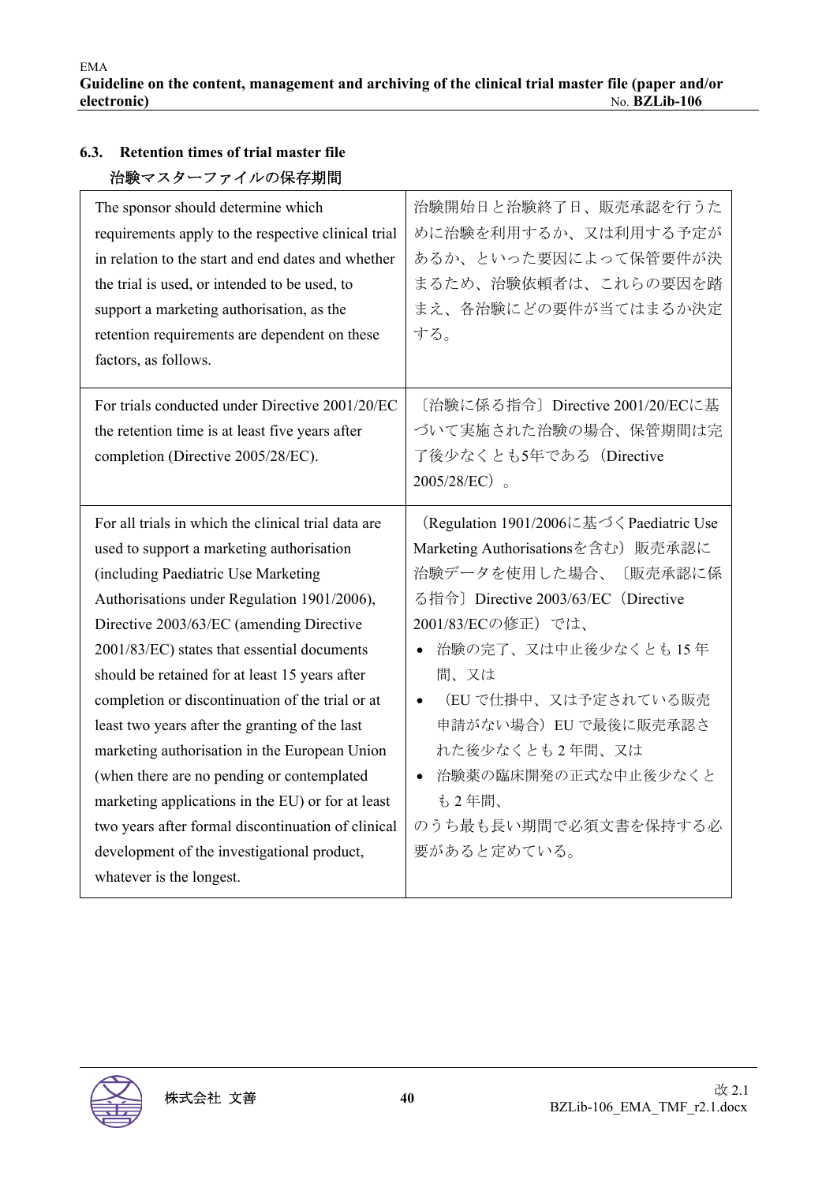## 6.3. Retention times of trial master file

治験マスターファイルの保存期間

| The sponsor should determine which requirements apply to the respective clinical trial in relation to the start and end dates and whether the trial is used, or intended to be used, to support a marketing authorisation, as the retention requirements are dependent on these factors, as follows. | 治験開始日と治験終了日、販売承認を行うために治験を利用するか、又は利用する予定があるか、といった要因によって保管要件が決まるため、治験依頼者は、これらの要因を踏まえ、各治験にどの要件が当てはまるか決定する。 |
|---|---|
| For trials conducted under Directive 2001/20/EC the retention time is at least five years after completion (Directive 2005/28/EC). | 〔治験に係る指令〕Directive 2001/20/ECに基づいて実施された治験の場合、保管期間は完了後少なくとも5年である（Directive 2005/28/EC）。 |
| For all trials in which the clinical trial data are used to support a marketing authorisation (including Paediatric Use Marketing Authorisations under Regulation 1901/2006), Directive 2003/63/EC (amending Directive 2001/83/EC) states that essential documents should be retained for at least 15 years after completion or discontinuation of the trial or at least two years after the granting of the last marketing authorisation in the European Union (when there are no pending or contemplated marketing applications in the EU) or for at least two years after formal discontinuation of clinical development of the investigational product, whatever is the longest. | （Regulation 1901/2006に基づくPaediatric Use Marketing Authorisationsを含む）販売承認に治験データを使用した場合、〔販売承認に係る指令〕Directive 2003/63/EC（Directive 2001/83/ECの修正）では、<br>• 治験の完了、又は中止後少なくとも 15 年間、又は<br>• （EU で仕掛中、又は予定されている販売申請がない場合）EU で最後に販売承認された後少なくとも 2 年間、又は<br>• 治験薬の臨床開発の正式な中止後少なくとも 2 年間、<br>のうち最も長い期間で必須文書を保持する必要があると定めている。 |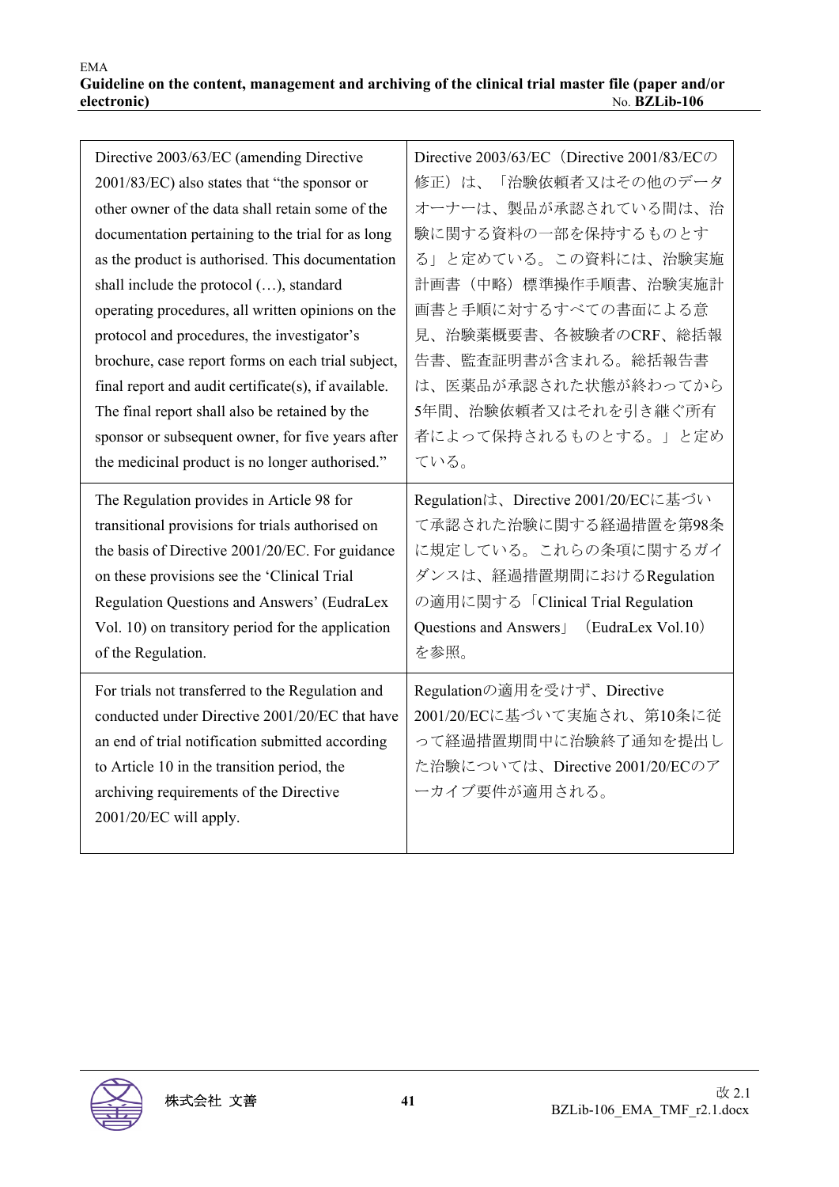| | |
|---|---|
| Directive 2003/63/EC (amending Directive 2001/83/EC) also states that "the sponsor or other owner of the data shall retain some of the documentation pertaining to the trial for as long as the product is authorised. This documentation shall include the protocol (…), standard operating procedures, all written opinions on the protocol and procedures, the investigator's brochure, case report forms on each trial subject, final report and audit certificate(s), if available. The final report shall also be retained by the sponsor or subsequent owner, for five years after the medicinal product is no longer authorised." | Directive 2003/63/EC（Directive 2001/83/ECの修正）は、「治験依頼者又はその他のデータオーナーは、製品が承認されている間は、治験に関する資料の一部を保持するものとする」と定めている。この資料には、治験実施計画書（中略）標準操作手順書、治験実施計画書と手順に対するすべての書面による意見、治験薬概要書、各被験者のCRF、総括報告書、監査証明書が含まれる。総括報告書は、医薬品が承認された状態が終わってから5年間、治験依頼者又はそれを引き継ぐ所有者によって保持されるものとする。」と定めている。 |
| The Regulation provides in Article 98 for transitional provisions for trials authorised on the basis of Directive 2001/20/EC. For guidance on these provisions see the 'Clinical Trial Regulation Questions and Answers' (EudraLex Vol. 10) on transitory period for the application of the Regulation. | Regulationは、Directive 2001/20/ECに基づいて承認された治験に関する経過措置を第98条に規定している。これらの条項に関するガイダンスは、経過措置期間におけるRegulationの適用に関する「Clinical Trial Regulation Questions and Answers」（EudraLex Vol.10）を参照。 |
| For trials not transferred to the Regulation and conducted under Directive 2001/20/EC that have an end of trial notification submitted according to Article 10 in the transition period, the archiving requirements of the Directive 2001/20/EC will apply. | Regulationの適用を受けず、Directive 2001/20/ECに基づいて実施され、第10条に従って経過措置期間中に治験終了通知を提出した治験については、Directive 2001/20/ECのアーカイブ要件が適用される。 |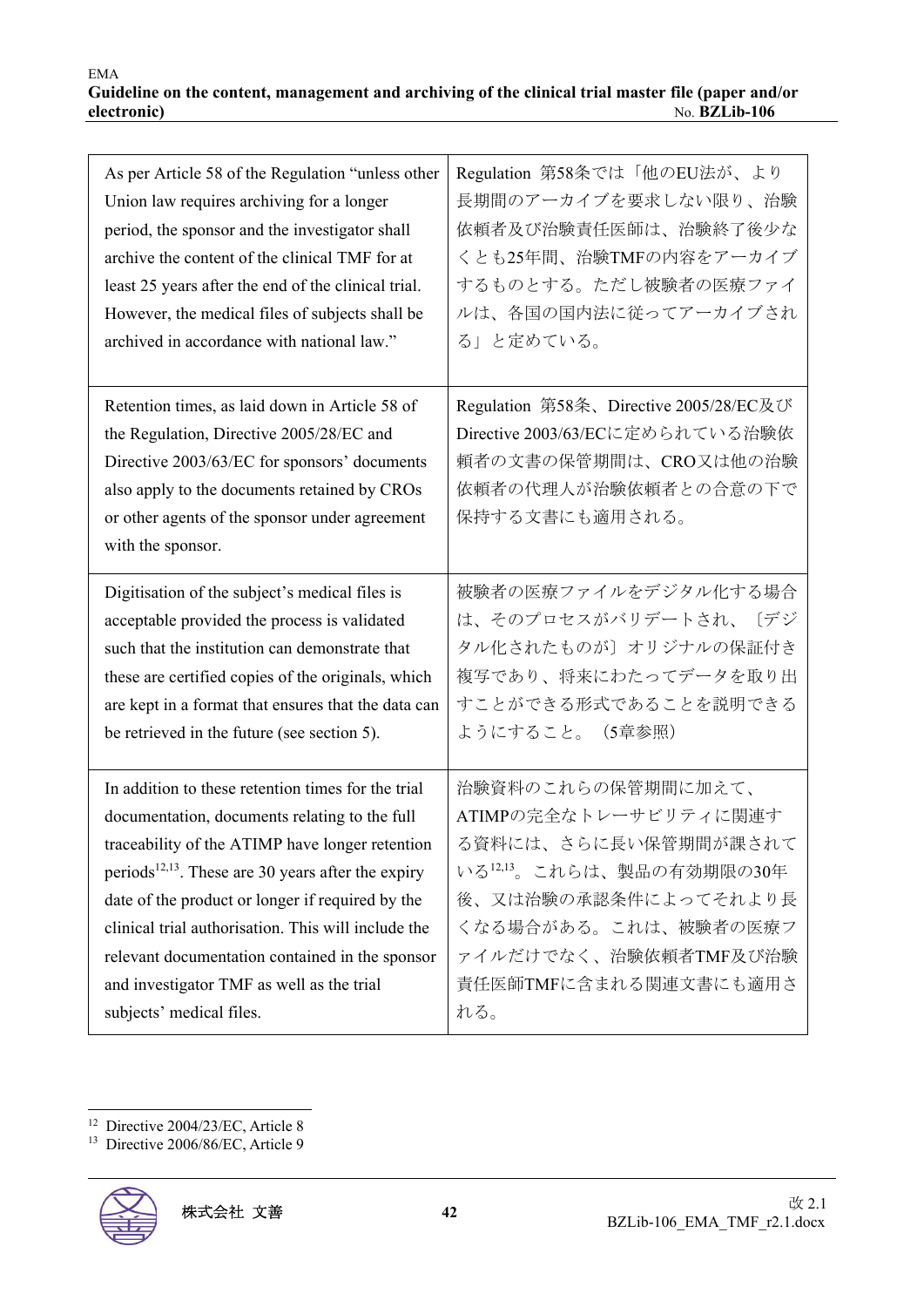| As per Article 58 of the Regulation “unless other Union law requires archiving for a longer period, the sponsor and the investigator shall archive the content of the clinical TMF for at least 25 years after the end of the clinical trial. However, the medical files of subjects shall be archived in accordance with national law.” | Regulation 第58条では「他のEU法が、より長期間のアーカイブを要求しない限り、治験依頼者及び治験責任医師は、治験終了後少なくとも25年間、治験TMFの内容をアーカイブするものとする。ただし被験者の医療ファイルは、各国の国内法に従ってアーカイブされる」と定めている。 |
|---|---|
| Retention times, as laid down in Article 58 of the Regulation, Directive 2005/28/EC and Directive 2003/63/EC for sponsors' documents also apply to the documents retained by CROs or other agents of the sponsor under agreement with the sponsor. | Regulation 第58条、Directive 2005/28/EC及びDirective 2003/63/ECに定められている治験依頼者の文書の保管期間は、CRO又は他の治験依頼者の代理人が治験依頼者との合意の下で保持する文書にも適用される。 |
| Digitisation of the subject's medical files is acceptable provided the process is validated such that the institution can demonstrate that these are certified copies of the originals, which are kept in a format that ensures that the data can be retrieved in the future (see section 5). | 被験者の医療ファイルをデジタル化する場合は、そのプロセスがバリデートされ、〔デジタル化されたものが〕オリジナルの保証付き複写であり、将来にわたってデータを取り出すことができる形式であることを説明できるようにすること。（5章参照） |
| In addition to these retention times for the trial documentation, documents relating to the full traceability of the ATIMP have longer retention periods[12,13]. These are 30 years after the expiry date of the product or longer if required by the clinical trial authorisation. This will include the relevant documentation contained in the sponsor and investigator TMF as well as the trial subjects' medical files. | 治験資料のこれらの保管期間に加えて、ATIMPの完全なトレーサビリティに関連する資料には、さらに長い保管期間が課されている[12,13]。これらは、製品の有効期限の30年後、又は治験の承認条件によってそれより長くなる場合がある。これは、被験者の医療ファイルだけでなく、治験依頼者TMF及び治験責任医師TMFに含まれる関連文書にも適用される。 |

[12] Directive 2004/23/EC, Article 8

[13] Directive 2006/86/EC, Article 9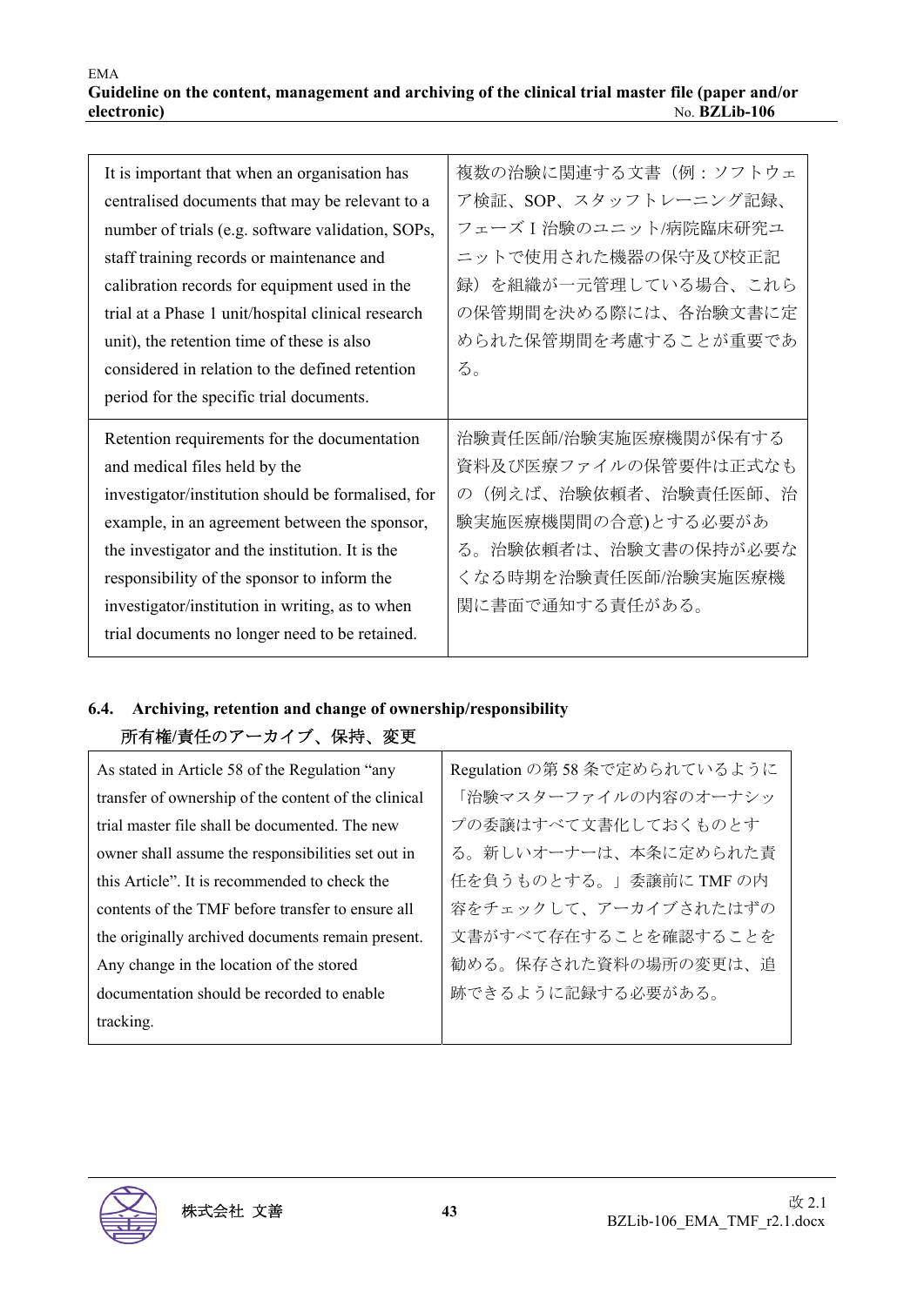| It is important that when an organisation has centralised documents that may be relevant to a number of trials (e.g. software validation, SOPs, staff training records or maintenance and calibration records for equipment used in the trial at a Phase 1 unit/hospital clinical research unit), the retention time of these is also considered in relation to the defined retention period for the specific trial documents. | 複数の治験に関連する文書（例：ソフトウェア検証、SOP、スタッフトレーニング記録、フェーズＩ治験のユニット/病院臨床研究ユニットで使用された機器の保守及び校正記録）を組織が一元管理している場合、これらの保管期間を決める際には、各治験文書に定められた保管期間を考慮することが重要である。 |
|---|---|
| Retention requirements for the documentation and medical files held by the investigator/institution should be formalised, for example, in an agreement between the sponsor, the investigator and the institution. It is the responsibility of the sponsor to inform the investigator/institution in writing, as to when trial documents no longer need to be retained. | 治験責任医師/治験実施医療機関が保有する資料及び医療ファイルの保管要件は正式なもの（例えば、治験依頼者、治験責任医師、治験実施医療機関間の合意)とする必要がある。治験依頼者は、治験文書の保持が必要なくなる時期を治験責任医師/治験実施医療機関に書面で通知する責任がある。 |

### 6.4. Archiving, retention and change of ownership/responsibility 所有権/責任のアーカイブ、保持、変更

| As stated in Article 58 of the Regulation "any transfer of ownership of the content of the clinical trial master file shall be documented. The new owner shall assume the responsibilities set out in this Article". It is recommended to check the contents of the TMF before transfer to ensure all the originally archived documents remain present. Any change in the location of the stored documentation should be recorded to enable tracking. | Regulation の第 58 条で定められているように「治験マスターファイルの内容のオーナシップの委譲はすべて文書化しておくものとする。新しいオーナーは、本条に定められた責任を負うものとする。」委譲前に TMF の内容をチェックして、アーカイブされたはずの文書がすべて存在することを確認することを勧める。保存された資料の場所の変更は、追跡できるように記録する必要がある。 |
|---|---|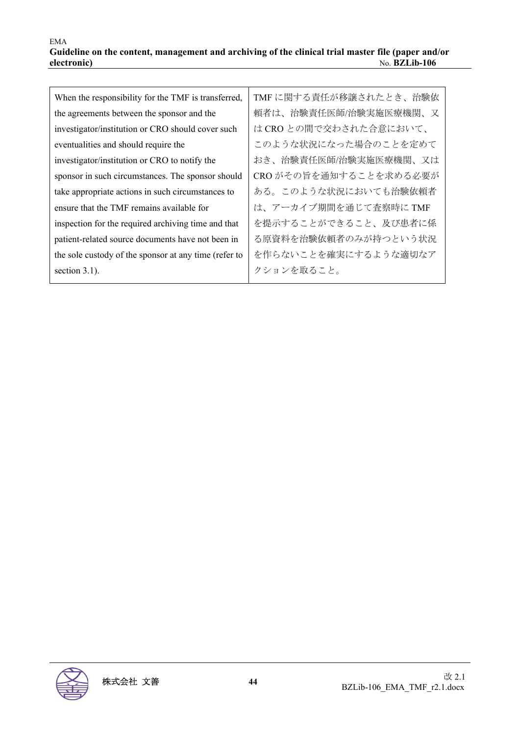| When the responsibility for the TMF is transferred, the agreements between the sponsor and the investigator/institution or CRO should cover such eventualities and should require the investigator/institution or CRO to notify the sponsor in such circumstances. The sponsor should take appropriate actions in such circumstances to ensure that the TMF remains available for inspection for the required archiving time and that patient-related source documents have not been in the sole custody of the sponsor at any time (refer to section 3.1). | TMF に関する責任が移譲されたとき、治験依頼者は、治験責任医師/治験実施医療機関、又は CRO との間で交わされた合意において、このような状況になった場合のことを定めておき、治験責任医師/治験実施医療機関、又は CRO がその旨を通知することを求める必要がある。このような状況においても治験依頼者は、アーカイブ期間を通じて査察時に TMF を提示することができること、及び患者に係る原資料を治験依頼者のみが持つという状況を作らないことを確実にするような適切なアクションを取ること。 |
|---|---|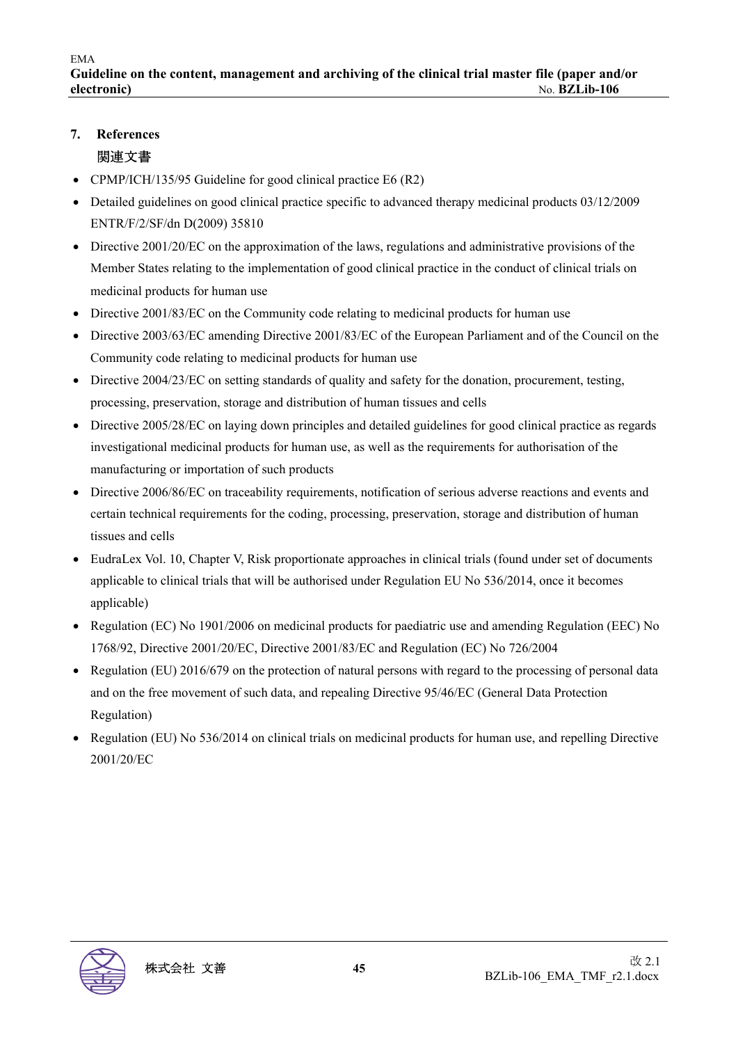## 7. References

関連文書

- CPMP/ICH/135/95 Guideline for good clinical practice E6 (R2)
- Detailed guidelines on good clinical practice specific to advanced therapy medicinal products 03/12/2009 ENTR/F/2/SF/dn D(2009) 35810
- Directive 2001/20/EC on the approximation of the laws, regulations and administrative provisions of the Member States relating to the implementation of good clinical practice in the conduct of clinical trials on medicinal products for human use
- Directive 2001/83/EC on the Community code relating to medicinal products for human use
- Directive 2003/63/EC amending Directive 2001/83/EC of the European Parliament and of the Council on the Community code relating to medicinal products for human use
- Directive 2004/23/EC on setting standards of quality and safety for the donation, procurement, testing, processing, preservation, storage and distribution of human tissues and cells
- Directive 2005/28/EC on laying down principles and detailed guidelines for good clinical practice as regards investigational medicinal products for human use, as well as the requirements for authorisation of the manufacturing or importation of such products
- Directive 2006/86/EC on traceability requirements, notification of serious adverse reactions and events and certain technical requirements for the coding, processing, preservation, storage and distribution of human tissues and cells
- EudraLex Vol. 10, Chapter V, Risk proportionate approaches in clinical trials (found under set of documents applicable to clinical trials that will be authorised under Regulation EU No 536/2014, once it becomes applicable)
- Regulation (EC) No 1901/2006 on medicinal products for paediatric use and amending Regulation (EEC) No 1768/92, Directive 2001/20/EC, Directive 2001/83/EC and Regulation (EC) No 726/2004
- Regulation (EU) 2016/679 on the protection of natural persons with regard to the processing of personal data and on the free movement of such data, and repealing Directive 95/46/EC (General Data Protection Regulation)
- Regulation (EU) No 536/2014 on clinical trials on medicinal products for human use, and repelling Directive 2001/20/EC